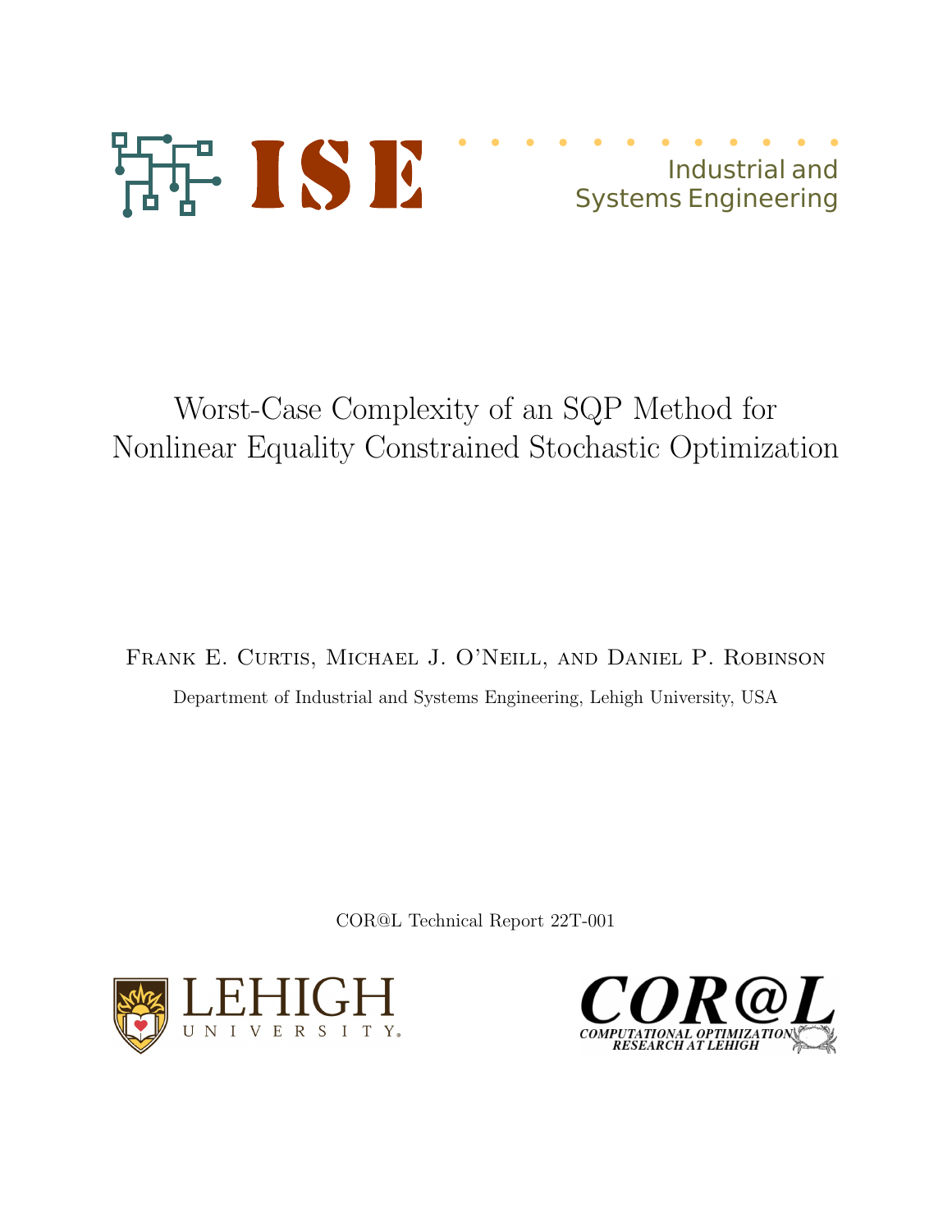ISE

Industrial and Systems Engineering

# Worst-Case Complexity of an SQP Method for Nonlinear Equality Constrained Stochastic Optimization

Frank E. Curtis, Michael J. O'Neill, and Daniel P. Robinson

Department of Industrial and Systems Engineering, Lehigh University, USA

COR@L Technical Report 22T-001

LEHIGH UNIVERSITY

COR@L COMPUTATIONAL OPTIMIZATION RESEARCH AT LEHIGH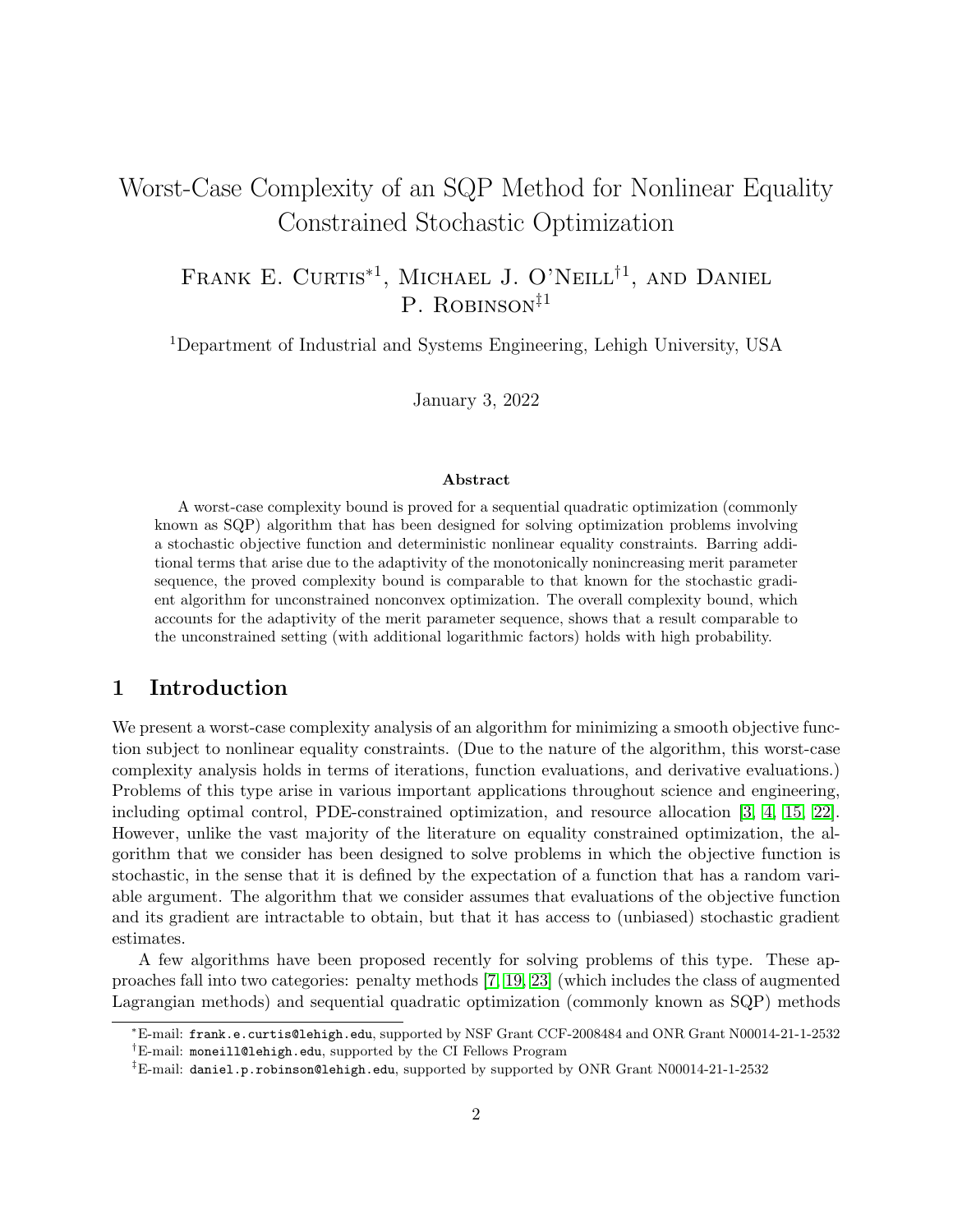# Worst-Case Complexity of an SQP Method for Nonlinear Equality Constrained Stochastic Optimization

Frank E. Curtis*[1], Michael J. O'Neill†[1], and Daniel P. Robinson‡[1]

[1]Department of Industrial and Systems Engineering, Lehigh University, USA

January 3, 2022

### Abstract

A worst-case complexity bound is proved for a sequential quadratic optimization (commonly known as SQP) algorithm that has been designed for solving optimization problems involving a stochastic objective function and deterministic nonlinear equality constraints. Barring additional terms that arise due to the adaptivity of the monotonically nonincreasing merit parameter sequence, the proved complexity bound is comparable to that known for the stochastic gradient algorithm for unconstrained nonconvex optimization. The overall complexity bound, which accounts for the adaptivity of the merit parameter sequence, shows that a result comparable to the unconstrained setting (with additional logarithmic factors) holds with high probability.

## 1 Introduction

We present a worst-case complexity analysis of an algorithm for minimizing a smooth objective function subject to nonlinear equality constraints. (Due to the nature of the algorithm, this worst-case complexity analysis holds in terms of iterations, function evaluations, and derivative evaluations.) Problems of this type arise in various important applications throughout science and engineering, including optimal control, PDE-constrained optimization, and resource allocation [3, 4, 15, 22]. However, unlike the vast majority of the literature on equality constrained optimization, the algorithm that we consider has been designed to solve problems in which the objective function is stochastic, in the sense that it is defined by the expectation of a function that has a random variable argument. The algorithm that we consider assumes that evaluations of the objective function and its gradient are intractable to obtain, but that it has access to (unbiased) stochastic gradient estimates.

A few algorithms have been proposed recently for solving problems of this type. These approaches fall into two categories: penalty methods [7, 19, 23] (which includes the class of augmented Lagrangian methods) and sequential quadratic optimization (commonly known as SQP) methods

*E-mail: frank.e.curtis@lehigh.edu, supported by NSF Grant CCF-2008484 and ONR Grant N00014-21-1-2532

†E-mail: moneill@lehigh.edu, supported by the CI Fellows Program

‡E-mail: daniel.p.robinson@lehigh.edu, supported by supported by ONR Grant N00014-21-1-2532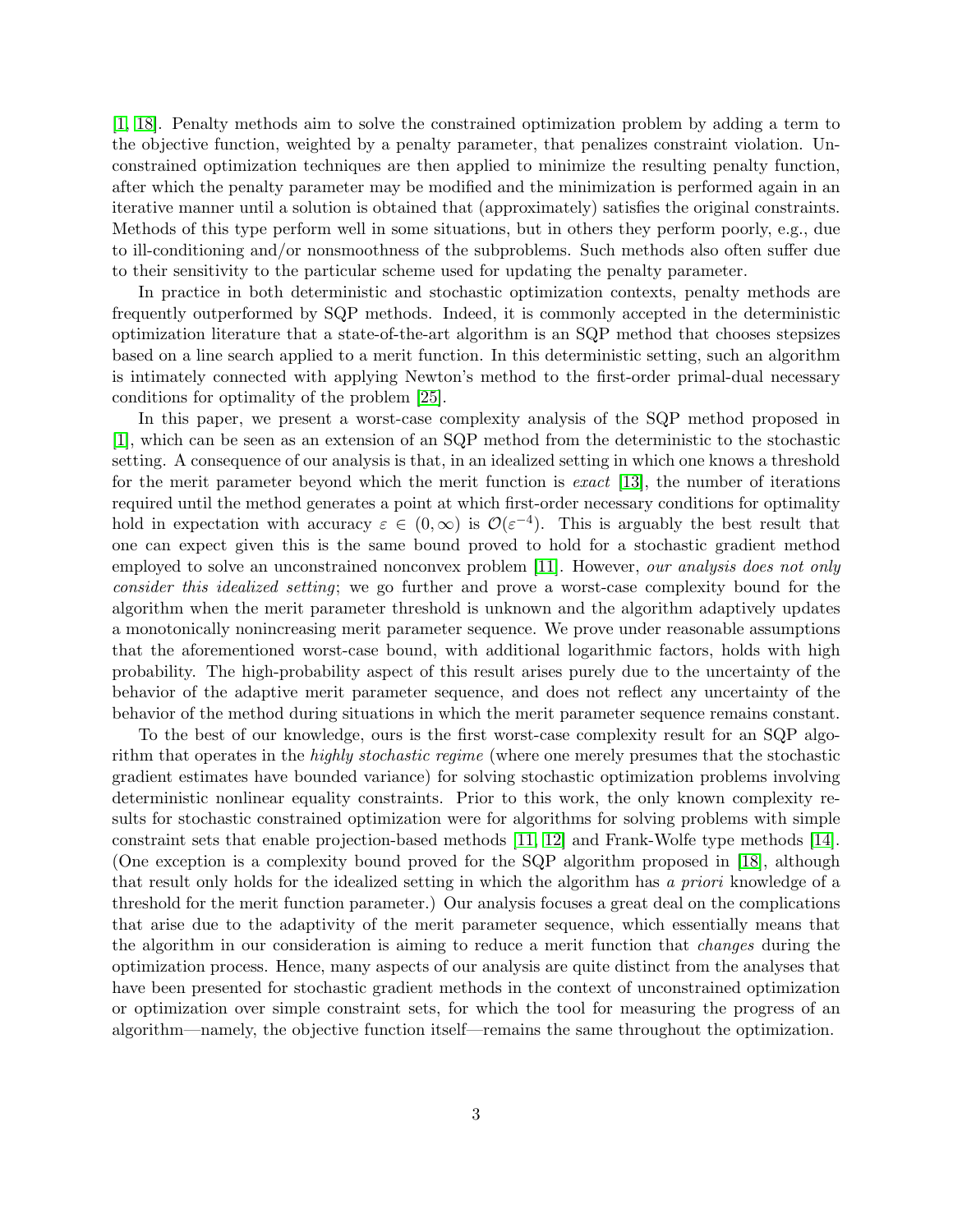[1, 18]. Penalty methods aim to solve the constrained optimization problem by adding a term to the objective function, weighted by a penalty parameter, that penalizes constraint violation. Unconstrained optimization techniques are then applied to minimize the resulting penalty function, after which the penalty parameter may be modified and the minimization is performed again in an iterative manner until a solution is obtained that (approximately) satisfies the original constraints. Methods of this type perform well in some situations, but in others they perform poorly, e.g., due to ill-conditioning and/or nonsmoothness of the subproblems. Such methods also often suffer due to their sensitivity to the particular scheme used for updating the penalty parameter.

In practice in both deterministic and stochastic optimization contexts, penalty methods are frequently outperformed by SQP methods. Indeed, it is commonly accepted in the deterministic optimization literature that a state-of-the-art algorithm is an SQP method that chooses stepsizes based on a line search applied to a merit function. In this deterministic setting, such an algorithm is intimately connected with applying Newton's method to the first-order primal-dual necessary conditions for optimality of the problem [25].

In this paper, we present a worst-case complexity analysis of the SQP method proposed in [1], which can be seen as an extension of an SQP method from the deterministic to the stochastic setting. A consequence of our analysis is that, in an idealized setting in which one knows a threshold for the merit parameter beyond which the merit function is *exact* [13], the number of iterations required until the method generates a point at which first-order necessary conditions for optimality hold in expectation with accuracy $\varepsilon \in (0, \infty)$ is $\mathcal{O}(\varepsilon^{-4})$. This is arguably the best result that one can expect given this is the same bound proved to hold for a stochastic gradient method employed to solve an unconstrained nonconvex problem [11]. However, *our analysis does not only consider this idealized setting*; we go further and prove a worst-case complexity bound for the algorithm when the merit parameter threshold is unknown and the algorithm adaptively updates a monotonically nonincreasing merit parameter sequence. We prove under reasonable assumptions that the aforementioned worst-case bound, with additional logarithmic factors, holds with high probability. The high-probability aspect of this result arises purely due to the uncertainty of the behavior of the adaptive merit parameter sequence, and does not reflect any uncertainty of the behavior of the method during situations in which the merit parameter sequence remains constant.

To the best of our knowledge, ours is the first worst-case complexity result for an SQP algorithm that operates in the *highly stochastic regime* (where one merely presumes that the stochastic gradient estimates have bounded variance) for solving stochastic optimization problems involving deterministic nonlinear equality constraints. Prior to this work, the only known complexity results for stochastic constrained optimization were for algorithms for solving problems with simple constraint sets that enable projection-based methods [11, 12] and Frank-Wolfe type methods [14]. (One exception is a complexity bound proved for the SQP algorithm proposed in [18], although that result only holds for the idealized setting in which the algorithm has *a priori* knowledge of a threshold for the merit function parameter.) Our analysis focuses a great deal on the complications that arise due to the adaptivity of the merit parameter sequence, which essentially means that the algorithm in our consideration is aiming to reduce a merit function that *changes* during the optimization process. Hence, many aspects of our analysis are quite distinct from the analyses that have been presented for stochastic gradient methods in the context of unconstrained optimization or optimization over simple constraint sets, for which the tool for measuring the progress of an algorithm—namely, the objective function itself—remains the same throughout the optimization.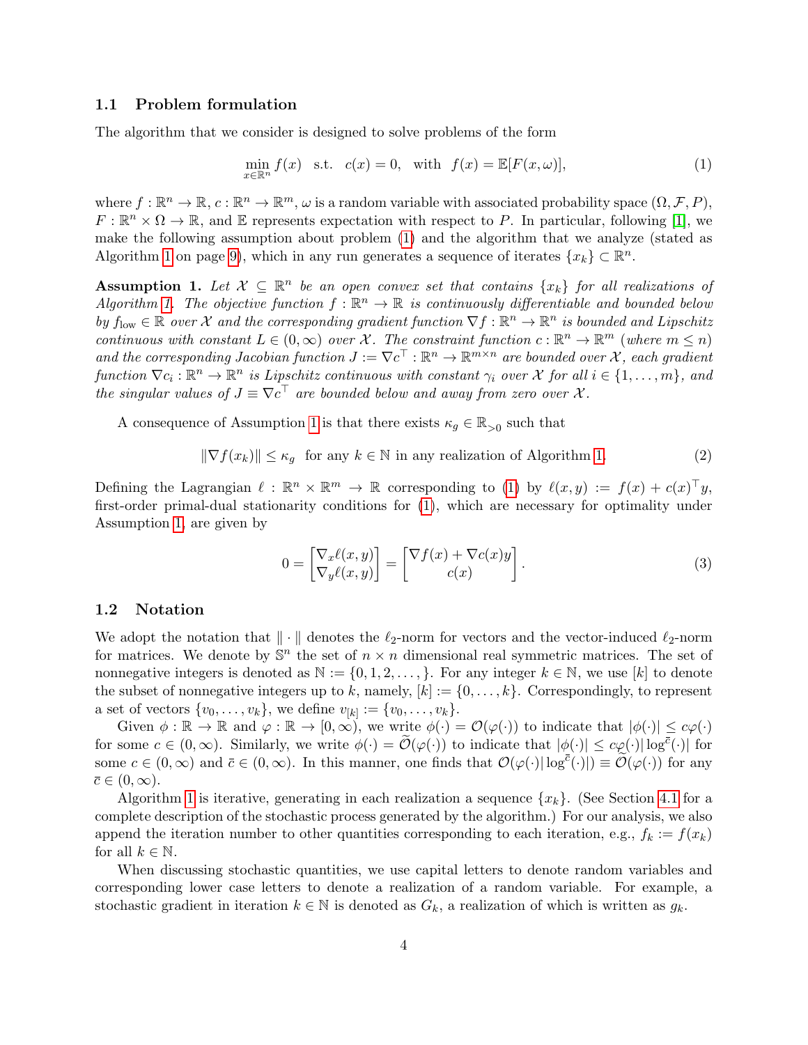### 1.1 Problem formulation

The algorithm that we consider is designed to solve problems of the form

$$\min_{x \in \mathbb{R}^n} f(x) \quad \text{s.t.} \quad c(x) = 0, \quad \text{with} \quad f(x) = \mathbb{E}[F(x, \omega)], \tag{1}$$

where $f : \mathbb{R}^n \to \mathbb{R}$, $c : \mathbb{R}^n \to \mathbb{R}^m$, $\omega$ is a random variable with associated probability space $(\Omega, \mathcal{F}, P)$, $F : \mathbb{R}^n \times \Omega \to \mathbb{R}$, and $\mathbb{E}$ represents expectation with respect to $P$. In particular, following [1], we make the following assumption about problem (1) and the algorithm that we analyze (stated as Algorithm 1 on page 9), which in any run generates a sequence of iterates $\{x_k\} \subset \mathbb{R}^n$.

**Assumption 1.** *Let $\mathcal{X} \subseteq \mathbb{R}^n$ be an open convex set that contains $\{x_k\}$ for all realizations of Algorithm 1. The objective function $f : \mathbb{R}^n \to \mathbb{R}$ is continuously differentiable and bounded below by $f_{\text{low}} \in \mathbb{R}$ over $\mathcal{X}$ and the corresponding gradient function $\nabla f : \mathbb{R}^n \to \mathbb{R}^n$ is bounded and Lipschitz continuous with constant $L \in (0, \infty)$ over $\mathcal{X}$. The constraint function $c : \mathbb{R}^n \to \mathbb{R}^m$ (where $m \leq n$) and the corresponding Jacobian function $J := \nabla c^\top : \mathbb{R}^n \to \mathbb{R}^{m \times n}$ are bounded over $\mathcal{X}$, each gradient function $\nabla c_i : \mathbb{R}^n \to \mathbb{R}^n$ is Lipschitz continuous with constant $\gamma_i$ over $\mathcal{X}$ for all $i \in \{1, \ldots, m\}$, and the singular values of $J \equiv \nabla c^\top$ are bounded below and away from zero over $\mathcal{X}$.*

A consequence of Assumption 1 is that there exists $\kappa_g \in \mathbb{R}_{>0}$ such that

$$\|\nabla f(x_k)\| \leq \kappa_g \quad \text{for any } k \in \mathbb{N} \text{ in any realization of Algorithm 1.} \tag{2}$$

Defining the Lagrangian $\ell : \mathbb{R}^n \times \mathbb{R}^m \to \mathbb{R}$ corresponding to (1) by $\ell(x, y) := f(x) + c(x)^\top y$, first-order primal-dual stationarity conditions for (1), which are necessary for optimality under Assumption 1, are given by

$$0 = \begin{bmatrix} \nabla_x \ell(x, y) \\ \nabla_y \ell(x, y) \end{bmatrix} = \begin{bmatrix} \nabla f(x) + \nabla c(x) y \\ c(x) \end{bmatrix}. \tag{3}$$

### 1.2 Notation

We adopt the notation that $\|\cdot\|$ denotes the $\ell_2$-norm for vectors and the vector-induced $\ell_2$-norm for matrices. We denote by $\mathbb{S}^n$ the set of $n \times n$ dimensional real symmetric matrices. The set of nonnegative integers is denoted as $\mathbb{N} := \{0, 1, 2, \ldots, \}$. For any integer $k \in \mathbb{N}$, we use $[k]$ to denote the subset of nonnegative integers up to $k$, namely, $[k] := \{0, \ldots, k\}$. Correspondingly, to represent a set of vectors $\{v_0, \ldots, v_k\}$, we define $v_{[k]} := \{v_0, \ldots, v_k\}$.

Given $\phi : \mathbb{R} \to \mathbb{R}$ and $\varphi : \mathbb{R} \to [0, \infty)$, we write $\phi(\cdot) = \mathcal{O}(\varphi(\cdot))$ to indicate that $|\phi(\cdot)| \leq c\varphi(\cdot)$ for some $c \in (0, \infty)$. Similarly, we write $\phi(\cdot) = \widetilde{\mathcal{O}}(\varphi(\cdot))$ to indicate that $|\phi(\cdot)| \leq c\varphi(\cdot)|\log^{\bar{c}}(\cdot)|$ for some $c \in (0, \infty)$ and $\bar{c} \in (0, \infty)$. In this manner, one finds that $\mathcal{O}(\varphi(\cdot)|\log^{\bar{c}}(\cdot)|) \equiv \widetilde{\mathcal{O}}(\varphi(\cdot))$ for any $\bar{c} \in (0, \infty)$.

Algorithm 1 is iterative, generating in each realization a sequence $\{x_k\}$. (See Section 4.1 for a complete description of the stochastic process generated by the algorithm.) For our analysis, we also append the iteration number to other quantities corresponding to each iteration, e.g., $f_k := f(x_k)$ for all $k \in \mathbb{N}$.

When discussing stochastic quantities, we use capital letters to denote random variables and corresponding lower case letters to denote a realization of a random variable. For example, a stochastic gradient in iteration $k \in \mathbb{N}$ is denoted as $G_k$, a realization of which is written as $g_k$.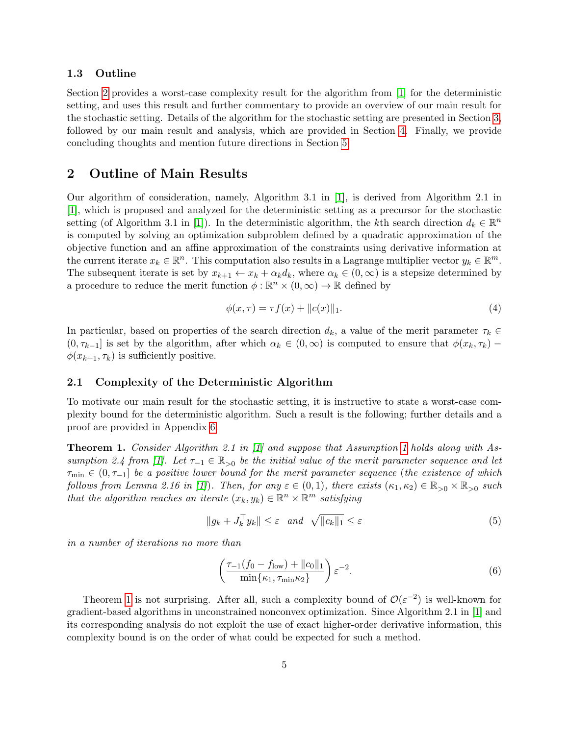### 1.3 Outline

Section 2 provides a worst-case complexity result for the algorithm from [1] for the deterministic setting, and uses this result and further commentary to provide an overview of our main result for the stochastic setting. Details of the algorithm for the stochastic setting are presented in Section 3, followed by our main result and analysis, which are provided in Section 4. Finally, we provide concluding thoughts and mention future directions in Section 5.

## 2 Outline of Main Results

Our algorithm of consideration, namely, Algorithm 3.1 in [1], is derived from Algorithm 2.1 in [1], which is proposed and analyzed for the deterministic setting as a precursor for the stochastic setting (of Algorithm 3.1 in [1]). In the deterministic algorithm, the $k$th search direction $d_k \in \mathbb{R}^n$ is computed by solving an optimization subproblem defined by a quadratic approximation of the objective function and an affine approximation of the constraints using derivative information at the current iterate $x_k \in \mathbb{R}^n$. This computation also results in a Lagrange multiplier vector $y_k \in \mathbb{R}^m$. The subsequent iterate is set by $x_{k+1} \leftarrow x_k + \alpha_k d_k$, where $\alpha_k \in (0, \infty)$ is a stepsize determined by a procedure to reduce the merit function $\phi : \mathbb{R}^n \times (0, \infty) \to \mathbb{R}$ defined by

$$\phi(x, \tau) = \tau f(x) + \|c(x)\|_1. \tag{4}$$

In particular, based on properties of the search direction $d_k$, a value of the merit parameter $\tau_k \in (0, \tau_{k-1}]$ is set by the algorithm, after which $\alpha_k \in (0, \infty)$ is computed to ensure that $\phi(x_k, \tau_k) - \phi(x_{k+1}, \tau_k)$ is sufficiently positive.

### 2.1 Complexity of the Deterministic Algorithm

To motivate our main result for the stochastic setting, it is instructive to state a worst-case complexity bound for the deterministic algorithm. Such a result is the following; further details and a proof are provided in Appendix 6.

**Theorem 1.** *Consider Algorithm 2.1 in [1] and suppose that Assumption 1 holds along with Assumption 2.4 from [1]. Let $\tau_{-1} \in \mathbb{R}_{>0}$ be the initial value of the merit parameter sequence and let $\tau_{\min} \in (0, \tau_{-1}]$ be a positive lower bound for the merit parameter sequence (the existence of which follows from Lemma 2.16 in [1]). Then, for any $\varepsilon \in (0, 1)$, there exists $(\kappa_1, \kappa_2) \in \mathbb{R}_{>0} \times \mathbb{R}_{>0}$ such that the algorithm reaches an iterate $(x_k, y_k) \in \mathbb{R}^n \times \mathbb{R}^m$ satisfying*

$$\|g_k + J_k^\top y_k\| \leq \varepsilon \quad \text{and} \quad \sqrt{\|c_k\|_1} \leq \varepsilon \tag{5}$$

*in a number of iterations no more than*

$$\left( \frac{\tau_{-1}(f_0 - f_{\text{low}}) + \|c_0\|_1}{\min\{\kappa_1, \tau_{\min}\kappa_2\}} \right) \varepsilon^{-2}. \tag{6}$$

Theorem 1 is not surprising. After all, such a complexity bound of $\mathcal{O}(\varepsilon^{-2})$ is well-known for gradient-based algorithms in unconstrained nonconvex optimization. Since Algorithm 2.1 in [1] and its corresponding analysis do not exploit the use of exact higher-order derivative information, this complexity bound is on the order of what could be expected for such a method.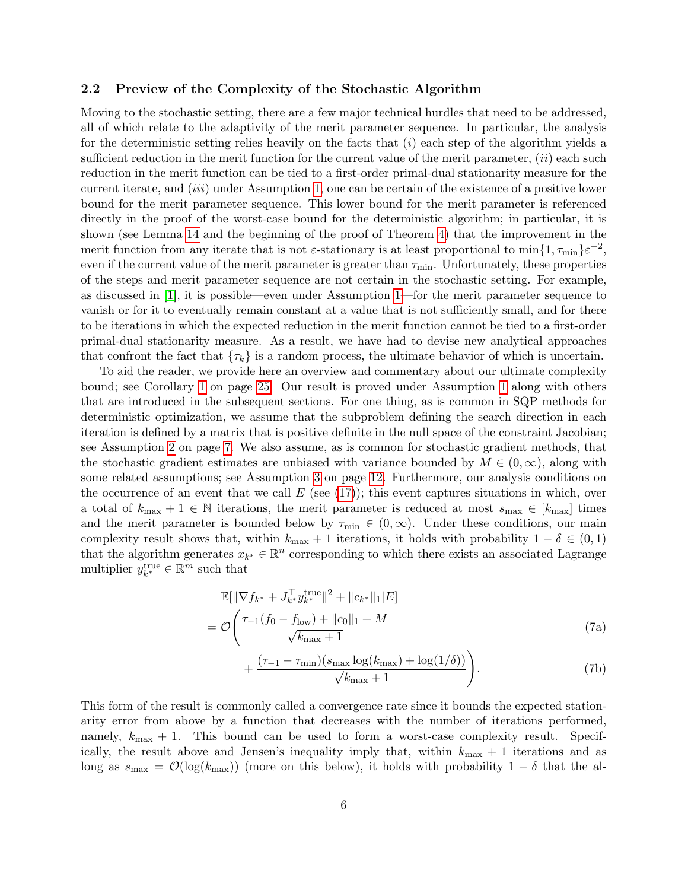### 2.2 Preview of the Complexity of the Stochastic Algorithm

Moving to the stochastic setting, there are a few major technical hurdles that need to be addressed, all of which relate to the adaptivity of the merit parameter sequence. In particular, the analysis for the deterministic setting relies heavily on the facts that $(i)$ each step of the algorithm yields a sufficient reduction in the merit function for the current value of the merit parameter, $(ii)$ each such reduction in the merit function can be tied to a first-order primal-dual stationarity measure for the current iterate, and $(iii)$ under Assumption 1, one can be certain of the existence of a positive lower bound for the merit parameter sequence. This lower bound for the merit parameter is referenced directly in the proof of the worst-case bound for the deterministic algorithm; in particular, it is shown (see Lemma 14 and the beginning of the proof of Theorem 4) that the improvement in the merit function from any iterate that is not $\varepsilon$-stationary is at least proportional to $\min\{1, \tau_{\min}\}\varepsilon^{-2}$, even if the current value of the merit parameter is greater than $\tau_{\min}$. Unfortunately, these properties of the steps and merit parameter sequence are not certain in the stochastic setting. For example, as discussed in [1], it is possible—even under Assumption 1—for the merit parameter sequence to vanish or for it to eventually remain constant at a value that is not sufficiently small, and for there to be iterations in which the expected reduction in the merit function cannot be tied to a first-order primal-dual stationarity measure. As a result, we have had to devise new analytical approaches that confront the fact that $\{\tau_k\}$ is a random process, the ultimate behavior of which is uncertain.

To aid the reader, we provide here an overview and commentary about our ultimate complexity bound; see Corollary 1 on page 25. Our result is proved under Assumption 1 along with others that are introduced in the subsequent sections. For one thing, as is common in SQP methods for deterministic optimization, we assume that the subproblem defining the search direction in each iteration is defined by a matrix that is positive definite in the null space of the constraint Jacobian; see Assumption 2 on page 7. We also assume, as is common for stochastic gradient methods, that the stochastic gradient estimates are unbiased with variance bounded by $M \in (0, \infty)$, along with some related assumptions; see Assumption 3 on page 12. Furthermore, our analysis conditions on the occurrence of an event that we call $E$ (see (17)); this event captures situations in which, over a total of $k_{\max} + 1 \in \mathbb{N}$ iterations, the merit parameter is reduced at most $s_{\max} \in [k_{\max}]$ times and the merit parameter is bounded below by $\tau_{\min} \in (0, \infty)$. Under these conditions, our main complexity result shows that, within $k_{\max} + 1$ iterations, it holds with probability $1 - \delta \in (0, 1)$ that the algorithm generates $x_{k^*} \in \mathbb{R}^n$ corresponding to which there exists an associated Lagrange multiplier $y_{k^*}^{\text{true}} \in \mathbb{R}^m$ such that

$$
\begin{aligned}
&\mathbb{E}[\|\nabla f_{k^*} + J_{k^*}^\top y_{k^*}^{\text{true}}\|^2 + \|c_{k^*}\|_1 | E] \\
&= \mathcal{O}\Bigg( \frac{\tau_{-1}(f_0 - f_{\text{low}}) + \|c_0\|_1 + M}{\sqrt{k_{\max} + 1}} \qquad \text{(7a)} \\
&\qquad + \frac{(\tau_{-1} - \tau_{\min})(s_{\max}\log(k_{\max}) + \log(1/\delta))}{\sqrt{k_{\max} + 1}} \Bigg). \qquad \text{(7b)}
\end{aligned}
$$

This form of the result is commonly called a convergence rate since it bounds the expected stationarity error from above by a function that decreases with the number of iterations performed, namely, $k_{\max} + 1$. This bound can be used to form a worst-case complexity result. Specifically, the result above and Jensen's inequality imply that, within $k_{\max} + 1$ iterations and as long as $s_{\max} = \mathcal{O}(\log(k_{\max}))$ (more on this below), it holds with probability $1 - \delta$ that the al-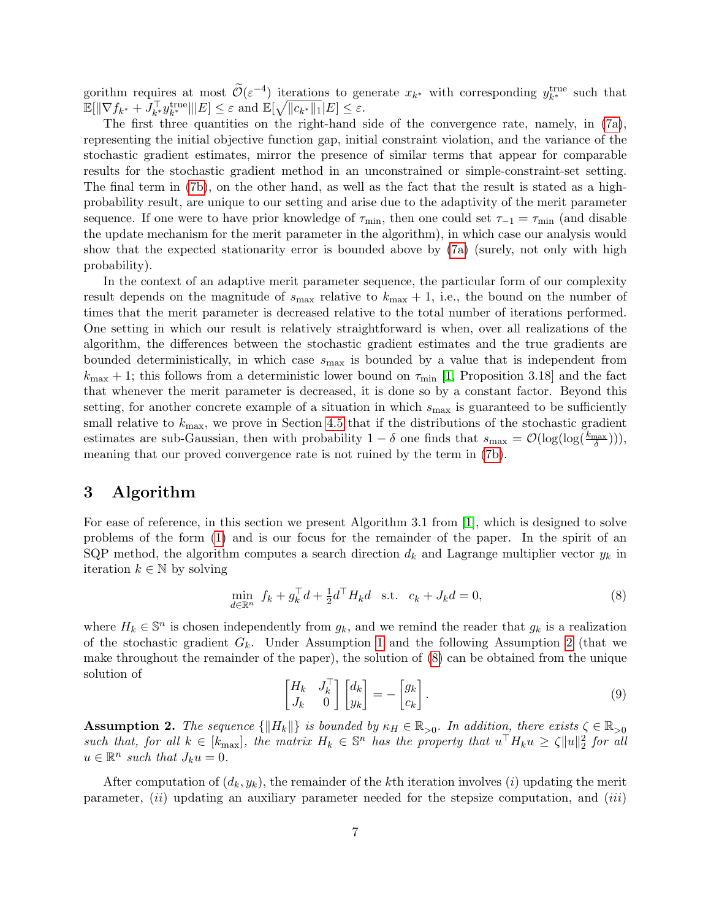gorithm requires at most $\widetilde{\mathcal{O}}(\varepsilon^{-4})$ iterations to generate $x_{k^*}$ with corresponding $y_{k^*}^{\rm true}$ such that $\mathbb{E}[\|\nabla f_{k^*} + J_{k^*}^\top y_{k^*}^{\rm true}\||E] \leq \varepsilon$ and $\mathbb{E}[\sqrt{\|c_{k^*}\|_1}|E] \leq \varepsilon$.

The first three quantities on the right-hand side of the convergence rate, namely, in (7a), representing the initial objective function gap, initial constraint violation, and the variance of the stochastic gradient estimates, mirror the presence of similar terms that appear for comparable results for the stochastic gradient method in an unconstrained or simple-constraint-set setting. The final term in (7b), on the other hand, as well as the fact that the result is stated as a high-probability result, are unique to our setting and arise due to the adaptivity of the merit parameter sequence. If one were to have prior knowledge of $\tau_{\min}$, then one could set $\tau_{-1} = \tau_{\min}$ (and disable the update mechanism for the merit parameter in the algorithm), in which case our analysis would show that the expected stationarity error is bounded above by (7a) (surely, not only with high probability).

In the context of an adaptive merit parameter sequence, the particular form of our complexity result depends on the magnitude of $s_{\max}$ relative to $k_{\max}+1$, i.e., the bound on the number of times that the merit parameter is decreased relative to the total number of iterations performed. One setting in which our result is relatively straightforward is when, over all realizations of the algorithm, the differences between the stochastic gradient estimates and the true gradients are bounded deterministically, in which case $s_{\max}$ is bounded by a value that is independent from $k_{\max}+1$; this follows from a deterministic lower bound on $\tau_{\min}$ [1, Proposition 3.18] and the fact that whenever the merit parameter is decreased, it is done so by a constant factor. Beyond this setting, for another concrete example of a situation in which $s_{\max}$ is guaranteed to be sufficiently small relative to $k_{\max}$, we prove in Section 4.5 that if the distributions of the stochastic gradient estimates are sub-Gaussian, then with probability $1-\delta$ one finds that $s_{\max} = \mathcal{O}(\log(\log(\frac{k_{\max}}{\delta})))$, meaning that our proved convergence rate is not ruined by the term in (7b).

## 3 Algorithm

For ease of reference, in this section we present Algorithm 3.1 from [1], which is designed to solve problems of the form (1) and is our focus for the remainder of the paper. In the spirit of an SQP method, the algorithm computes a search direction $d_k$ and Lagrange multiplier vector $y_k$ in iteration $k \in \mathbb{N}$ by solving

$$\min_{d\in\mathbb{R}^n} \ f_k + g_k^\top d + \tfrac{1}{2} d^\top H_k d \ \ \text{s.t.} \ \ c_k + J_k d = 0, \tag{8}$$

where $H_k \in \mathbb{S}^n$ is chosen independently from $g_k$, and we remind the reader that $g_k$ is a realization of the stochastic gradient $G_k$. Under Assumption 1 and the following Assumption 2 (that we make throughout the remainder of the paper), the solution of (8) can be obtained from the unique solution of

$$\begin{bmatrix} H_k & J_k^\top \\ J_k & 0 \end{bmatrix} \begin{bmatrix} d_k \\ y_k \end{bmatrix} = - \begin{bmatrix} g_k \\ c_k \end{bmatrix}. \tag{9}$$

**Assumption 2.** *The sequence $\{\|H_k\|\}$ is bounded by $\kappa_H \in \mathbb{R}_{>0}$. In addition, there exists $\zeta \in \mathbb{R}_{>0}$ such that, for all $k \in [k_{\max}]$, the matrix $H_k \in \mathbb{S}^n$ has the property that $u^\top H_k u \geq \zeta\|u\|_2^2$ for all $u \in \mathbb{R}^n$ such that $J_k u = 0$.*

After computation of $(d_k, y_k)$, the remainder of the $k$th iteration involves $(i)$ updating the merit parameter, $(ii)$ updating an auxiliary parameter needed for the stepsize computation, and $(iii)$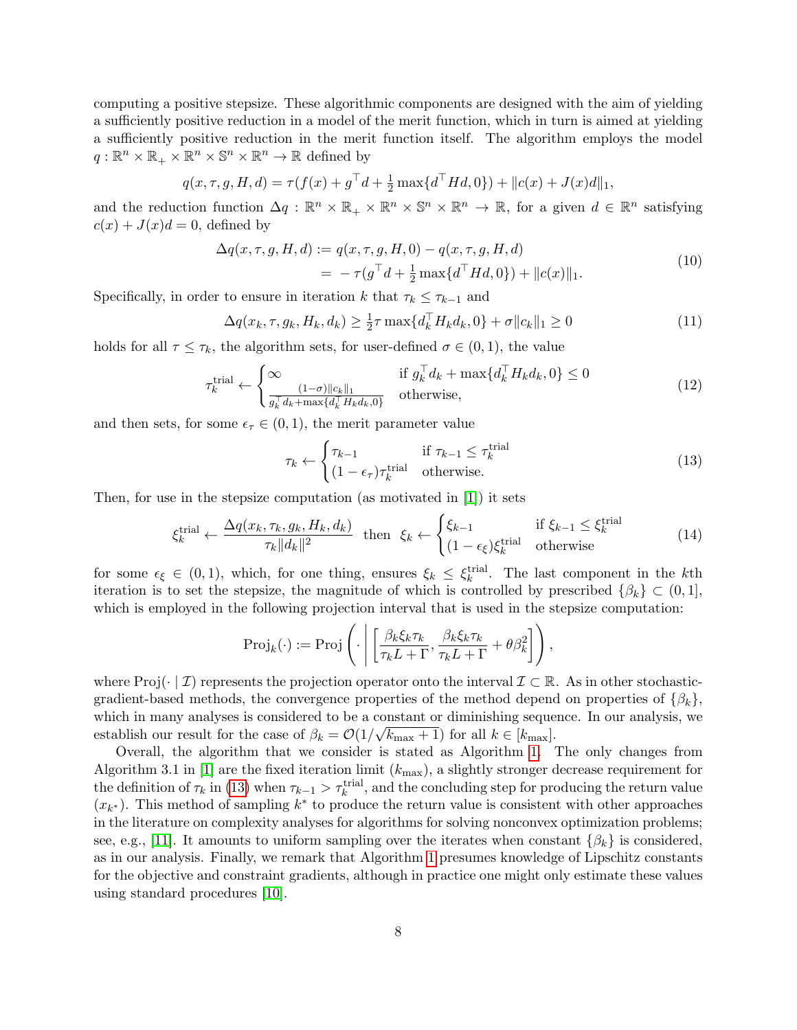computing a positive stepsize. These algorithmic components are designed with the aim of yielding a sufficiently positive reduction in a model of the merit function, which in turn is aimed at yielding a sufficiently positive reduction in the merit function itself. The algorithm employs the model $q : \mathbb{R}^n \times \mathbb{R}_+ \times \mathbb{R}^n \times \mathbb{S}^n \times \mathbb{R}^n \to \mathbb{R}$ defined by

$$q(x, \tau, g, H, d) = \tau(f(x) + g^\top d + \tfrac{1}{2}\max\{d^\top H d, 0\}) + \|c(x) + J(x)d\|_1,$$

and the reduction function $\Delta q : \mathbb{R}^n \times \mathbb{R}_+ \times \mathbb{R}^n \times \mathbb{S}^n \times \mathbb{R}^n \to \mathbb{R}$, for a given $d \in \mathbb{R}^n$ satisfying $c(x) + J(x)d = 0$, defined by

$$\begin{aligned}\Delta q(x, \tau, g, H, d) &:= q(x, \tau, g, H, 0) - q(x, \tau, g, H, d) \\ &= -\tau(g^\top d + \tfrac{1}{2}\max\{d^\top H d, 0\}) + \|c(x)\|_1.\end{aligned} \tag{10}$$

Specifically, in order to ensure in iteration $k$ that $\tau_k \leq \tau_{k-1}$ and

$$\Delta q(x_k, \tau, g_k, H_k, d_k) \geq \tfrac{1}{2}\tau \max\{d_k^\top H_k d_k, 0\} + \sigma\|c_k\|_1 \geq 0 \tag{11}$$

holds for all $\tau \leq \tau_k$, the algorithm sets, for user-defined $\sigma \in (0, 1)$, the value

$$\tau_k^{\text{trial}} \leftarrow \begin{cases} \infty & \text{if } g_k^\top d_k + \max\{d_k^\top H_k d_k, 0\} \leq 0 \\ \frac{(1-\sigma)\|c_k\|_1}{g_k^\top d_k + \max\{d_k^\top H_k d_k, 0\}} & \text{otherwise,} \end{cases} \tag{12}$$

and then sets, for some $\epsilon_\tau \in (0, 1)$, the merit parameter value

$$\tau_k \leftarrow \begin{cases} \tau_{k-1} & \text{if } \tau_{k-1} \leq \tau_k^{\text{trial}} \\ (1 - \epsilon_\tau)\tau_k^{\text{trial}} & \text{otherwise.} \end{cases} \tag{13}$$

Then, for use in the stepsize computation (as motivated in [1]) it sets

$$\xi_k^{\text{trial}} \leftarrow \frac{\Delta q(x_k, \tau_k, g_k, H_k, d_k)}{\tau_k \|d_k\|^2} \quad \text{then} \quad \xi_k \leftarrow \begin{cases} \xi_{k-1} & \text{if } \xi_{k-1} \leq \xi_k^{\text{trial}} \\ (1 - \epsilon_\xi)\xi_k^{\text{trial}} & \text{otherwise} \end{cases} \tag{14}$$

for some $\epsilon_\xi \in (0, 1)$, which, for one thing, ensures $\xi_k \leq \xi_k^{\text{trial}}$. The last component in the $k$th iteration is to set the stepsize, the magnitude of which is controlled by prescribed $\{\beta_k\} \subset (0, 1]$, which is employed in the following projection interval that is used in the stepsize computation:

$$\text{Proj}_k(\cdot) := \text{Proj}\left(\cdot \;\middle|\; \left[\frac{\beta_k \xi_k \tau_k}{\tau_k L + \Gamma}, \frac{\beta_k \xi_k \tau_k}{\tau_k L + \Gamma} + \theta \beta_k^2\right]\right),$$

where $\text{Proj}(\cdot \mid \mathcal{I})$ represents the projection operator onto the interval $\mathcal{I} \subset \mathbb{R}$. As in other stochastic-gradient-based methods, the convergence properties of the method depend on properties of $\{\beta_k\}$, which in many analyses is considered to be a constant or diminishing sequence. In our analysis, we establish our result for the case of $\beta_k = \mathcal{O}(1/\sqrt{k_{\max} + 1})$ for all $k \in [k_{\max}]$.

Overall, the algorithm that we consider is stated as Algorithm 1. The only changes from Algorithm 3.1 in [1] are the fixed iteration limit ($k_{\max}$), a slightly stronger decrease requirement for the definition of $\tau_k$ in (13) when $\tau_{k-1} > \tau_k^{\text{trial}}$, and the concluding step for producing the return value ($x_{k^*}$). This method of sampling $k^*$ to produce the return value is consistent with other approaches in the literature on complexity analyses for algorithms for solving nonconvex optimization problems; see, e.g., [11]. It amounts to uniform sampling over the iterates when constant $\{\beta_k\}$ is considered, as in our analysis. Finally, we remark that Algorithm 1 presumes knowledge of Lipschitz constants for the objective and constraint gradients, although in practice one might only estimate these values using standard procedures [10].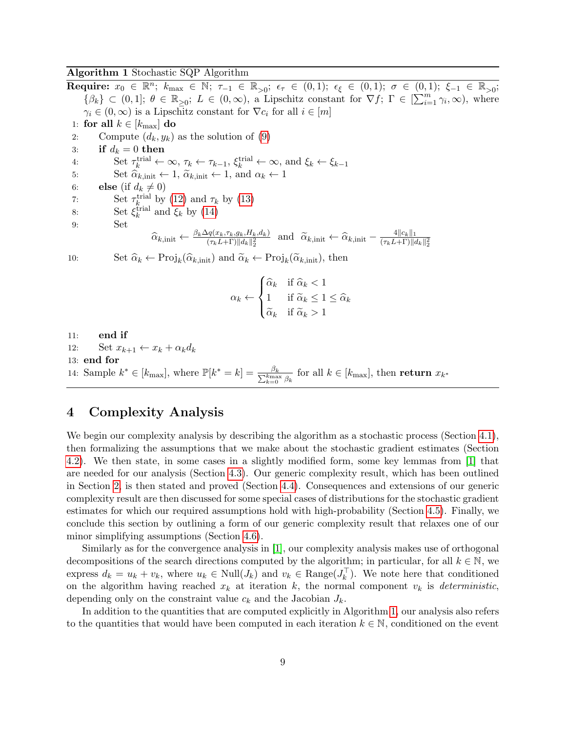**Algorithm 1** Stochastic SQP Algorithm

**Require:** $x_0 \in \mathbb{R}^n$; $k_{\max} \in \mathbb{N}$; $\tau_{-1} \in \mathbb{R}_{>0}$; $\epsilon_\tau \in (0,1)$; $\epsilon_\xi \in (0,1)$; $\sigma \in (0,1)$; $\xi_{-1} \in \mathbb{R}_{>0}$; $\{\beta_k\} \subset (0,1]$; $\theta \in \mathbb{R}_{\geq 0}$; $L \in (0,\infty)$, a Lipschitz constant for $\nabla f$; $\Gamma \in [\sum_{i=1}^m \gamma_i, \infty)$, where $\gamma_i \in (0,\infty)$ is a Lipschitz constant for $\nabla c_i$ for all $i \in [m]$

1: **for all** $k \in [k_{\max}]$ **do**
2: Compute $(d_k, y_k)$ as the solution of (9)
3: **if** $d_k = 0$ **then**
4: Set $\tau_k^{\text{trial}} \leftarrow \infty$, $\tau_k \leftarrow \tau_{k-1}$, $\xi_k^{\text{trial}} \leftarrow \infty$, and $\xi_k \leftarrow \xi_{k-1}$
5: Set $\widehat{\alpha}_{k,\text{init}} \leftarrow 1$, $\widetilde{\alpha}_{k,\text{init}} \leftarrow 1$, and $\alpha_k \leftarrow 1$
6: **else** (if $d_k \neq 0$)
7: Set $\tau_k^{\text{trial}}$ by (12) and $\tau_k$ by (13)
8: Set $\xi_k^{\text{trial}}$ and $\xi_k$ by (14)
9: Set

$$\widehat{\alpha}_{k,\text{init}} \leftarrow \frac{\beta_k \Delta q(x_k, \tau_k, g_k, H_k, d_k)}{(\tau_k L + \Gamma)\|d_k\|_2^2} \text{ and } \widetilde{\alpha}_{k,\text{init}} \leftarrow \widehat{\alpha}_{k,\text{init}} - \frac{4\|c_k\|_1}{(\tau_k L + \Gamma)\|d_k\|_2^2}$$

10: Set $\widehat{\alpha}_k \leftarrow \text{Proj}_k(\widehat{\alpha}_{k,\text{init}})$ and $\widetilde{\alpha}_k \leftarrow \text{Proj}_k(\widetilde{\alpha}_{k,\text{init}})$, then

$$\alpha_k \leftarrow \begin{cases} \widehat{\alpha}_k & \text{if } \widehat{\alpha}_k < 1 \\ 1 & \text{if } \widetilde{\alpha}_k \leq 1 \leq \widehat{\alpha}_k \\ \widetilde{\alpha}_k & \text{if } \widetilde{\alpha}_k > 1 \end{cases}$$

11: **end if**
12: Set $x_{k+1} \leftarrow x_k + \alpha_k d_k$
13: **end for**
14: Sample $k^* \in [k_{\max}]$, where $\mathbb{P}[k^* = k] = \frac{\beta_k}{\sum_{k=0}^{k_{\max}} \beta_k}$ for all $k \in [k_{\max}]$, then **return** $x_{k^*}$

# 4 Complexity Analysis

We begin our complexity analysis by describing the algorithm as a stochastic process (Section 4.1), then formalizing the assumptions that we make about the stochastic gradient estimates (Section 4.2). We then state, in some cases in a slightly modified form, some key lemmas from [1] that are needed for our analysis (Section 4.3). Our generic complexity result, which has been outlined in Section 2, is then stated and proved (Section 4.4). Consequences and extensions of our generic complexity result are then discussed for some special cases of distributions for the stochastic gradient estimates for which our required assumptions hold with high-probability (Section 4.5). Finally, we conclude this section by outlining a form of our generic complexity result that relaxes one of our minor simplifying assumptions (Section 4.6).

Similarly as for the convergence analysis in [1], our complexity analysis makes use of orthogonal decompositions of the search directions computed by the algorithm; in particular, for all $k \in \mathbb{N}$, we express $d_k = u_k + v_k$, where $u_k \in \text{Null}(J_k)$ and $v_k \in \text{Range}(J_k^\top)$. We note here that conditioned on the algorithm having reached $x_k$ at iteration $k$, the normal component $v_k$ is *deterministic*, depending only on the constraint value $c_k$ and the Jacobian $J_k$.

In addition to the quantities that are computed explicitly in Algorithm 1, our analysis also refers to the quantities that would have been computed in each iteration $k \in \mathbb{N}$, conditioned on the event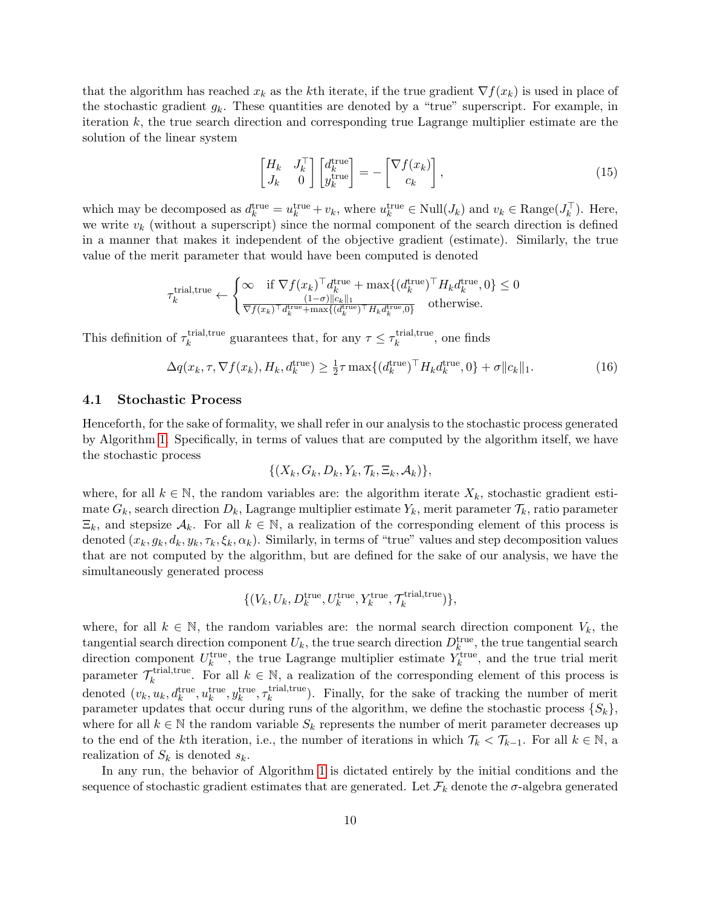that the algorithm has reached $x_k$ as the $k$th iterate, if the true gradient $\nabla f(x_k)$ is used in place of the stochastic gradient $g_k$. These quantities are denoted by a "true" superscript. For example, in iteration $k$, the true search direction and corresponding true Lagrange multiplier estimate are the solution of the linear system

$$
\begin{bmatrix} H_k & J_k^\top \\ J_k & 0 \end{bmatrix} \begin{bmatrix} d_k^{\text{true}} \\ y_k^{\text{true}} \end{bmatrix} = - \begin{bmatrix} \nabla f(x_k) \\ c_k \end{bmatrix}, \tag{15}
$$

which may be decomposed as $d_k^{\text{true}} = u_k^{\text{true}} + v_k$, where $u_k^{\text{true}} \in \text{Null}(J_k)$ and $v_k \in \text{Range}(J_k^\top)$. Here, we write $v_k$ (without a superscript) since the normal component of the search direction is defined in a manner that makes it independent of the objective gradient (estimate). Similarly, the true value of the merit parameter that would have been computed is denoted

$$
\tau_k^{\text{trial,true}} \leftarrow \begin{cases} \infty & \text{if } \nabla f(x_k)^\top d_k^{\text{true}} + \max\{(d_k^{\text{true}})^\top H_k d_k^{\text{true}}, 0\} \leq 0 \\ \frac{(1-\sigma)\|c_k\|_1}{\nabla f(x_k)^\top d_k^{\text{true}} + \max\{(d_k^{\text{true}})^\top H_k d_k^{\text{true}}, 0\}} & \text{otherwise.} \end{cases}
$$

This definition of $\tau_k^{\text{trial,true}}$ guarantees that, for any $\tau \leq \tau_k^{\text{trial,true}}$, one finds

$$
\Delta q(x_k, \tau, \nabla f(x_k), H_k, d_k^{\text{true}}) \geq \tfrac{1}{2} \tau \max\{(d_k^{\text{true}})^\top H_k d_k^{\text{true}}, 0\} + \sigma \|c_k\|_1. \tag{16}
$$

### 4.1 Stochastic Process

Henceforth, for the sake of formality, we shall refer in our analysis to the stochastic process generated by Algorithm 1. Specifically, in terms of values that are computed by the algorithm itself, we have the stochastic process

$$
\{(X_k, G_k, D_k, Y_k, \mathcal{T}_k, \Xi_k, \mathcal{A}_k)\},
$$

where, for all $k \in \mathbb{N}$, the random variables are: the algorithm iterate $X_k$, stochastic gradient estimate $G_k$, search direction $D_k$, Lagrange multiplier estimate $Y_k$, merit parameter $\mathcal{T}_k$, ratio parameter $\Xi_k$, and stepsize $\mathcal{A}_k$. For all $k \in \mathbb{N}$, a realization of the corresponding element of this process is denoted $(x_k, g_k, d_k, y_k, \tau_k, \xi_k, \alpha_k)$. Similarly, in terms of "true" values and step decomposition values that are not computed by the algorithm, but are defined for the sake of our analysis, we have the simultaneously generated process

$$
\{(V_k, U_k, D_k^{\text{true}}, U_k^{\text{true}}, Y_k^{\text{true}}, \mathcal{T}_k^{\text{trial,true}})\},
$$

where, for all $k \in \mathbb{N}$, the random variables are: the normal search direction component $V_k$, the tangential search direction component $U_k$, the true search direction $D_k^{\text{true}}$, the true tangential search direction component $U_k^{\text{true}}$, the true Lagrange multiplier estimate $Y_k^{\text{true}}$, and the true trial merit parameter $\mathcal{T}_k^{\text{trial,true}}$. For all $k \in \mathbb{N}$, a realization of the corresponding element of this process is denoted $(v_k, u_k, d_k^{\text{true}}, u_k^{\text{true}}, y_k^{\text{true}}, \tau_k^{\text{trial,true}})$. Finally, for the sake of tracking the number of merit parameter updates that occur during runs of the algorithm, we define the stochastic process $\{S_k\}$, where for all $k \in \mathbb{N}$ the random variable $S_k$ represents the number of merit parameter decreases up to the end of the $k$th iteration, i.e., the number of iterations in which $\mathcal{T}_k < \mathcal{T}_{k-1}$. For all $k \in \mathbb{N}$, a realization of $S_k$ is denoted $s_k$.

In any run, the behavior of Algorithm 1 is dictated entirely by the initial conditions and the sequence of stochastic gradient estimates that are generated. Let $\mathcal{F}_k$ denote the $\sigma$-algebra generated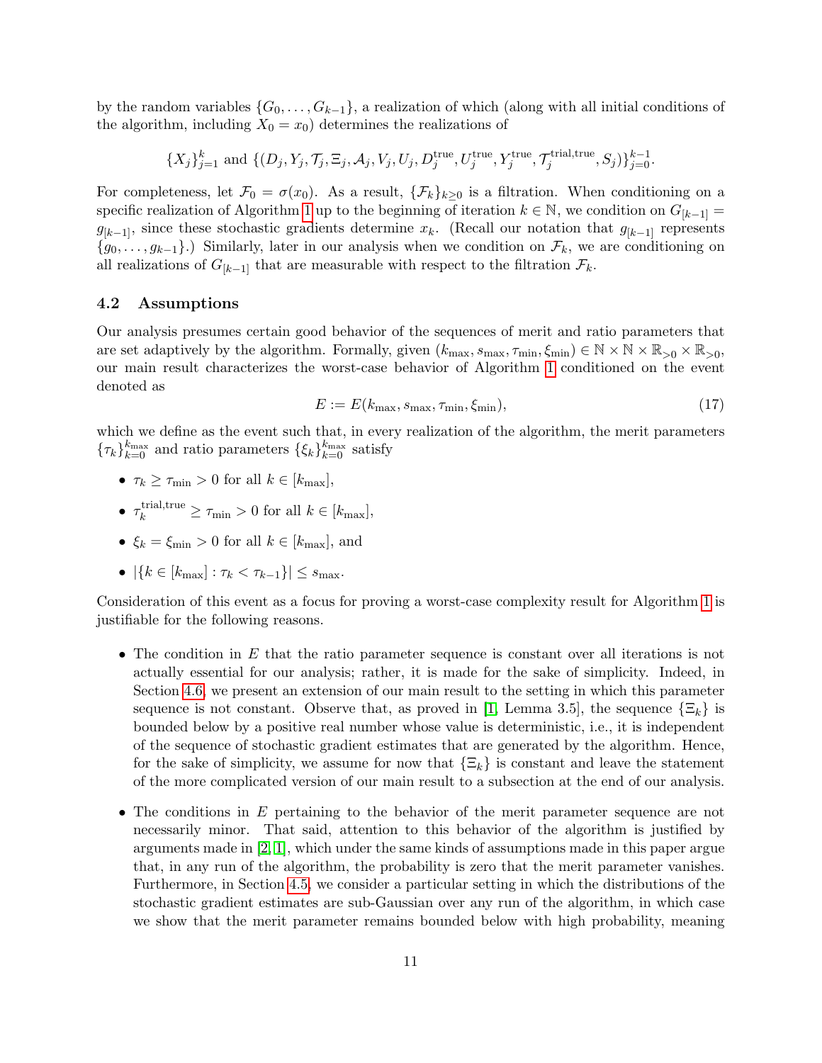by the random variables $\{G_0, \dots, G_{k-1}\}$, a realization of which (along with all initial conditions of the algorithm, including $X_0 = x_0$) determines the realizations of

$$\{X_j\}_{j=1}^k \text{ and } \{(D_j, Y_j, \mathcal{T}_j, \Xi_j, \mathcal{A}_j, V_j, U_j, D_j^{\text{true}}, U_j^{\text{true}}, Y_j^{\text{true}}, \mathcal{T}_j^{\text{trial,true}}, S_j)\}_{j=0}^{k-1}.$$

For completeness, let $\mathcal{F}_0 = \sigma(x_0)$. As a result, $\{\mathcal{F}_k\}_{k\geq 0}$ is a filtration. When conditioning on a specific realization of Algorithm 1 up to the beginning of iteration $k \in \mathbb{N}$, we condition on $G_{[k-1]} = g_{[k-1]}$, since these stochastic gradients determine $x_k$. (Recall our notation that $g_{[k-1]}$ represents $\{g_0, \dots, g_{k-1}\}$.) Similarly, later in our analysis when we condition on $\mathcal{F}_k$, we are conditioning on all realizations of $G_{[k-1]}$ that are measurable with respect to the filtration $\mathcal{F}_k$.

### 4.2 Assumptions

Our analysis presumes certain good behavior of the sequences of merit and ratio parameters that are set adaptively by the algorithm. Formally, given $(k_{\max}, s_{\max}, \tau_{\min}, \xi_{\min}) \in \mathbb{N} \times \mathbb{N} \times \mathbb{R}_{>0} \times \mathbb{R}_{>0}$, our main result characterizes the worst-case behavior of Algorithm 1 conditioned on the event denoted as

$$E := E(k_{\max}, s_{\max}, \tau_{\min}, \xi_{\min}), \tag{17}$$

which we define as the event such that, in every realization of the algorithm, the merit parameters $\{\tau_k\}_{k=0}^{k_{\max}}$ and ratio parameters $\{\xi_k\}_{k=0}^{k_{\max}}$ satisfy

- $\tau_k \geq \tau_{\min} > 0$ for all $k \in [k_{\max}]$,
- $\tau_k^{\text{trial,true}} \geq \tau_{\min} > 0$ for all $k \in [k_{\max}]$,
- $\xi_k = \xi_{\min} > 0$ for all $k \in [k_{\max}]$, and
- $|\{k \in [k_{\max}] : \tau_k < \tau_{k-1}\}| \leq s_{\max}$.

Consideration of this event as a focus for proving a worst-case complexity result for Algorithm 1 is justifiable for the following reasons.

- The condition in $E$ that the ratio parameter sequence is constant over all iterations is not actually essential for our analysis; rather, it is made for the sake of simplicity. Indeed, in Section 4.6, we present an extension of our main result to the setting in which this parameter sequence is not constant. Observe that, as proved in [1, Lemma 3.5], the sequence $\{\Xi_k\}$ is bounded below by a positive real number whose value is deterministic, i.e., it is independent of the sequence of stochastic gradient estimates that are generated by the algorithm. Hence, for the sake of simplicity, we assume for now that $\{\Xi_k\}$ is constant and leave the statement of the more complicated version of our main result to a subsection at the end of our analysis.
- The conditions in $E$ pertaining to the behavior of the merit parameter sequence are not necessarily minor. That said, attention to this behavior of the algorithm is justified by arguments made in [2, 1], which under the same kinds of assumptions made in this paper argue that, in any run of the algorithm, the probability is zero that the merit parameter vanishes. Furthermore, in Section 4.5, we consider a particular setting in which the distributions of the stochastic gradient estimates are sub-Gaussian over any run of the algorithm, in which case we show that the merit parameter remains bounded below with high probability, meaning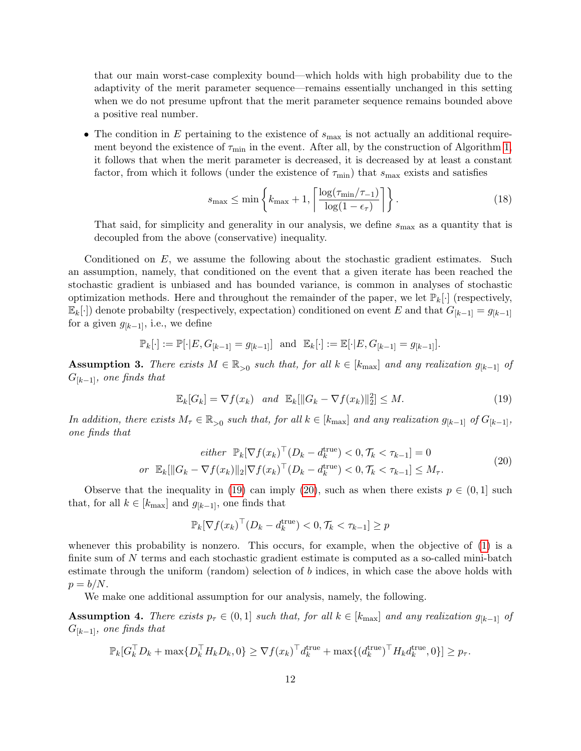that our main worst-case complexity bound—which holds with high probability due to the adaptivity of the merit parameter sequence—remains essentially unchanged in this setting when we do not presume upfront that the merit parameter sequence remains bounded above a positive real number.

- The condition in $E$ pertaining to the existence of $s_{\max}$ is not actually an additional requirement beyond the existence of $\tau_{\min}$ in the event. After all, by the construction of Algorithm 1, it follows that when the merit parameter is decreased, it is decreased by at least a constant factor, from which it follows (under the existence of $\tau_{\min}$) that $s_{\max}$ exists and satisfies

$$s_{\max} \leq \min\left\{k_{\max}+1, \left\lceil \frac{\log(\tau_{\min}/\tau_{-1})}{\log(1-\epsilon_\tau)} \right\rceil\right\}. \tag{18}$$

  That said, for simplicity and generality in our analysis, we define $s_{\max}$ as a quantity that is decoupled from the above (conservative) inequality.

Conditioned on $E$, we assume the following about the stochastic gradient estimates. Such an assumption, namely, that conditioned on the event that a given iterate has been reached the stochastic gradient is unbiased and has bounded variance, is common in analyses of stochastic optimization methods. Here and throughout the remainder of the paper, we let $\mathbb{P}_k[\cdot]$ (respectively, $\mathbb{E}_k[\cdot]$) denote probabilty (respectively, expectation) conditioned on event $E$ and that $G_{[k-1]} = g_{[k-1]}$ for a given $g_{[k-1]}$, i.e., we define

$$\mathbb{P}_k[\cdot] := \mathbb{P}[\cdot|E, G_{[k-1]} = g_{[k-1]}] \ \text{ and } \ \mathbb{E}_k[\cdot] := \mathbb{E}[\cdot|E, G_{[k-1]} = g_{[k-1]}].$$

**Assumption 3.** *There exists $M \in \mathbb{R}_{>0}$ such that, for all $k \in [k_{\max}]$ and any realization $g_{[k-1]}$ of $G_{[k-1]}$, one finds that*

$$\mathbb{E}_k[G_k] = \nabla f(x_k) \ \text{ and } \ \mathbb{E}_k[\|G_k - \nabla f(x_k)\|_2^2] \leq M. \tag{19}$$

*In addition, there exists $M_\tau \in \mathbb{R}_{>0}$ such that, for all $k \in [k_{\max}]$ and any realization $g_{[k-1]}$ of $G_{[k-1]}$, one finds that*

$$\begin{aligned} &\text{either } \ \mathbb{P}_k[\nabla f(x_k)^\top (D_k - d_k^{\text{true}}) < 0, \mathcal{T}_k < \tau_{k-1}] = 0 \\ &\text{or } \ \mathbb{E}_k[\|G_k - \nabla f(x_k)\|_2 | \nabla f(x_k)^\top (D_k - d_k^{\text{true}}) < 0, \mathcal{T}_k < \tau_{k-1}] \leq M_\tau. \end{aligned} \tag{20}$$

Observe that the inequality in (19) can imply (20), such as when there exists $p \in (0,1]$ such that, for all $k \in [k_{\max}]$ and $g_{[k-1]}$, one finds that

$$\mathbb{P}_k[\nabla f(x_k)^\top (D_k - d_k^{\text{true}}) < 0, \mathcal{T}_k < \tau_{k-1}] \geq p$$

whenever this probability is nonzero. This occurs, for example, when the objective of (1) is a finite sum of $N$ terms and each stochastic gradient estimate is computed as a so-called mini-batch estimate through the uniform (random) selection of $b$ indices, in which case the above holds with $p = b/N$.

We make one additional assumption for our analysis, namely, the following.

**Assumption 4.** *There exists $p_\tau \in (0,1]$ such that, for all $k \in [k_{\max}]$ and any realization $g_{[k-1]}$ of $G_{[k-1]}$, one finds that*

$$\mathbb{P}_k[G_k^\top D_k + \max\{D_k^\top H_k D_k, 0\} \geq \nabla f(x_k)^\top d_k^{\text{true}} + \max\{(d_k^{\text{true}})^\top H_k d_k^{\text{true}}, 0\}] \geq p_\tau.$$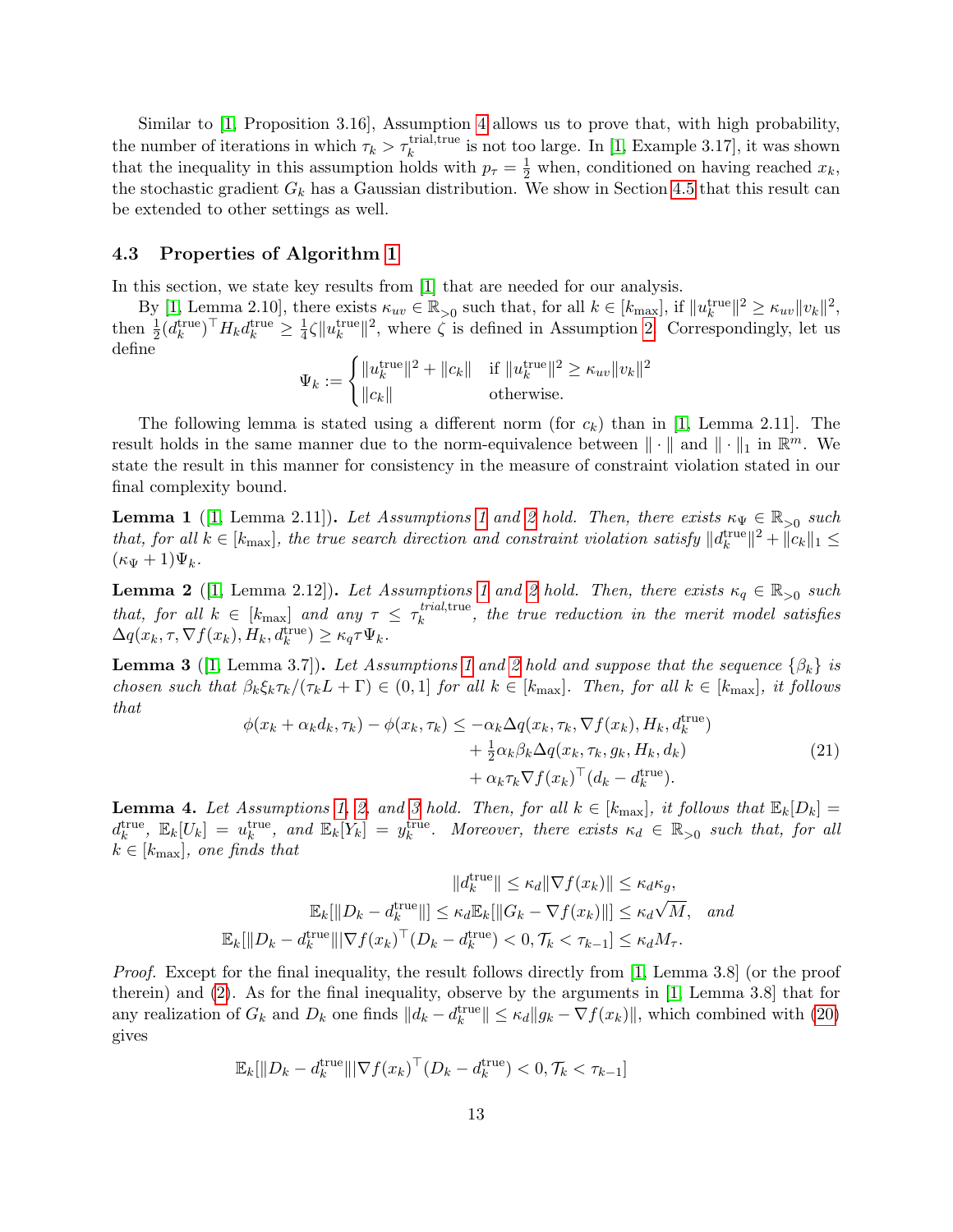Similar to [1, Proposition 3.16], Assumption 4 allows us to prove that, with high probability, the number of iterations in which $\tau_k > \tau_k^{\text{trial,true}}$ is not too large. In [1, Example 3.17], it was shown that the inequality in this assumption holds with $p_\tau = \frac{1}{2}$ when, conditioned on having reached $x_k$, the stochastic gradient $G_k$ has a Gaussian distribution. We show in Section 4.5 that this result can be extended to other settings as well.

### 4.3 Properties of Algorithm 1

In this section, we state key results from [1] that are needed for our analysis.

By [1, Lemma 2.10], there exists $\kappa_{uv} \in \mathbb{R}_{>0}$ such that, for all $k \in [k_{\max}]$, if $\|u_k^{\text{true}}\|^2 \geq \kappa_{uv}\|v_k\|^2$, then $\frac{1}{2}(d_k^{\text{true}})^\top H_k d_k^{\text{true}} \geq \frac{1}{4}\zeta\|u_k^{\text{true}}\|^2$, where $\zeta$ is defined in Assumption 2. Correspondingly, let us define

$$
\Psi_k := \begin{cases} \|u_k^{\text{true}}\|^2 + \|c_k\| & \text{if } \|u_k^{\text{true}}\|^2 \geq \kappa_{uv}\|v_k\|^2 \\ \|c_k\| & \text{otherwise.} \end{cases}
$$

The following lemma is stated using a different norm (for $c_k$) than in [1, Lemma 2.11]. The result holds in the same manner due to the norm-equivalence between $\|\cdot\|$ and $\|\cdot\|_1$ in $\mathbb{R}^m$. We state the result in this manner for consistency in the measure of constraint violation stated in our final complexity bound.

**Lemma 1** ([1, Lemma 2.11]). *Let Assumptions 1 and 2 hold. Then, there exists $\kappa_\Psi \in \mathbb{R}_{>0}$ such that, for all $k \in [k_{\max}]$, the true search direction and constraint violation satisfy $\|d_k^{\text{true}}\|^2 + \|c_k\|_1 \leq (\kappa_\Psi + 1)\Psi_k$.*

**Lemma 2** ([1, Lemma 2.12]). *Let Assumptions 1 and 2 hold. Then, there exists $\kappa_q \in \mathbb{R}_{>0}$ such that, for all $k \in [k_{\max}]$ and any $\tau \leq \tau_k^{\text{trial,true}}$, the true reduction in the merit model satisfies $\Delta q(x_k, \tau, \nabla f(x_k), H_k, d_k^{\text{true}}) \geq \kappa_q \tau \Psi_k$.*

**Lemma 3** ([1, Lemma 3.7]). *Let Assumptions 1 and 2 hold and suppose that the sequence $\{\beta_k\}$ is chosen such that $\beta_k\xi_k\tau_k/(\tau_k L + \Gamma) \in (0,1]$ for all $k \in [k_{\max}]$. Then, for all $k \in [k_{\max}]$, it follows that*

$$
\begin{aligned}
\phi(x_k + \alpha_k d_k, \tau_k) - \phi(x_k, \tau_k) \leq & -\alpha_k \Delta q(x_k, \tau_k, \nabla f(x_k), H_k, d_k^{\text{true}}) \\
& + \tfrac{1}{2}\alpha_k\beta_k \Delta q(x_k, \tau_k, g_k, H_k, d_k) \\
& + \alpha_k \tau_k \nabla f(x_k)^\top (d_k - d_k^{\text{true}}).
\end{aligned} \tag{21}
$$

**Lemma 4.** *Let Assumptions 1, 2, and 3 hold. Then, for all $k \in [k_{\max}]$, it follows that $\mathbb{E}_k[D_k] = d_k^{\text{true}}$, $\mathbb{E}_k[U_k] = u_k^{\text{true}}$, and $\mathbb{E}_k[Y_k] = y_k^{\text{true}}$. Moreover, there exists $\kappa_d \in \mathbb{R}_{>0}$ such that, for all $k \in [k_{\max}]$, one finds that*

$$
\begin{aligned}
\|d_k^{\text{true}}\| &\leq \kappa_d \|\nabla f(x_k)\| \leq \kappa_d \kappa_g, \\
\mathbb{E}_k[\|D_k - d_k^{\text{true}}\|] &\leq \kappa_d \mathbb{E}_k[\|G_k - \nabla f(x_k)\|] \leq \kappa_d \sqrt{M}, \quad \textit{and} \\
\mathbb{E}_k[\|D_k - d_k^{\text{true}}\| \| \nabla f(x_k)^\top (D_k - d_k^{\text{true}}) < 0, \mathcal{T}_k < \tau_{k-1}] &\leq \kappa_d M_\tau.
\end{aligned}
$$

*Proof.* Except for the final inequality, the result follows directly from [1, Lemma 3.8] (or the proof therein) and (2). As for the final inequality, observe by the arguments in [1, Lemma 3.8] that for any realization of $G_k$ and $D_k$ one finds $\|d_k - d_k^{\text{true}}\| \leq \kappa_d \|g_k - \nabla f(x_k)\|$, which combined with (20) gives

$$
\mathbb{E}_k[\|D_k - d_k^{\text{true}}\| \| \nabla f(x_k)^\top (D_k - d_k^{\text{true}}) < 0, \mathcal{T}_k < \tau_{k-1}]
$$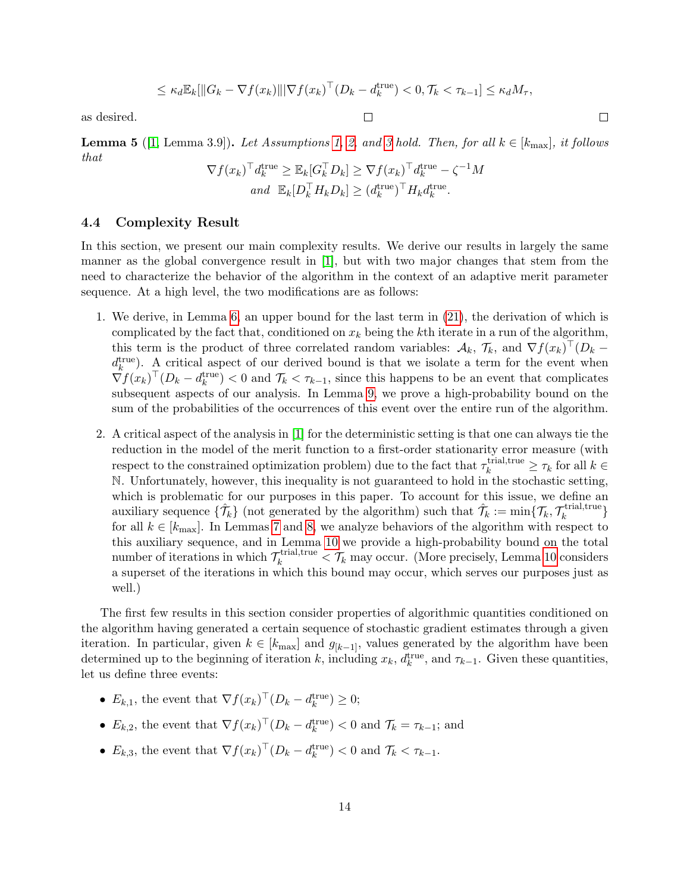$$\leq \kappa_d \mathbb{E}_k[\|G_k - \nabla f(x_k)\| | \nabla f(x_k)^\top (D_k - d_k^{\text{true}}) < 0, \mathcal{T}_k < \tau_{k-1}] \leq \kappa_d M_\tau,$$

as desired. □ □

**Lemma 5** ([1, Lemma 3.9])**.** *Let Assumptions 1, 2, and 3 hold. Then, for all $k \in [k_{\max}]$, it follows that*

$$\nabla f(x_k)^\top d_k^{\text{true}} \geq \mathbb{E}_k[G_k^\top D_k] \geq \nabla f(x_k)^\top d_k^{\text{true}} - \zeta^{-1} M$$
$$\textit{and } \; \mathbb{E}_k[D_k^\top H_k D_k] \geq (d_k^{\text{true}})^\top H_k d_k^{\text{true}}.$$

### 4.4 Complexity Result

In this section, we present our main complexity results. We derive our results in largely the same manner as the global convergence result in [1], but with two major changes that stem from the need to characterize the behavior of the algorithm in the context of an adaptive merit parameter sequence. At a high level, the two modifications are as follows:

1. We derive, in Lemma 6, an upper bound for the last term in (21), the derivation of which is complicated by the fact that, conditioned on $x_k$ being the $k$th iterate in a run of the algorithm, this term is the product of three correlated random variables: $\mathcal{A}_k$, $\mathcal{T}_k$, and $\nabla f(x_k)^\top (D_k - d_k^{\text{true}})$. A critical aspect of our derived bound is that we isolate a term for the event when $\nabla f(x_k)^\top (D_k - d_k^{\text{true}}) < 0$ and $\mathcal{T}_k < \tau_{k-1}$, since this happens to be an event that complicates subsequent aspects of our analysis. In Lemma 9, we prove a high-probability bound on the sum of the probabilities of the occurrences of this event over the entire run of the algorithm.
2. A critical aspect of the analysis in [1] for the deterministic setting is that one can always tie the reduction in the model of the merit function to a first-order stationarity error measure (with respect to the constrained optimization problem) due to the fact that $\tau_k^{\text{trial,true}} \geq \tau_k$ for all $k \in \mathbb{N}$. Unfortunately, however, this inequality is not guaranteed to hold in the stochastic setting, which is problematic for our purposes in this paper. To account for this issue, we define an auxiliary sequence $\{\hat{\mathcal{T}}_k\}$ (not generated by the algorithm) such that $\hat{\mathcal{T}}_k := \min\{\mathcal{T}_k, \mathcal{T}_k^{\text{trial,true}}\}$ for all $k \in [k_{\max}]$. In Lemmas 7 and 8, we analyze behaviors of the algorithm with respect to this auxiliary sequence, and in Lemma 10 we provide a high-probability bound on the total number of iterations in which $\mathcal{T}_k^{\text{trial,true}} < \mathcal{T}_k$ may occur. (More precisely, Lemma 10 considers a superset of the iterations in which this bound may occur, which serves our purposes just as well.)

The first few results in this section consider properties of algorithmic quantities conditioned on the algorithm having generated a certain sequence of stochastic gradient estimates through a given iteration. In particular, given $k \in [k_{\max}]$ and $g_{[k-1]}$, values generated by the algorithm have been determined up to the beginning of iteration $k$, including $x_k$, $d_k^{\text{true}}$, and $\tau_{k-1}$. Given these quantities, let us define three events:

- $E_{k,1}$, the event that $\nabla f(x_k)^\top (D_k - d_k^{\text{true}}) \geq 0$;
- $E_{k,2}$, the event that $\nabla f(x_k)^\top (D_k - d_k^{\text{true}}) < 0$ and $\mathcal{T}_k = \tau_{k-1}$; and
- $E_{k,3}$, the event that $\nabla f(x_k)^\top (D_k - d_k^{\text{true}}) < 0$ and $\mathcal{T}_k < \tau_{k-1}$.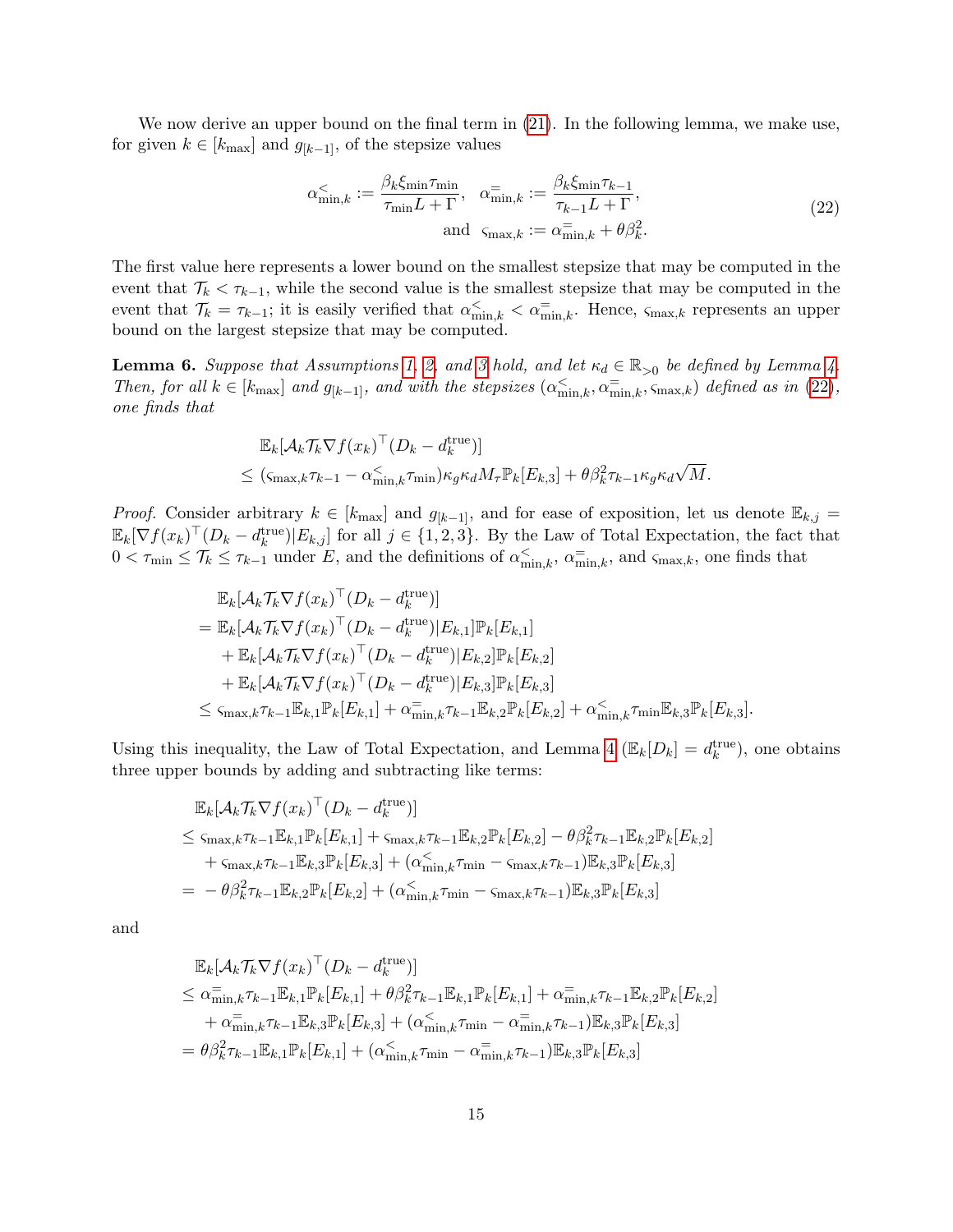We now derive an upper bound on the final term in (21). In the following lemma, we make use, for given $k \in [k_{\max}]$ and $g_{[k-1]}$, of the stepsize values

$$
\alpha_{\min,k}^{<} := \frac{\beta_k \xi_{\min} \tau_{\min}}{\tau_{\min} L + \Gamma}, \quad \alpha_{\min,k}^{=} := \frac{\beta_k \xi_{\min} \tau_{k-1}}{\tau_{k-1} L + \Gamma},
$$
$$
\text{and} \quad \varsigma_{\max,k} := \alpha_{\min,k}^{=} + \theta \beta_k^2. \tag{22}
$$

The first value here represents a lower bound on the smallest stepsize that may be computed in the event that $\mathcal{T}_k < \tau_{k-1}$, while the second value is the smallest stepsize that may be computed in the event that $\mathcal{T}_k = \tau_{k-1}$; it is easily verified that $\alpha_{\min,k}^{<} < \alpha_{\min,k}^{=}$. Hence, $\varsigma_{\max,k}$ represents an upper bound on the largest stepsize that may be computed.

**Lemma 6.** *Suppose that Assumptions 1, 2, and 3 hold, and let $\kappa_d \in \mathbb{R}_{>0}$ be defined by Lemma 4. Then, for all $k \in [k_{\max}]$ and $g_{[k-1]}$, and with the stepsizes $(\alpha_{\min,k}^{<}, \alpha_{\min,k}^{=}, \varsigma_{\max,k})$ defined as in (22), one finds that*

$$
\begin{aligned}
&\mathbb{E}_k[\mathcal{A}_k \mathcal{T}_k \nabla f(x_k)^\top (D_k - d_k^{\text{true}})] \\
&\leq (\varsigma_{\max,k} \tau_{k-1} - \alpha_{\min,k}^{<} \tau_{\min}) \kappa_g \kappa_d M_\tau \mathbb{P}_k[E_{k,3}] + \theta \beta_k^2 \tau_{k-1} \kappa_g \kappa_d \sqrt{M}.
\end{aligned}
$$

*Proof.* Consider arbitrary $k \in [k_{\max}]$ and $g_{[k-1]}$, and for ease of exposition, let us denote $\mathbb{E}_{k,j} = \mathbb{E}_k[\nabla f(x_k)^\top (D_k - d_k^{\text{true}}) | E_{k,j}]$ for all $j \in \{1,2,3\}$. By the Law of Total Expectation, the fact that $0 < \tau_{\min} \leq \mathcal{T}_k \leq \tau_{k-1}$ under $E$, and the definitions of $\alpha_{\min,k}^{<}$, $\alpha_{\min,k}^{=}$, and $\varsigma_{\max,k}$, one finds that

$$
\begin{aligned}
&\mathbb{E}_k[\mathcal{A}_k \mathcal{T}_k \nabla f(x_k)^\top (D_k - d_k^{\text{true}})] \\
&= \mathbb{E}_k[\mathcal{A}_k \mathcal{T}_k \nabla f(x_k)^\top (D_k - d_k^{\text{true}}) | E_{k,1}] \mathbb{P}_k[E_{k,1}] \\
&\quad + \mathbb{E}_k[\mathcal{A}_k \mathcal{T}_k \nabla f(x_k)^\top (D_k - d_k^{\text{true}}) | E_{k,2}] \mathbb{P}_k[E_{k,2}] \\
&\quad + \mathbb{E}_k[\mathcal{A}_k \mathcal{T}_k \nabla f(x_k)^\top (D_k - d_k^{\text{true}}) | E_{k,3}] \mathbb{P}_k[E_{k,3}] \\
&\leq \varsigma_{\max,k} \tau_{k-1} \mathbb{E}_{k,1} \mathbb{P}_k[E_{k,1}] + \alpha_{\min,k}^{=} \tau_{k-1} \mathbb{E}_{k,2} \mathbb{P}_k[E_{k,2}] + \alpha_{\min,k}^{<} \tau_{\min} \mathbb{E}_{k,3} \mathbb{P}_k[E_{k,3}].
\end{aligned}
$$

Using this inequality, the Law of Total Expectation, and Lemma 4 ($\mathbb{E}_k[D_k] = d_k^{\text{true}}$), one obtains three upper bounds by adding and subtracting like terms:

$$
\begin{aligned}
&\mathbb{E}_k[\mathcal{A}_k \mathcal{T}_k \nabla f(x_k)^\top (D_k - d_k^{\text{true}})] \\
&\leq \varsigma_{\max,k} \tau_{k-1} \mathbb{E}_{k,1} \mathbb{P}_k[E_{k,1}] + \varsigma_{\max,k} \tau_{k-1} \mathbb{E}_{k,2} \mathbb{P}_k[E_{k,2}] - \theta \beta_k^2 \tau_{k-1} \mathbb{E}_{k,2} \mathbb{P}_k[E_{k,2}] \\
&\quad + \varsigma_{\max,k} \tau_{k-1} \mathbb{E}_{k,3} \mathbb{P}_k[E_{k,3}] + (\alpha_{\min,k}^{<} \tau_{\min} - \varsigma_{\max,k} \tau_{k-1}) \mathbb{E}_{k,3} \mathbb{P}_k[E_{k,3}] \\
&= -\theta \beta_k^2 \tau_{k-1} \mathbb{E}_{k,2} \mathbb{P}_k[E_{k,2}] + (\alpha_{\min,k}^{<} \tau_{\min} - \varsigma_{\max,k} \tau_{k-1}) \mathbb{E}_{k,3} \mathbb{P}_k[E_{k,3}]
\end{aligned}
$$

and

$$
\begin{aligned}
&\mathbb{E}_k[\mathcal{A}_k \mathcal{T}_k \nabla f(x_k)^\top (D_k - d_k^{\text{true}})] \\
&\leq \alpha_{\min,k}^{=} \tau_{k-1} \mathbb{E}_{k,1} \mathbb{P}_k[E_{k,1}] + \theta \beta_k^2 \tau_{k-1} \mathbb{E}_{k,1} \mathbb{P}_k[E_{k,1}] + \alpha_{\min,k}^{=} \tau_{k-1} \mathbb{E}_{k,2} \mathbb{P}_k[E_{k,2}] \\
&\quad + \alpha_{\min,k}^{=} \tau_{k-1} \mathbb{E}_{k,3} \mathbb{P}_k[E_{k,3}] + (\alpha_{\min,k}^{<} \tau_{\min} - \alpha_{\min,k}^{=} \tau_{k-1}) \mathbb{E}_{k,3} \mathbb{P}_k[E_{k,3}] \\
&= \theta \beta_k^2 \tau_{k-1} \mathbb{E}_{k,1} \mathbb{P}_k[E_{k,1}] + (\alpha_{\min,k}^{<} \tau_{\min} - \alpha_{\min,k}^{=} \tau_{k-1}) \mathbb{E}_{k,3} \mathbb{P}_k[E_{k,3}]
\end{aligned}
$$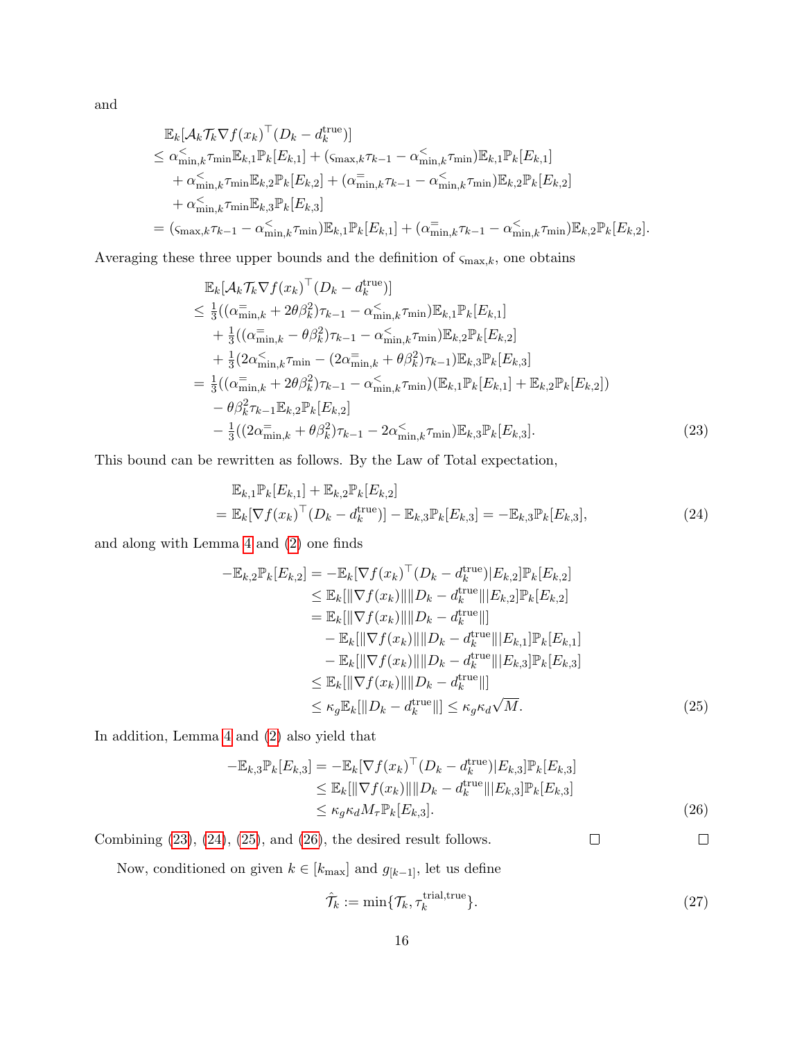and

$$
\begin{aligned}
&\mathbb{E}_k[\mathcal{A}_k \mathcal{T}_k \nabla f(x_k)^\top (D_k - d_k^{\text{true}})] \\
&\leq \alpha_{\min,k}^{<} \tau_{\min} \mathbb{E}_{k,1} \mathbb{P}_k[E_{k,1}] + (\varsigma_{\max,k} \tau_{k-1} - \alpha_{\min,k}^{<} \tau_{\min}) \mathbb{E}_{k,1} \mathbb{P}_k[E_{k,1}] \\
&\quad + \alpha_{\min,k}^{<} \tau_{\min} \mathbb{E}_{k,2} \mathbb{P}_k[E_{k,2}] + (\alpha_{\min,k}^{=} \tau_{k-1} - \alpha_{\min,k}^{<} \tau_{\min}) \mathbb{E}_{k,2} \mathbb{P}_k[E_{k,2}] \\
&\quad + \alpha_{\min,k}^{<} \tau_{\min} \mathbb{E}_{k,3} \mathbb{P}_k[E_{k,3}] \\
&= (\varsigma_{\max,k} \tau_{k-1} - \alpha_{\min,k}^{<} \tau_{\min}) \mathbb{E}_{k,1} \mathbb{P}_k[E_{k,1}] + (\alpha_{\min,k}^{=} \tau_{k-1} - \alpha_{\min,k}^{<} \tau_{\min}) \mathbb{E}_{k,2} \mathbb{P}_k[E_{k,2}].
\end{aligned}
$$

Averaging these three upper bounds and the definition of $\varsigma_{\max,k}$, one obtains

$$
\begin{aligned}
&\mathbb{E}_k[\mathcal{A}_k \mathcal{T}_k \nabla f(x_k)^\top (D_k - d_k^{\text{true}})] \\
&\leq \tfrac{1}{3}((\alpha_{\min,k}^{=} + 2\theta\beta_k^2)\tau_{k-1} - \alpha_{\min,k}^{<} \tau_{\min}) \mathbb{E}_{k,1} \mathbb{P}_k[E_{k,1}] \\
&\quad + \tfrac{1}{3}((\alpha_{\min,k}^{=} - \theta\beta_k^2)\tau_{k-1} - \alpha_{\min,k}^{<} \tau_{\min}) \mathbb{E}_{k,2} \mathbb{P}_k[E_{k,2}] \\
&\quad + \tfrac{1}{3}(2\alpha_{\min,k}^{<} \tau_{\min} - (2\alpha_{\min,k}^{=} + \theta\beta_k^2)\tau_{k-1}) \mathbb{E}_{k,3} \mathbb{P}_k[E_{k,3}] \\
&= \tfrac{1}{3}((\alpha_{\min,k}^{=} + 2\theta\beta_k^2)\tau_{k-1} - \alpha_{\min,k}^{<} \tau_{\min})(\mathbb{E}_{k,1} \mathbb{P}_k[E_{k,1}] + \mathbb{E}_{k,2} \mathbb{P}_k[E_{k,2}]) \\
&\quad - \theta\beta_k^2 \tau_{k-1} \mathbb{E}_{k,2} \mathbb{P}_k[E_{k,2}] \\
&\quad - \tfrac{1}{3}((2\alpha_{\min,k}^{=} + \theta\beta_k^2)\tau_{k-1} - 2\alpha_{\min,k}^{<} \tau_{\min}) \mathbb{E}_{k,3} \mathbb{P}_k[E_{k,3}].
\end{aligned} \tag{23}
$$

This bound can be rewritten as follows. By the Law of Total expectation,

$$
\begin{aligned}
&\mathbb{E}_{k,1} \mathbb{P}_k[E_{k,1}] + \mathbb{E}_{k,2} \mathbb{P}_k[E_{k,2}] \\
&= \mathbb{E}_k[\nabla f(x_k)^\top (D_k - d_k^{\text{true}})] - \mathbb{E}_{k,3} \mathbb{P}_k[E_{k,3}] = -\mathbb{E}_{k,3} \mathbb{P}_k[E_{k,3}],
\end{aligned} \tag{24}
$$

and along with Lemma 4 and (2) one finds

$$
\begin{aligned}
-\mathbb{E}_{k,2} \mathbb{P}_k[E_{k,2}] &= -\mathbb{E}_k[\nabla f(x_k)^\top (D_k - d_k^{\text{true}}) | E_{k,2}] \mathbb{P}_k[E_{k,2}] \\
&\leq \mathbb{E}_k[\|\nabla f(x_k)\| \|D_k - d_k^{\text{true}}\| | E_{k,2}] \mathbb{P}_k[E_{k,2}] \\
&= \mathbb{E}_k[\|\nabla f(x_k)\| \|D_k - d_k^{\text{true}}\|] \\
&\quad - \mathbb{E}_k[\|\nabla f(x_k)\| \|D_k - d_k^{\text{true}}\| | E_{k,1}] \mathbb{P}_k[E_{k,1}] \\
&\quad - \mathbb{E}_k[\|\nabla f(x_k)\| \|D_k - d_k^{\text{true}}\| | E_{k,3}] \mathbb{P}_k[E_{k,3}] \\
&\leq \mathbb{E}_k[\|\nabla f(x_k)\| \|D_k - d_k^{\text{true}}\|] \\
&\leq \kappa_g \mathbb{E}_k[\|D_k - d_k^{\text{true}}\|] \leq \kappa_g \kappa_d \sqrt{M}.
\end{aligned} \tag{25}
$$

In addition, Lemma 4 and (2) also yield that

$$
\begin{aligned}
-\mathbb{E}_{k,3} \mathbb{P}_k[E_{k,3}] &= -\mathbb{E}_k[\nabla f(x_k)^\top (D_k - d_k^{\text{true}}) | E_{k,3}] \mathbb{P}_k[E_{k,3}] \\
&\leq \mathbb{E}_k[\|\nabla f(x_k)\| \|D_k - d_k^{\text{true}}\| | E_{k,3}] \mathbb{P}_k[E_{k,3}] \\
&\leq \kappa_g \kappa_d M_\tau \mathbb{P}_k[E_{k,3}].
\end{aligned} \tag{26}
$$

Combining (23), (24), (25), and (26), the desired result follows. □ □

Now, conditioned on given $k \in [k_{\max}]$ and $g_{[k-1]}$, let us define

$$
\hat{\mathcal{T}}_k := \min\{\mathcal{T}_k, \tau_k^{\text{trial,true}}\}. \tag{27}
$$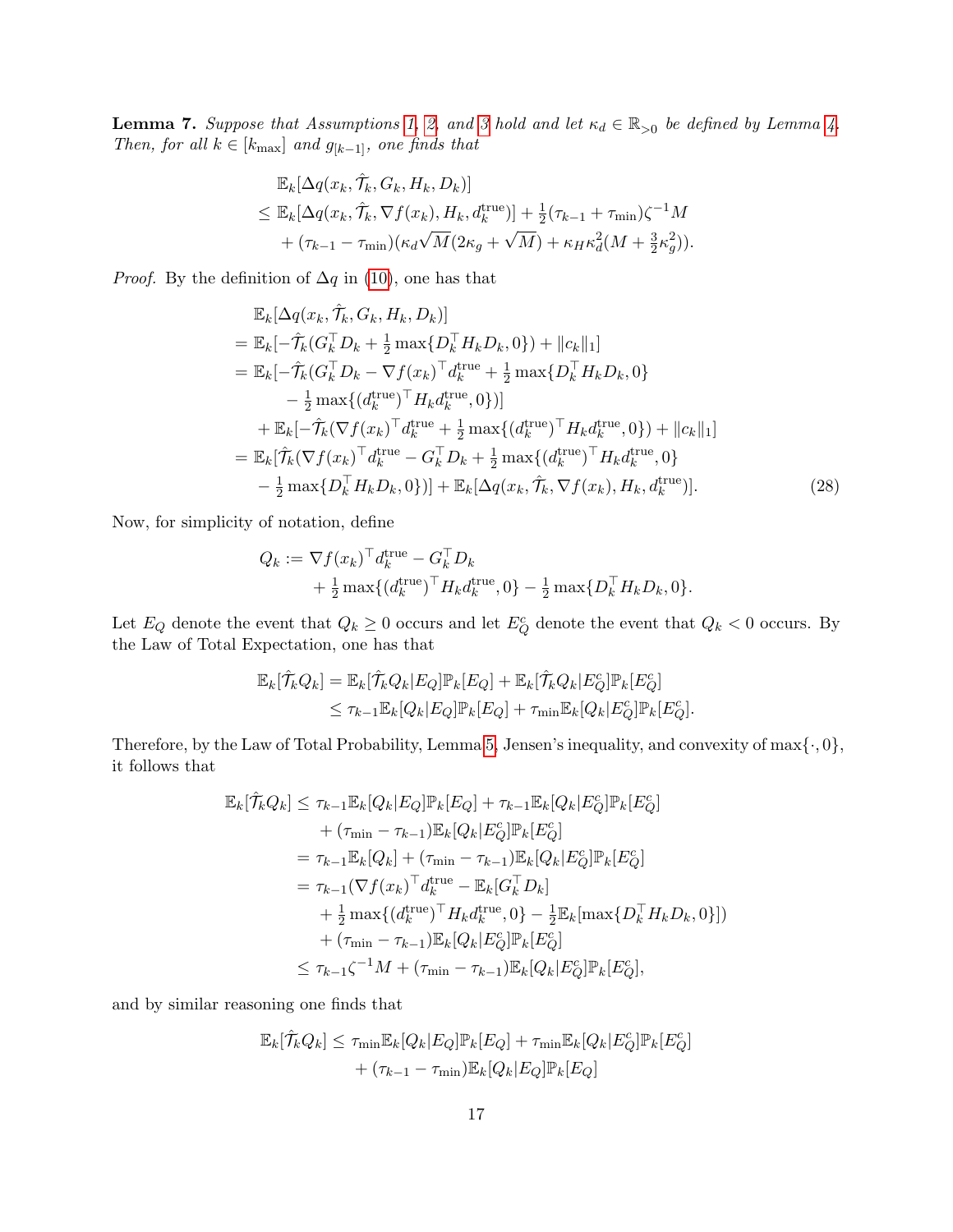**Lemma 7.** *Suppose that Assumptions 1, 2, and 3 hold and let $\kappa_d \in \mathbb{R}_{>0}$ be defined by Lemma 4. Then, for all $k \in [k_{\max}]$ and $g_{[k-1]}$, one finds that*

$$
\begin{aligned}
&\mathbb{E}_k[\Delta q(x_k, \hat{\mathcal{T}}_k, G_k, H_k, D_k)] \\
&\leq \mathbb{E}_k[\Delta q(x_k, \hat{\mathcal{T}}_k, \nabla f(x_k), H_k, d_k^{\text{true}})] + \tfrac{1}{2}(\tau_{k-1} + \tau_{\min})\zeta^{-1} M \\
&\quad + (\tau_{k-1} - \tau_{\min})(\kappa_d \sqrt{M}(2\kappa_g + \sqrt{M}) + \kappa_H \kappa_d^2 (M + \tfrac{3}{2}\kappa_g^2)).
\end{aligned}
$$

*Proof.* By the definition of $\Delta q$ in (10), one has that

$$
\begin{aligned}
&\mathbb{E}_k[\Delta q(x_k, \hat{\mathcal{T}}_k, G_k, H_k, D_k)] \\
&= \mathbb{E}_k[-\hat{\mathcal{T}}_k(G_k^\top D_k + \tfrac{1}{2}\max\{D_k^\top H_k D_k, 0\}) + \|c_k\|_1] \\
&= \mathbb{E}_k[-\hat{\mathcal{T}}_k(G_k^\top D_k - \nabla f(x_k)^\top d_k^{\text{true}} + \tfrac{1}{2}\max\{D_k^\top H_k D_k, 0\} \\
&\qquad - \tfrac{1}{2}\max\{(d_k^{\text{true}})^\top H_k d_k^{\text{true}}, 0\})] \\
&\quad + \mathbb{E}_k[-\hat{\mathcal{T}}_k(\nabla f(x_k)^\top d_k^{\text{true}} + \tfrac{1}{2}\max\{(d_k^{\text{true}})^\top H_k d_k^{\text{true}}, 0\}) + \|c_k\|_1] \\
&= \mathbb{E}_k[\hat{\mathcal{T}}_k(\nabla f(x_k)^\top d_k^{\text{true}} - G_k^\top D_k + \tfrac{1}{2}\max\{(d_k^{\text{true}})^\top H_k d_k^{\text{true}}, 0\} \\
&\quad - \tfrac{1}{2}\max\{D_k^\top H_k D_k, 0\})] + \mathbb{E}_k[\Delta q(x_k, \hat{\mathcal{T}}_k, \nabla f(x_k), H_k, d_k^{\text{true}})].
\end{aligned} \tag{28}
$$

Now, for simplicity of notation, define

$$
\begin{aligned}
Q_k &:= \nabla f(x_k)^\top d_k^{\text{true}} - G_k^\top D_k \\
&\quad + \tfrac{1}{2}\max\{(d_k^{\text{true}})^\top H_k d_k^{\text{true}}, 0\} - \tfrac{1}{2}\max\{D_k^\top H_k D_k, 0\}.
\end{aligned}
$$

Let $E_Q$ denote the event that $Q_k \geq 0$ occurs and let $E_Q^c$ denote the event that $Q_k < 0$ occurs. By the Law of Total Expectation, one has that

$$
\begin{aligned}
\mathbb{E}_k[\hat{\mathcal{T}}_k Q_k] &= \mathbb{E}_k[\hat{\mathcal{T}}_k Q_k | E_Q]\mathbb{P}_k[E_Q] + \mathbb{E}_k[\hat{\mathcal{T}}_k Q_k | E_Q^c]\mathbb{P}_k[E_Q^c] \\
&\leq \tau_{k-1}\mathbb{E}_k[Q_k | E_Q]\mathbb{P}_k[E_Q] + \tau_{\min}\mathbb{E}_k[Q_k | E_Q^c]\mathbb{P}_k[E_Q^c].
\end{aligned}
$$

Therefore, by the Law of Total Probability, Lemma 5, Jensen's inequality, and convexity of $\max\{\cdot, 0\}$, it follows that

$$
\begin{aligned}
\mathbb{E}_k[\hat{\mathcal{T}}_k Q_k] &\leq \tau_{k-1}\mathbb{E}_k[Q_k | E_Q]\mathbb{P}_k[E_Q] + \tau_{k-1}\mathbb{E}_k[Q_k | E_Q^c]\mathbb{P}_k[E_Q^c] \\
&\quad + (\tau_{\min} - \tau_{k-1})\mathbb{E}_k[Q_k | E_Q^c]\mathbb{P}_k[E_Q^c] \\
&= \tau_{k-1}\mathbb{E}_k[Q_k] + (\tau_{\min} - \tau_{k-1})\mathbb{E}_k[Q_k | E_Q^c]\mathbb{P}_k[E_Q^c] \\
&= \tau_{k-1}(\nabla f(x_k)^\top d_k^{\text{true}} - \mathbb{E}_k[G_k^\top D_k] \\
&\quad + \tfrac{1}{2}\max\{(d_k^{\text{true}})^\top H_k d_k^{\text{true}}, 0\} - \tfrac{1}{2}\mathbb{E}_k[\max\{D_k^\top H_k D_k, 0\}]) \\
&\quad + (\tau_{\min} - \tau_{k-1})\mathbb{E}_k[Q_k | E_Q^c]\mathbb{P}_k[E_Q^c] \\
&\leq \tau_{k-1}\zeta^{-1}M + (\tau_{\min} - \tau_{k-1})\mathbb{E}_k[Q_k | E_Q^c]\mathbb{P}_k[E_Q^c],
\end{aligned}
$$

and by similar reasoning one finds that

$$
\begin{aligned}
\mathbb{E}_k[\hat{\mathcal{T}}_k Q_k] &\leq \tau_{\min}\mathbb{E}_k[Q_k | E_Q]\mathbb{P}_k[E_Q] + \tau_{\min}\mathbb{E}_k[Q_k | E_Q^c]\mathbb{P}_k[E_Q^c] \\
&\quad + (\tau_{k-1} - \tau_{\min})\mathbb{E}_k[Q_k | E_Q]\mathbb{P}_k[E_Q]
\end{aligned}
$$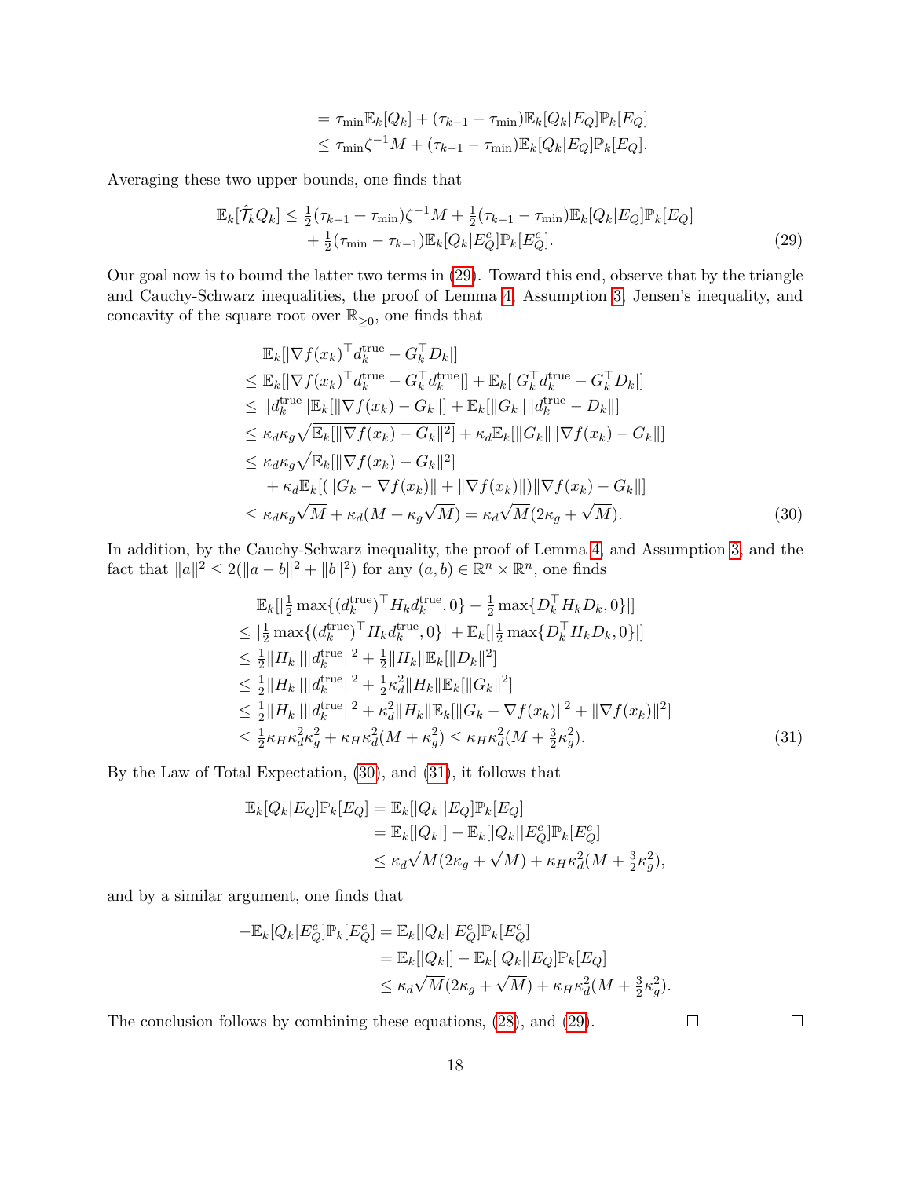$$
\begin{aligned}
&= \tau_{\min}\mathbb{E}_k[Q_k] + (\tau_{k-1} - \tau_{\min})\mathbb{E}_k[Q_k|E_Q]\mathbb{P}_k[E_Q] \\
&\leq \tau_{\min}\zeta^{-1}M + (\tau_{k-1} - \tau_{\min})\mathbb{E}_k[Q_k|E_Q]\mathbb{P}_k[E_Q].
\end{aligned}
$$

Averaging these two upper bounds, one finds that

$$
\begin{aligned}
\mathbb{E}_k[\hat{\mathcal{T}}_k Q_k] \leq\ & \tfrac{1}{2}(\tau_{k-1} + \tau_{\min})\zeta^{-1}M + \tfrac{1}{2}(\tau_{k-1} - \tau_{\min})\mathbb{E}_k[Q_k|E_Q]\mathbb{P}_k[E_Q] \\
&+ \tfrac{1}{2}(\tau_{\min} - \tau_{k-1})\mathbb{E}_k[Q_k|E_Q^c]\mathbb{P}_k[E_Q^c].
\end{aligned} \tag{29}
$$

Our goal now is to bound the latter two terms in (29). Toward this end, observe that by the triangle and Cauchy-Schwarz inequalities, the proof of Lemma 4, Assumption 3, Jensen's inequality, and concavity of the square root over $\mathbb{R}_{\geq 0}$, one finds that

$$
\begin{aligned}
&\mathbb{E}_k[|\nabla f(x_k)^\top d_k^{\text{true}} - G_k^\top D_k|] \\
&\leq \mathbb{E}_k[|\nabla f(x_k)^\top d_k^{\text{true}} - G_k^\top d_k^{\text{true}}|] + \mathbb{E}_k[|G_k^\top d_k^{\text{true}} - G_k^\top D_k|] \\
&\leq \|d_k^{\text{true}}\|\mathbb{E}_k[\|\nabla f(x_k) - G_k\|] + \mathbb{E}_k[\|G_k\|\|d_k^{\text{true}} - D_k\|] \\
&\leq \kappa_d\kappa_g\sqrt{\mathbb{E}_k[\|\nabla f(x_k) - G_k\|^2]} + \kappa_d\mathbb{E}_k[\|G_k\|\|\nabla f(x_k) - G_k\|] \\
&\leq \kappa_d\kappa_g\sqrt{\mathbb{E}_k[\|\nabla f(x_k) - G_k\|^2]} \\
&\quad + \kappa_d\mathbb{E}_k[(\|G_k - \nabla f(x_k)\| + \|\nabla f(x_k)\|)\|\nabla f(x_k) - G_k\|] \\
&\leq \kappa_d\kappa_g\sqrt{M} + \kappa_d(M + \kappa_g\sqrt{M}) = \kappa_d\sqrt{M}(2\kappa_g + \sqrt{M}).
\end{aligned} \tag{30}
$$

In addition, by the Cauchy-Schwarz inequality, the proof of Lemma 4 and Assumption 3, and the fact that $\|a\|^2 \leq 2(\|a-b\|^2 + \|b\|^2)$ for any $(a,b) \in \mathbb{R}^n \times \mathbb{R}^n$, one finds

$$
\begin{aligned}
&\mathbb{E}_k[|\tfrac{1}{2}\max\{(d_k^{\text{true}})^\top H_k d_k^{\text{true}}, 0\} - \tfrac{1}{2}\max\{D_k^\top H_k D_k, 0\}|] \\
&\leq |\tfrac{1}{2}\max\{(d_k^{\text{true}})^\top H_k d_k^{\text{true}}, 0\}| + \mathbb{E}_k[|\tfrac{1}{2}\max\{D_k^\top H_k D_k, 0\}|] \\
&\leq \tfrac{1}{2}\|H_k\|\|d_k^{\text{true}}\|^2 + \tfrac{1}{2}\|H_k\|\mathbb{E}_k[\|D_k\|^2] \\
&\leq \tfrac{1}{2}\|H_k\|\|d_k^{\text{true}}\|^2 + \tfrac{1}{2}\kappa_d^2\|H_k\|\mathbb{E}_k[\|G_k\|^2] \\
&\leq \tfrac{1}{2}\|H_k\|\|d_k^{\text{true}}\|^2 + \kappa_d^2\|H_k\|\mathbb{E}_k[\|G_k - \nabla f(x_k)\|^2 + \|\nabla f(x_k)\|^2] \\
&\leq \tfrac{1}{2}\kappa_H\kappa_d^2\kappa_g^2 + \kappa_H\kappa_d^2(M + \kappa_g^2) \leq \kappa_H\kappa_d^2(M + \tfrac{3}{2}\kappa_g^2).
\end{aligned} \tag{31}
$$

By the Law of Total Expectation, (30), and (31), it follows that

$$
\begin{aligned}
\mathbb{E}_k[Q_k|E_Q]\mathbb{P}_k[E_Q] &= \mathbb{E}_k[|Q_k||E_Q]\mathbb{P}_k[E_Q] \\
&= \mathbb{E}_k[|Q_k|] - \mathbb{E}_k[|Q_k||E_Q^c]\mathbb{P}_k[E_Q^c] \\
&\leq \kappa_d\sqrt{M}(2\kappa_g + \sqrt{M}) + \kappa_H\kappa_d^2(M + \tfrac{3}{2}\kappa_g^2),
\end{aligned}
$$

and by a similar argument, one finds that

$$
\begin{aligned}
-\mathbb{E}_k[Q_k|E_Q^c]\mathbb{P}_k[E_Q^c] &= \mathbb{E}_k[|Q_k||E_Q^c]\mathbb{P}_k[E_Q^c] \\
&= \mathbb{E}_k[|Q_k|] - \mathbb{E}_k[|Q_k||E_Q]\mathbb{P}_k[E_Q] \\
&\leq \kappa_d\sqrt{M}(2\kappa_g + \sqrt{M}) + \kappa_H\kappa_d^2(M + \tfrac{3}{2}\kappa_g^2).
\end{aligned}
$$

The conclusion follows by combining these equations, (28), and (29). □ □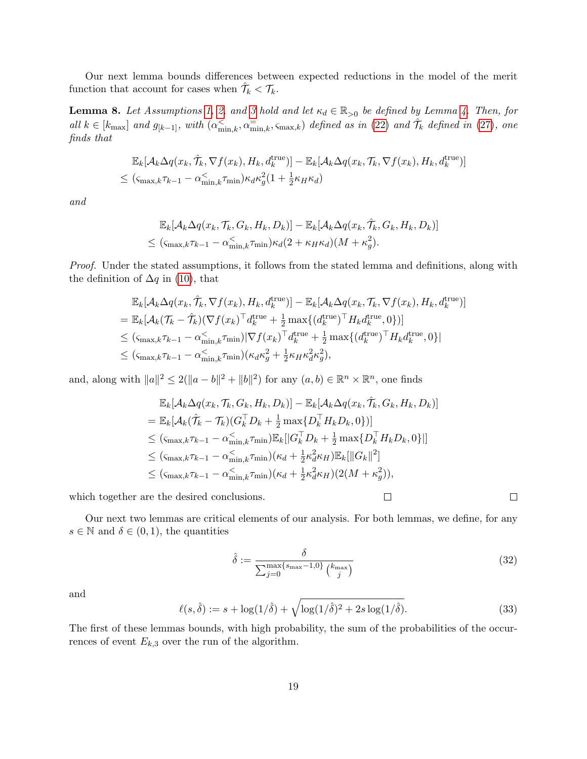Our next lemma bounds differences between expected reductions in the model of the merit function that account for cases when $\hat{\mathcal{T}}_k < \mathcal{T}_k$.

**Lemma 8.** *Let Assumptions 1, 2, and 3 hold and let $\kappa_d \in \mathbb{R}_{>0}$ be defined by Lemma 4. Then, for all $k \in [k_{\max}]$ and $g_{[k-1]}$, with $(\alpha^{<}_{\min,k}, \alpha^{=}_{\min,k}, \varsigma_{\max,k})$ defined as in (22) and $\hat{\mathcal{T}}_k$ defined in (27), one finds that*

$$
\begin{aligned}
&\mathbb{E}_k[\mathcal{A}_k \Delta q(x_k, \hat{\mathcal{T}}_k, \nabla f(x_k), H_k, d_k^{\text{true}})] - \mathbb{E}_k[\mathcal{A}_k \Delta q(x_k, \mathcal{T}_k, \nabla f(x_k), H_k, d_k^{\text{true}})] \\
&\leq (\varsigma_{\max,k}\tau_{k-1} - \alpha^{<}_{\min,k}\tau_{\min})\kappa_d \kappa_g^2 (1 + \tfrac{1}{2}\kappa_H \kappa_d)
\end{aligned}
$$

*and*

$$
\begin{aligned}
&\mathbb{E}_k[\mathcal{A}_k \Delta q(x_k, \mathcal{T}_k, G_k, H_k, D_k)] - \mathbb{E}_k[\mathcal{A}_k \Delta q(x_k, \hat{\mathcal{T}}_k, G_k, H_k, D_k)] \\
&\leq (\varsigma_{\max,k}\tau_{k-1} - \alpha^{<}_{\min,k}\tau_{\min})\kappa_d (2 + \kappa_H \kappa_d)(M + \kappa_g^2).
\end{aligned}
$$

*Proof.* Under the stated assumptions, it follows from the stated lemma and definitions, along with the definition of $\Delta q$ in (10), that

$$
\begin{aligned}
&\mathbb{E}_k[\mathcal{A}_k \Delta q(x_k, \hat{\mathcal{T}}_k, \nabla f(x_k), H_k, d_k^{\text{true}})] - \mathbb{E}_k[\mathcal{A}_k \Delta q(x_k, \mathcal{T}_k, \nabla f(x_k), H_k, d_k^{\text{true}})] \\
&= \mathbb{E}_k[\mathcal{A}_k (\mathcal{T}_k - \hat{\mathcal{T}}_k)(\nabla f(x_k)^\top d_k^{\text{true}} + \tfrac{1}{2}\max\{(d_k^{\text{true}})^\top H_k d_k^{\text{true}}, 0\})] \\
&\leq (\varsigma_{\max,k}\tau_{k-1} - \alpha^{<}_{\min,k}\tau_{\min})|\nabla f(x_k)^\top d_k^{\text{true}} + \tfrac{1}{2}\max\{(d_k^{\text{true}})^\top H_k d_k^{\text{true}}, 0\}| \\
&\leq (\varsigma_{\max,k}\tau_{k-1} - \alpha^{<}_{\min,k}\tau_{\min})(\kappa_d \kappa_g^2 + \tfrac{1}{2}\kappa_H \kappa_d^2 \kappa_g^2),
\end{aligned}
$$

and, along with $\|a\|^2 \leq 2(\|a-b\|^2 + \|b\|^2)$ for any $(a,b) \in \mathbb{R}^n \times \mathbb{R}^n$, one finds

$$
\begin{aligned}
&\mathbb{E}_k[\mathcal{A}_k \Delta q(x_k, \mathcal{T}_k, G_k, H_k, D_k)] - \mathbb{E}_k[\mathcal{A}_k \Delta q(x_k, \hat{\mathcal{T}}_k, G_k, H_k, D_k)] \\
&= \mathbb{E}_k[\mathcal{A}_k (\hat{\mathcal{T}}_k - \mathcal{T}_k)(G_k^\top D_k + \tfrac{1}{2}\max\{D_k^\top H_k D_k, 0\})] \\
&\leq (\varsigma_{\max,k}\tau_{k-1} - \alpha^{<}_{\min,k}\tau_{\min})\mathbb{E}_k[|G_k^\top D_k + \tfrac{1}{2}\max\{D_k^\top H_k D_k, 0\}|] \\
&\leq (\varsigma_{\max,k}\tau_{k-1} - \alpha^{<}_{\min,k}\tau_{\min})(\kappa_d + \tfrac{1}{2}\kappa_d^2 \kappa_H)\mathbb{E}_k[\|G_k\|^2] \\
&\leq (\varsigma_{\max,k}\tau_{k-1} - \alpha^{<}_{\min,k}\tau_{\min})(\kappa_d + \tfrac{1}{2}\kappa_d^2 \kappa_H)(2(M + \kappa_g^2)),
\end{aligned}
$$

which together are the desired conclusions. □ □

Our next two lemmas are critical elements of our analysis. For both lemmas, we define, for any $s \in \mathbb{N}$ and $\delta \in (0,1)$, the quantities

$$
\hat{\delta} := \frac{\delta}{\sum_{j=0}^{\max\{s_{\max}-1,0\}} \binom{k_{\max}}{j}} \tag{32}
$$

and

$$
\ell(s, \hat{\delta}) := s + \log(1/\hat{\delta}) + \sqrt{\log(1/\hat{\delta})^2 + 2s\log(1/\hat{\delta})}. \tag{33}
$$

The first of these lemmas bounds, with high probability, the sum of the probabilities of the occurrences of event $E_{k,3}$ over the run of the algorithm.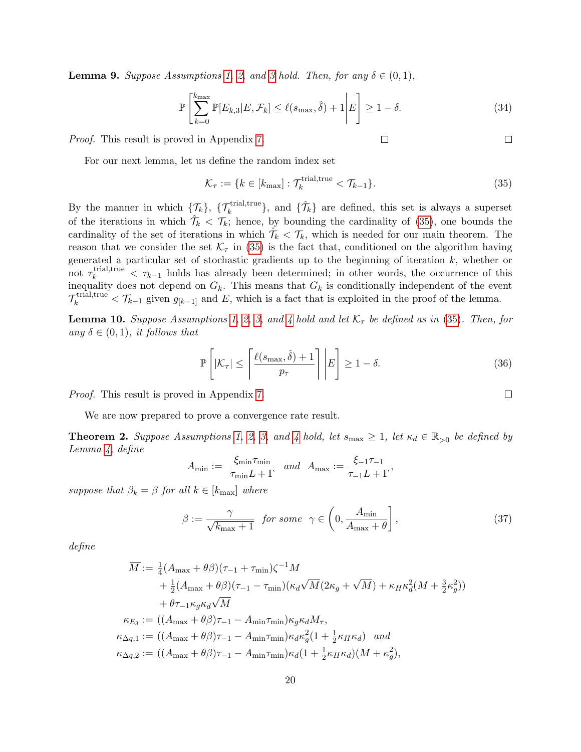**Lemma 9.** *Suppose Assumptions 1, 2, and 3 hold. Then, for any $\delta \in (0,1)$,*

$$\mathbb{P}\left[\sum_{k=0}^{k_{\max}} \mathbb{P}[E_{k,3}|E, \mathcal{F}_k] \leq \ell(s_{\max}, \hat{\delta}) + 1 \middle| E\right] \geq 1 - \delta. \tag{34}$$

*Proof.* This result is proved in Appendix 7. □ □

For our next lemma, let us define the random index set

$$\mathcal{K}_\tau := \{k \in [k_{\max}] : \mathcal{T}_k^{\text{trial,true}} < \mathcal{T}_{k-1}\}. \tag{35}$$

By the manner in which $\{\mathcal{T}_k\}$, $\{\mathcal{T}_k^{\text{trial,true}}\}$, and $\{\hat{\mathcal{T}}_k\}$ are defined, this set is always a superset of the iterations in which $\hat{\mathcal{T}}_k < \mathcal{T}_k$; hence, by bounding the cardinality of (35), one bounds the cardinality of the set of iterations in which $\hat{\mathcal{T}}_k < \mathcal{T}_k$, which is needed for our main theorem. The reason that we consider the set $\mathcal{K}_\tau$ in (35) is the fact that, conditioned on the algorithm having generated a particular set of stochastic gradients up to the beginning of iteration $k$, whether or not $\tau_k^{\text{trial,true}} < \tau_{k-1}$ holds has already been determined; in other words, the occurrence of this inequality does not depend on $G_k$. This means that $G_k$ is conditionally independent of the event $\mathcal{T}_k^{\text{trial,true}} < \mathcal{T}_{k-1}$ given $g_{[k-1]}$ and $E$, which is a fact that is exploited in the proof of the lemma.

**Lemma 10.** *Suppose Assumptions 1, 2, 3, and 4 hold and let $\mathcal{K}_\tau$ be defined as in (35). Then, for any $\delta \in (0,1)$, it follows that*

$$\mathbb{P}\left[|\mathcal{K}_\tau| \leq \left\lceil \frac{\ell(s_{\max}, \hat{\delta}) + 1}{p_\tau} \right\rceil \middle| E\right] \geq 1 - \delta. \tag{36}$$

*Proof.* This result is proved in Appendix 7. □

We are now prepared to prove a convergence rate result.

**Theorem 2.** *Suppose Assumptions 1, 2, 3, and 4 hold, let $s_{\max} \geq 1$, let $\kappa_d \in \mathbb{R}_{>0}$ be defined by Lemma 4, define*

$$A_{\min} := \frac{\xi_{\min}\tau_{\min}}{\tau_{\min}L + \Gamma} \quad \text{and} \quad A_{\max} := \frac{\xi_{-1}\tau_{-1}}{\tau_{-1}L + \Gamma},$$

*suppose that $\beta_k = \beta$ for all $k \in [k_{\max}]$ where*

$$\beta := \frac{\gamma}{\sqrt{k_{\max}+1}} \quad \text{for some} \quad \gamma \in \left(0, \frac{A_{\min}}{A_{\max} + \theta}\right], \tag{37}$$

*define*

$$\begin{aligned}
\overline{M} &:= \tfrac{1}{4}(A_{\max} + \theta\beta)(\tau_{-1} + \tau_{\min})\zeta^{-1}M \\
&\quad + \tfrac{1}{2}(A_{\max} + \theta\beta)(\tau_{-1} - \tau_{\min})(\kappa_d\sqrt{M}(2\kappa_g + \sqrt{M}) + \kappa_H\kappa_d^2(M + \tfrac{3}{2}\kappa_g^2)) \\
&\quad + \theta\tau_{-1}\kappa_g\kappa_d\sqrt{M} \\
\kappa_{E_3} &:= ((A_{\max} + \theta\beta)\tau_{-1} - A_{\min}\tau_{\min})\kappa_g\kappa_d M_\tau, \\
\kappa_{\Delta q,1} &:= ((A_{\max} + \theta\beta)\tau_{-1} - A_{\min}\tau_{\min})\kappa_d\kappa_g^2(1 + \tfrac{1}{2}\kappa_H\kappa_d) \quad \text{and} \\
\kappa_{\Delta q,2} &:= ((A_{\max} + \theta\beta)\tau_{-1} - A_{\min}\tau_{\min})\kappa_d(1 + \tfrac{1}{2}\kappa_H\kappa_d)(M + \kappa_g^2),
\end{aligned}$$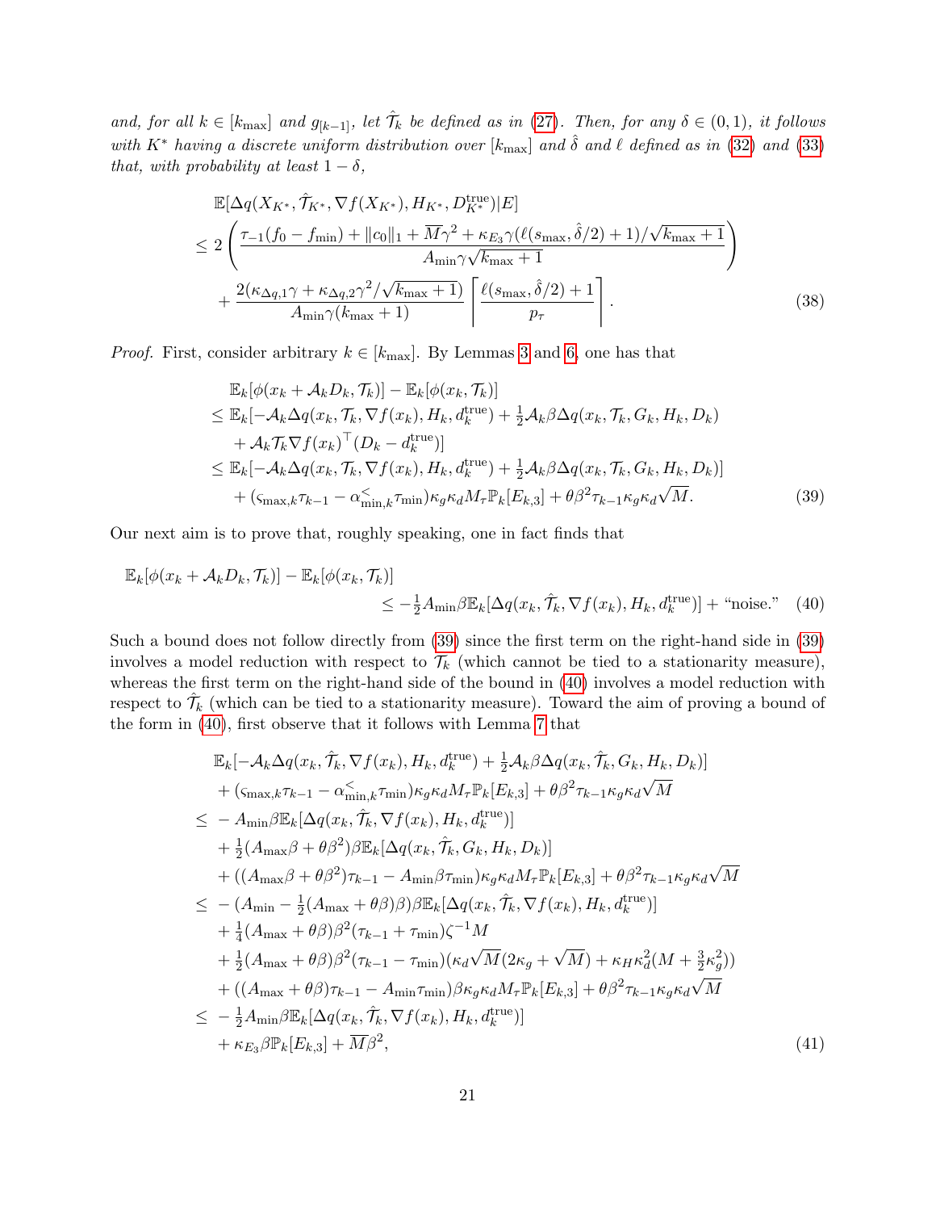*and, for all $k \in [k_{\max}]$ and $g_{[k-1]}$, let $\hat{\mathcal{T}}_k$ be defined as in (27). Then, for any $\delta \in (0,1)$, it follows with $K^*$ having a discrete uniform distribution over $[k_{\max}]$ and $\hat{\delta}$ and $\ell$ defined as in (32) and (33) that, with probability at least $1-\delta$,*

$$
\begin{aligned}
&\mathbb{E}[\Delta q(X_{K^*}, \hat{\mathcal{T}}_{K^*}, \nabla f(X_{K^*}), H_{K^*}, D_{K^*}^{\rm true})|E] \\
&\leq 2\left(\frac{\tau_{-1}(f_0 - f_{\min}) + \|c_0\|_1 + \overline{M}\gamma^2 + \kappa_{E_3}\gamma(\ell(s_{\max}, \hat{\delta}/2)+1)/\sqrt{k_{\max}+1}}{A_{\min}\gamma\sqrt{k_{\max}+1}}\right. \\
&\quad \left. + \frac{2(\kappa_{\Delta q,1}\gamma + \kappa_{\Delta q,2}\gamma^2/\sqrt{k_{\max}+1})}{A_{\min}\gamma(k_{\max}+1)}\left\lceil \frac{\ell(s_{\max},\hat{\delta}/2)+1}{p_\tau}\right\rceil\right).
\end{aligned}
\tag{38}
$$

*Proof.* First, consider arbitrary $k \in [k_{\max}]$. By Lemmas 3 and 6, one has that

$$
\begin{aligned}
&\mathbb{E}_k[\phi(x_k + \mathcal{A}_k D_k, \mathcal{T}_k)] - \mathbb{E}_k[\phi(x_k, \mathcal{T}_k)] \\
&\leq \mathbb{E}_k[-\mathcal{A}_k \Delta q(x_k, \mathcal{T}_k, \nabla f(x_k), H_k, d_k^{\rm true}) + \tfrac{1}{2}\mathcal{A}_k\beta\Delta q(x_k, \mathcal{T}_k, G_k, H_k, D_k) \\
&\quad + \mathcal{A}_k\mathcal{T}_k\nabla f(x_k)^\top(D_k - d_k^{\rm true})] \\
&\leq \mathbb{E}_k[-\mathcal{A}_k \Delta q(x_k, \mathcal{T}_k, \nabla f(x_k), H_k, d_k^{\rm true}) + \tfrac{1}{2}\mathcal{A}_k\beta\Delta q(x_k, \mathcal{T}_k, G_k, H_k, D_k)] \\
&\quad + (\varsigma_{\max,k}\tau_{k-1} - \alpha_{\min,k}^{<}\tau_{\min})\kappa_g\kappa_d M_\tau \mathbb{P}_k[E_{k,3}] + \theta\beta^2\tau_{k-1}\kappa_g\kappa_d\sqrt{M}.
\end{aligned}
\tag{39}
$$

Our next aim is to prove that, roughly speaking, one in fact finds that

$$
\begin{aligned}
&\mathbb{E}_k[\phi(x_k + \mathcal{A}_k D_k, \mathcal{T}_k)] - \mathbb{E}_k[\phi(x_k, \mathcal{T}_k)] \\
&\qquad\qquad\qquad \leq -\tfrac{1}{2}A_{\min}\beta\mathbb{E}_k[\Delta q(x_k, \hat{\mathcal{T}}_k, \nabla f(x_k), H_k, d_k^{\rm true})] + \text{"noise."}
\end{aligned}
\tag{40}
$$

Such a bound does not follow directly from (39) since the first term on the right-hand side in (39) involves a model reduction with respect to $\mathcal{T}_k$ (which cannot be tied to a stationarity measure), whereas the first term on the right-hand side of the bound in (40) involves a model reduction with respect to $\hat{\mathcal{T}}_k$ (which can be tied to a stationarity measure). Toward the aim of proving a bound of the form in (40), first observe that it follows with Lemma 7 that

$$
\begin{aligned}
&\mathbb{E}_k[-\mathcal{A}_k\Delta q(x_k, \hat{\mathcal{T}}_k, \nabla f(x_k), H_k, d_k^{\rm true}) + \tfrac{1}{2}\mathcal{A}_k\beta\Delta q(x_k, \hat{\mathcal{T}}_k, G_k, H_k, D_k)] \\
&\quad + (\varsigma_{\max,k}\tau_{k-1} - \alpha_{\min,k}^{<}\tau_{\min})\kappa_g\kappa_d M_\tau\mathbb{P}_k[E_{k,3}] + \theta\beta^2\tau_{k-1}\kappa_g\kappa_d\sqrt{M} \\
&\leq -A_{\min}\beta\mathbb{E}_k[\Delta q(x_k, \hat{\mathcal{T}}_k, \nabla f(x_k), H_k, d_k^{\rm true})] \\
&\quad + \tfrac{1}{2}(A_{\max}\beta + \theta\beta^2)\beta\mathbb{E}_k[\Delta q(x_k, \hat{\mathcal{T}}_k, G_k, H_k, D_k)] \\
&\quad + ((A_{\max}\beta + \theta\beta^2)\tau_{k-1} - A_{\min}\beta\tau_{\min})\kappa_g\kappa_d M_\tau\mathbb{P}_k[E_{k,3}] + \theta\beta^2\tau_{k-1}\kappa_g\kappa_d\sqrt{M} \\
&\leq -(A_{\min} - \tfrac{1}{2}(A_{\max} + \theta\beta)\beta)\beta\mathbb{E}_k[\Delta q(x_k, \hat{\mathcal{T}}_k, \nabla f(x_k), H_k, d_k^{\rm true})] \\
&\quad + \tfrac{1}{4}(A_{\max} + \theta\beta)\beta^2(\tau_{k-1} + \tau_{\min})\zeta^{-1}M \\
&\quad + \tfrac{1}{2}(A_{\max} + \theta\beta)\beta^2(\tau_{k-1} - \tau_{\min})(\kappa_d\sqrt{M}(2\kappa_g + \sqrt{M}) + \kappa_H\kappa_d^2(M + \tfrac{3}{2}\kappa_g^2)) \\
&\quad + ((A_{\max} + \theta\beta)\tau_{k-1} - A_{\min}\tau_{\min})\beta\kappa_g\kappa_d M_\tau\mathbb{P}_k[E_{k,3}] + \theta\beta^2\tau_{k-1}\kappa_g\kappa_d\sqrt{M} \\
&\leq -\tfrac{1}{2}A_{\min}\beta\mathbb{E}_k[\Delta q(x_k, \hat{\mathcal{T}}_k, \nabla f(x_k), H_k, d_k^{\rm true})] \\
&\quad + \kappa_{E_3}\beta\mathbb{P}_k[E_{k,3}] + \overline{M}\beta^2,
\end{aligned}
\tag{41}
$$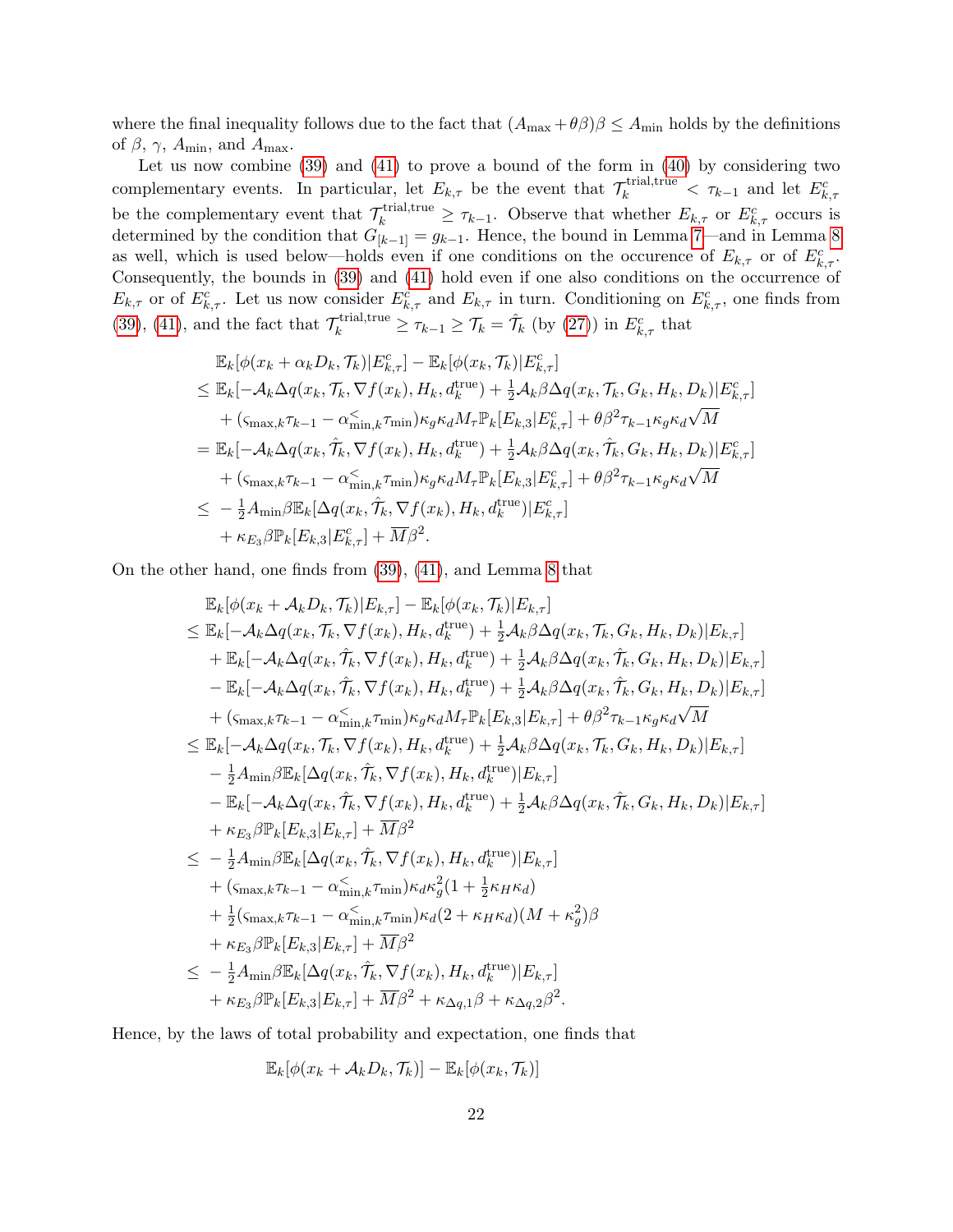where the final inequality follows due to the fact that $(A_{\max} + \theta\beta)\beta \leq A_{\min}$ holds by the definitions of $\beta$, $\gamma$, $A_{\min}$, and $A_{\max}$.

Let us now combine (39) and (41) to prove a bound of the form in (40) by considering two complementary events. In particular, let $E_{k,\tau}$ be the event that $\mathcal{T}_k^{\rm trial,true} < \tau_{k-1}$ and let $E_{k,\tau}^c$ be the complementary event that $\mathcal{T}_k^{\rm trial,true} \geq \tau_{k-1}$. Observe that whether $E_{k,\tau}$ or $E_{k,\tau}^c$ occurs is determined by the condition that $G_{[k-1]} = g_{k-1}$. Hence, the bound in Lemma 7—and in Lemma 8 as well, which is used below—holds even if one conditions on the occurence of $E_{k,\tau}$ or of $E_{k,\tau}^c$. Consequently, the bounds in (39) and (41) hold even if one also conditions on the occurrence of $E_{k,\tau}$ or of $E_{k,\tau}^c$. Let us now consider $E_{k,\tau}^c$ and $E_{k,\tau}$ in turn. Conditioning on $E_{k,\tau}^c$, one finds from (39), (41), and the fact that $\mathcal{T}_k^{\rm trial,true} \geq \tau_{k-1} \geq \mathcal{T}_k = \hat{\mathcal{T}}_k$ (by (27)) in $E_{k,\tau}^c$ that

$$
\begin{aligned}
&\mathbb{E}_k[\phi(x_k + \alpha_k D_k, \mathcal{T}_k)|E_{k,\tau}^c] - \mathbb{E}_k[\phi(x_k, \mathcal{T}_k)|E_{k,\tau}^c] \\
\leq\ & \mathbb{E}_k[-\mathcal{A}_k \Delta q(x_k, \mathcal{T}_k, \nabla f(x_k), H_k, d_k^{\rm true}) + \tfrac{1}{2}\mathcal{A}_k \beta \Delta q(x_k, \mathcal{T}_k, G_k, H_k, D_k)|E_{k,\tau}^c] \\
&+ (\varsigma_{\max,k}\tau_{k-1} - \alpha_{\min,k}^{<}\tau_{\min})\kappa_g\kappa_d M_\tau \mathbb{P}_k[E_{k,3}|E_{k,\tau}^c] + \theta\beta^2\tau_{k-1}\kappa_g\kappa_d\sqrt{M} \\
=\ & \mathbb{E}_k[-\mathcal{A}_k \Delta q(x_k, \hat{\mathcal{T}}_k, \nabla f(x_k), H_k, d_k^{\rm true}) + \tfrac{1}{2}\mathcal{A}_k \beta \Delta q(x_k, \hat{\mathcal{T}}_k, G_k, H_k, D_k)|E_{k,\tau}^c] \\
&+ (\varsigma_{\max,k}\tau_{k-1} - \alpha_{\min,k}^{<}\tau_{\min})\kappa_g\kappa_d M_\tau \mathbb{P}_k[E_{k,3}|E_{k,\tau}^c] + \theta\beta^2\tau_{k-1}\kappa_g\kappa_d\sqrt{M} \\
\leq\ & -\tfrac{1}{2}A_{\min}\beta\mathbb{E}_k[\Delta q(x_k, \hat{\mathcal{T}}_k, \nabla f(x_k), H_k, d_k^{\rm true})|E_{k,\tau}^c] \\
&+ \kappa_{E_3}\beta\mathbb{P}_k[E_{k,3}|E_{k,\tau}^c] + \overline{M}\beta^2.
\end{aligned}
$$

On the other hand, one finds from (39), (41), and Lemma 8 that

$$
\begin{aligned}
&\mathbb{E}_k[\phi(x_k + \mathcal{A}_k D_k, \mathcal{T}_k)|E_{k,\tau}] - \mathbb{E}_k[\phi(x_k, \mathcal{T}_k)|E_{k,\tau}] \\
\leq\ & \mathbb{E}_k[-\mathcal{A}_k \Delta q(x_k, \mathcal{T}_k, \nabla f(x_k), H_k, d_k^{\rm true}) + \tfrac{1}{2}\mathcal{A}_k \beta \Delta q(x_k, \mathcal{T}_k, G_k, H_k, D_k)|E_{k,\tau}] \\
&+ \mathbb{E}_k[-\mathcal{A}_k \Delta q(x_k, \hat{\mathcal{T}}_k, \nabla f(x_k), H_k, d_k^{\rm true}) + \tfrac{1}{2}\mathcal{A}_k \beta \Delta q(x_k, \hat{\mathcal{T}}_k, G_k, H_k, D_k)|E_{k,\tau}] \\
&- \mathbb{E}_k[-\mathcal{A}_k \Delta q(x_k, \hat{\mathcal{T}}_k, \nabla f(x_k), H_k, d_k^{\rm true}) + \tfrac{1}{2}\mathcal{A}_k \beta \Delta q(x_k, \hat{\mathcal{T}}_k, G_k, H_k, D_k)|E_{k,\tau}] \\
&+ (\varsigma_{\max,k}\tau_{k-1} - \alpha_{\min,k}^{<}\tau_{\min})\kappa_g\kappa_d M_\tau \mathbb{P}_k[E_{k,3}|E_{k,\tau}] + \theta\beta^2\tau_{k-1}\kappa_g\kappa_d\sqrt{M} \\
\leq\ & \mathbb{E}_k[-\mathcal{A}_k \Delta q(x_k, \mathcal{T}_k, \nabla f(x_k), H_k, d_k^{\rm true}) + \tfrac{1}{2}\mathcal{A}_k \beta \Delta q(x_k, \mathcal{T}_k, G_k, H_k, D_k)|E_{k,\tau}] \\
&- \tfrac{1}{2}A_{\min}\beta\mathbb{E}_k[\Delta q(x_k, \hat{\mathcal{T}}_k, \nabla f(x_k), H_k, d_k^{\rm true})|E_{k,\tau}] \\
&- \mathbb{E}_k[-\mathcal{A}_k \Delta q(x_k, \hat{\mathcal{T}}_k, \nabla f(x_k), H_k, d_k^{\rm true}) + \tfrac{1}{2}\mathcal{A}_k \beta \Delta q(x_k, \hat{\mathcal{T}}_k, G_k, H_k, D_k)|E_{k,\tau}] \\
&+ \kappa_{E_3}\beta\mathbb{P}_k[E_{k,3}|E_{k,\tau}] + \overline{M}\beta^2 \\
\leq\ & -\tfrac{1}{2}A_{\min}\beta\mathbb{E}_k[\Delta q(x_k, \hat{\mathcal{T}}_k, \nabla f(x_k), H_k, d_k^{\rm true})|E_{k,\tau}] \\
&+ (\varsigma_{\max,k}\tau_{k-1} - \alpha_{\min,k}^{<}\tau_{\min})\kappa_d\kappa_g^2(1 + \tfrac{1}{2}\kappa_H\kappa_d) \\
&+ \tfrac{1}{2}(\varsigma_{\max,k}\tau_{k-1} - \alpha_{\min,k}^{<}\tau_{\min})\kappa_d(2 + \kappa_H\kappa_d)(M + \kappa_g^2)\beta \\
&+ \kappa_{E_3}\beta\mathbb{P}_k[E_{k,3}|E_{k,\tau}] + \overline{M}\beta^2 \\
\leq\ & -\tfrac{1}{2}A_{\min}\beta\mathbb{E}_k[\Delta q(x_k, \hat{\mathcal{T}}_k, \nabla f(x_k), H_k, d_k^{\rm true})|E_{k,\tau}] \\
&+ \kappa_{E_3}\beta\mathbb{P}_k[E_{k,3}|E_{k,\tau}] + \overline{M}\beta^2 + \kappa_{\Delta q,1}\beta + \kappa_{\Delta q,2}\beta^2.
\end{aligned}
$$

Hence, by the laws of total probability and expectation, one finds that

$$
\mathbb{E}_k[\phi(x_k + \mathcal{A}_k D_k, \mathcal{T}_k)] - \mathbb{E}_k[\phi(x_k, \mathcal{T}_k)]
$$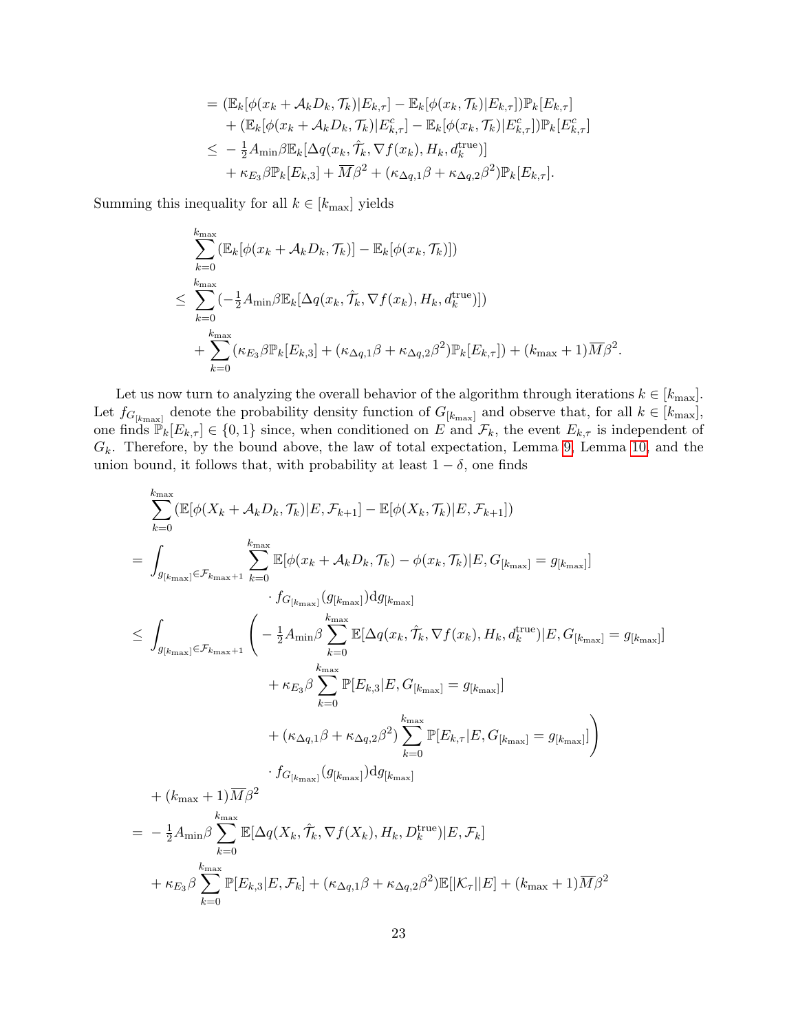$$
\begin{aligned}
&= (\mathbb{E}_k[\phi(x_k + \mathcal{A}_k D_k, \mathcal{T}_k)|E_{k,\tau}] - \mathbb{E}_k[\phi(x_k, \mathcal{T}_k)|E_{k,\tau}])\mathbb{P}_k[E_{k,\tau}] \\
&\quad + (\mathbb{E}_k[\phi(x_k + \mathcal{A}_k D_k, \mathcal{T}_k)|E_{k,\tau}^c] - \mathbb{E}_k[\phi(x_k, \mathcal{T}_k)|E_{k,\tau}^c])\mathbb{P}_k[E_{k,\tau}^c] \\
&\leq -\tfrac{1}{2}A_{\min}\beta\mathbb{E}_k[\Delta q(x_k, \hat{\mathcal{T}}_k, \nabla f(x_k), H_k, d_k^{\text{true}})] \\
&\quad + \kappa_{E_3}\beta\mathbb{P}_k[E_{k,3}] + \overline{M}\beta^2 + (\kappa_{\Delta q,1}\beta + \kappa_{\Delta q,2}\beta^2)\mathbb{P}_k[E_{k,\tau}].
\end{aligned}
$$

Summing this inequality for all $k \in [k_{\max}]$ yields

$$
\begin{aligned}
&\sum_{k=0}^{k_{\max}} (\mathbb{E}_k[\phi(x_k + \mathcal{A}_k D_k, \mathcal{T}_k)] - \mathbb{E}_k[\phi(x_k, \mathcal{T}_k)]) \\
\leq\ & \sum_{k=0}^{k_{\max}} (-\tfrac{1}{2}A_{\min}\beta\mathbb{E}_k[\Delta q(x_k, \hat{\mathcal{T}}_k, \nabla f(x_k), H_k, d_k^{\text{true}})]) \\
&+ \sum_{k=0}^{k_{\max}} (\kappa_{E_3}\beta\mathbb{P}_k[E_{k,3}] + (\kappa_{\Delta q,1}\beta + \kappa_{\Delta q,2}\beta^2)\mathbb{P}_k[E_{k,\tau}]) + (k_{\max}+1)\overline{M}\beta^2.
\end{aligned}
$$

Let us now turn to analyzing the overall behavior of the algorithm through iterations $k \in [k_{\max}]$. Let $f_{G_{[k_{\max}]}}$ denote the probability density function of $G_{[k_{\max}]}$ and observe that, for all $k \in [k_{\max}]$, one finds $\mathbb{P}_k[E_{k,\tau}] \in \{0,1\}$ since, when conditioned on $E$ and $\mathcal{F}_k$, the event $E_{k,\tau}$ is independent of $G_k$. Therefore, by the bound above, the law of total expectation, Lemma 9, Lemma 10, and the union bound, it follows that, with probability at least $1-\delta$, one finds

$$
\begin{aligned}
&\sum_{k=0}^{k_{\max}} (\mathbb{E}[\phi(X_k + \mathcal{A}_k D_k, \mathcal{T}_k)|E, \mathcal{F}_{k+1}] - \mathbb{E}[\phi(X_k, \mathcal{T}_k)|E, \mathcal{F}_{k+1}]) \\
=\ & \int_{g_{[k_{\max}]} \in \mathcal{F}_{k_{\max}+1}} \sum_{k=0}^{k_{\max}} \mathbb{E}[\phi(x_k + \mathcal{A}_k D_k, \mathcal{T}_k) - \phi(x_k, \mathcal{T}_k)|E, G_{[k_{\max}]} = g_{[k_{\max}]}] \\
&\qquad \cdot f_{G_{[k_{\max}]}}(g_{[k_{\max}]})\mathrm{d}g_{[k_{\max}]} \\
\leq\ & \int_{g_{[k_{\max}]} \in \mathcal{F}_{k_{\max}+1}} \Bigg( -\tfrac{1}{2}A_{\min}\beta \sum_{k=0}^{k_{\max}} \mathbb{E}[\Delta q(x_k, \hat{\mathcal{T}}_k, \nabla f(x_k), H_k, d_k^{\text{true}})|E, G_{[k_{\max}]} = g_{[k_{\max}]}] \\
&\qquad + \kappa_{E_3}\beta \sum_{k=0}^{k_{\max}} \mathbb{P}[E_{k,3}|E, G_{[k_{\max}]} = g_{[k_{\max}]}] \\
&\qquad + (\kappa_{\Delta q,1}\beta + \kappa_{\Delta q,2}\beta^2) \sum_{k=0}^{k_{\max}} \mathbb{P}[E_{k,\tau}|E, G_{[k_{\max}]} = g_{[k_{\max}]}] \Bigg) \\
&\qquad \cdot f_{G_{[k_{\max}]}}(g_{[k_{\max}]})\mathrm{d}g_{[k_{\max}]} \\
&+ (k_{\max}+1)\overline{M}\beta^2 \\
=\ & -\tfrac{1}{2}A_{\min}\beta \sum_{k=0}^{k_{\max}} \mathbb{E}[\Delta q(X_k, \hat{\mathcal{T}}_k, \nabla f(X_k), H_k, D_k^{\text{true}})|E, \mathcal{F}_k] \\
&+ \kappa_{E_3}\beta \sum_{k=0}^{k_{\max}} \mathbb{P}[E_{k,3}|E, \mathcal{F}_k] + (\kappa_{\Delta q,1}\beta + \kappa_{\Delta q,2}\beta^2)\mathbb{E}[|\mathcal{K}_\tau||E] + (k_{\max}+1)\overline{M}\beta^2
\end{aligned}
$$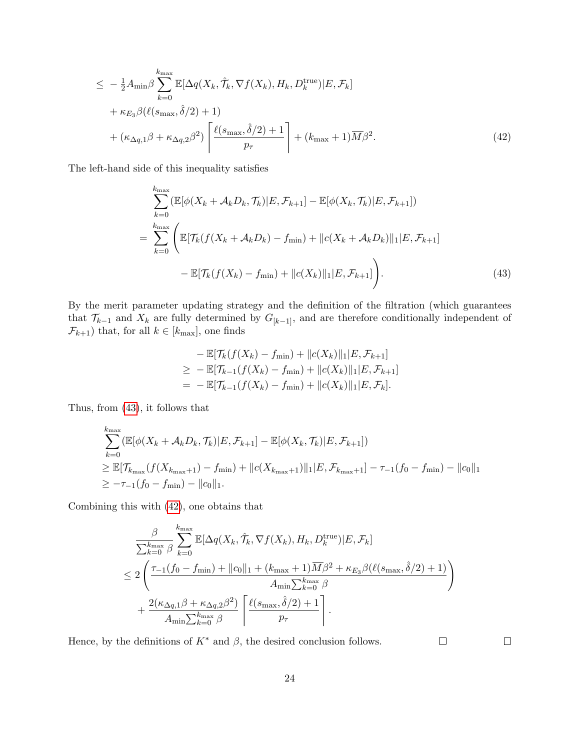$$
\begin{aligned}
&\leq -\tfrac{1}{2}A_{\min}\beta\sum_{k=0}^{k_{\max}}\mathbb{E}[\Delta q(X_k,\hat{\mathcal{T}}_k,\nabla f(X_k),H_k,D_k^{\text{true}})|E,\mathcal{F}_k] \\
&\quad + \kappa_{E_3}\beta(\ell(s_{\max},\hat{\delta}/2)+1) \\
&\quad + (\kappa_{\Delta q,1}\beta+\kappa_{\Delta q,2}\beta^2)\left\lceil\frac{\ell(s_{\max},\hat{\delta}/2)+1}{p_\tau}\right\rceil + (k_{\max}+1)\overline{M}\beta^2.
\end{aligned} \tag{42}
$$

The left-hand side of this inequality satisfies

$$
\begin{aligned}
&\sum_{k=0}^{k_{\max}}(\mathbb{E}[\phi(X_k+\mathcal{A}_kD_k,\mathcal{T}_k)|E,\mathcal{F}_{k+1}] - \mathbb{E}[\phi(X_k,\mathcal{T}_k)|E,\mathcal{F}_{k+1}]) \\
&= \sum_{k=0}^{k_{\max}}\Bigg(\mathbb{E}[\mathcal{T}_k(f(X_k+\mathcal{A}_kD_k)-f_{\min}) + \|c(X_k+\mathcal{A}_kD_k)\|_1|E,\mathcal{F}_{k+1}] \\
&\qquad\qquad - \mathbb{E}[\mathcal{T}_k(f(X_k)-f_{\min})+\|c(X_k)\|_1|E,\mathcal{F}_{k+1}]\Bigg).
\end{aligned} \tag{43}
$$

By the merit parameter updating strategy and the definition of the filtration (which guarantees that $\mathcal{T}_{k-1}$ and $X_k$ are fully determined by $G_{[k-1]}$, and are therefore conditionally independent of $\mathcal{F}_{k+1}$) that, for all $k \in [k_{\max}]$, one finds

$$
\begin{aligned}
&-\mathbb{E}[\mathcal{T}_k(f(X_k)-f_{\min})+\|c(X_k)\|_1|E,\mathcal{F}_{k+1}] \\
\geq\ &-\mathbb{E}[\mathcal{T}_{k-1}(f(X_k)-f_{\min})+\|c(X_k)\|_1|E,\mathcal{F}_{k+1}] \\
=\ &-\mathbb{E}[\mathcal{T}_{k-1}(f(X_k)-f_{\min})+\|c(X_k)\|_1|E,\mathcal{F}_{k}].
\end{aligned}
$$

Thus, from (43), it follows that

$$
\begin{aligned}
&\sum_{k=0}^{k_{\max}}(\mathbb{E}[\phi(X_k+\mathcal{A}_kD_k,\mathcal{T}_k)|E,\mathcal{F}_{k+1}] - \mathbb{E}[\phi(X_k,\mathcal{T}_k)|E,\mathcal{F}_{k+1}]) \\
&\geq \mathbb{E}[\mathcal{T}_{k_{\max}}(f(X_{k_{\max}+1})-f_{\min})+\|c(X_{k_{\max}+1})\|_1|E,\mathcal{F}_{k_{\max}+1}] - \tau_{-1}(f_0-f_{\min}) - \|c_0\|_1 \\
&\geq -\tau_{-1}(f_0-f_{\min}) - \|c_0\|_1.
\end{aligned}
$$

Combining this with (42), one obtains that

$$
\begin{aligned}
&\frac{\beta}{\sum_{k=0}^{k_{\max}}\beta}\sum_{k=0}^{k_{\max}}\mathbb{E}[\Delta q(X_k,\hat{\mathcal{T}}_k,\nabla f(X_k),H_k,D_k^{\text{true}})|E,\mathcal{F}_k] \\
&\leq 2\left(\frac{\tau_{-1}(f_0-f_{\min})+\|c_0\|_1+(k_{\max}+1)\overline{M}\beta^2+\kappa_{E_3}\beta(\ell(s_{\max},\hat{\delta}/2)+1)}{A_{\min}\sum_{k=0}^{k_{\max}}\beta}\right) \\
&\quad + \frac{2(\kappa_{\Delta q,1}\beta+\kappa_{\Delta q,2}\beta^2)}{A_{\min}\sum_{k=0}^{k_{\max}}\beta}\left\lceil\frac{\ell(s_{\max},\hat{\delta}/2)+1}{p_\tau}\right\rceil.
\end{aligned}
$$

Hence, by the definitions of $K^*$ and $\beta$, the desired conclusion follows. □ □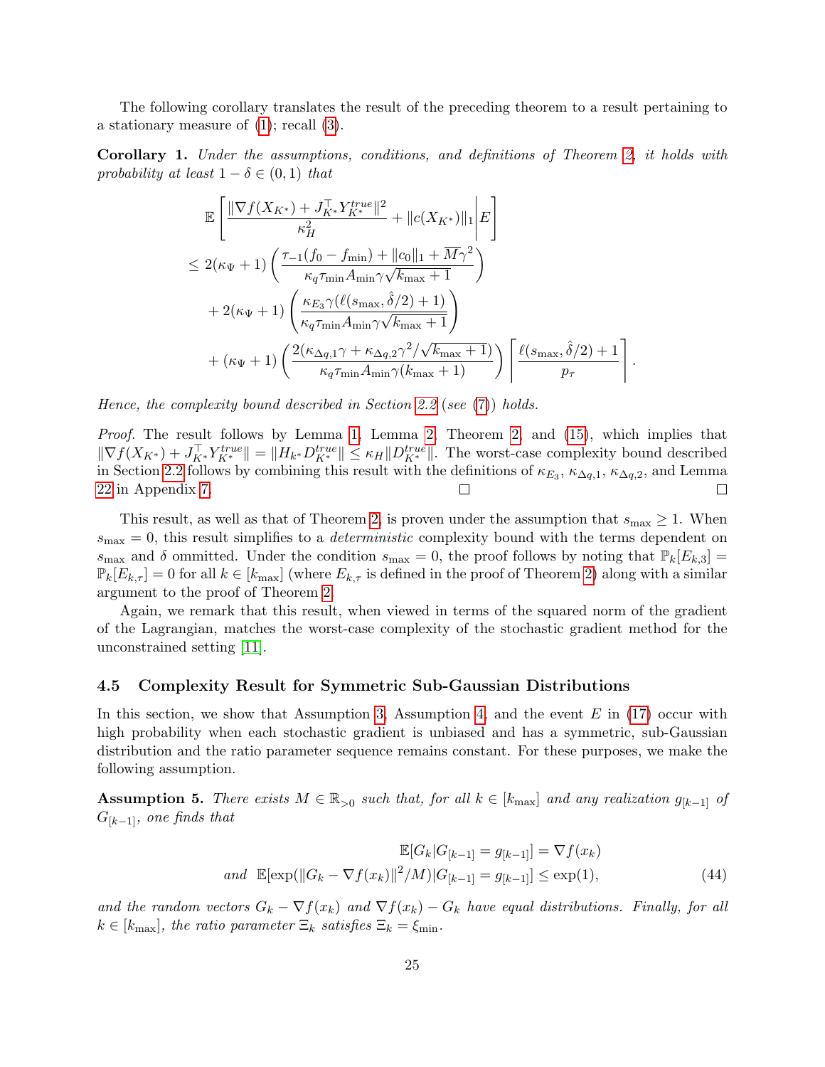The following corollary translates the result of the preceding theorem to a result pertaining to a stationary measure of (1); recall (3).

**Corollary 1.** *Under the assumptions, conditions, and definitions of Theorem 2, it holds with probability at least $1-\delta \in (0,1)$ that*

$$
\begin{aligned}
&\mathbb{E}\left[\frac{\|\nabla f(X_{K^*}) + J_{K^*}^\top Y_{K^*}^{true}\|^2}{\kappa_H^2} + \|c(X_{K^*})\|_1 \middle| E\right] \\
&\leq 2(\kappa_\Psi + 1)\left(\frac{\tau_{-1}(f_0 - f_{\min}) + \|c_0\|_1 + \overline{M}\gamma^2}{\kappa_q \tau_{\min} A_{\min}\gamma\sqrt{k_{\max}+1}}\right) \\
&\quad + 2(\kappa_\Psi + 1)\left(\frac{\kappa_{E_3}\gamma(\ell(s_{\max},\hat{\delta}/2)+1)}{\kappa_q \tau_{\min} A_{\min}\gamma\sqrt{k_{\max}+1}}\right) \\
&\quad + (\kappa_\Psi + 1)\left(\frac{2(\kappa_{\Delta q,1}\gamma + \kappa_{\Delta q,2}\gamma^2/\sqrt{k_{\max}+1})}{\kappa_q \tau_{\min} A_{\min}\gamma(k_{\max}+1)}\right)\left\lceil \frac{\ell(s_{\max},\hat{\delta}/2)+1}{p_\tau}\right\rceil.
\end{aligned}
$$

*Hence, the complexity bound described in Section 2.2 (see (7)) holds.*

*Proof.* The result follows by Lemma 1, Lemma 2, Theorem 2, and (15), which implies that $\|\nabla f(X_{K^*}) + J_{K^*}^\top Y_{K^*}^{true}\| = \|H_{k^*} D_{K^*}^{true}\| \leq \kappa_H \|D_{K^*}^{true}\|$. The worst-case complexity bound described in Section 2.2 follows by combining this result with the definitions of $\kappa_{E_3}$, $\kappa_{\Delta q,1}$, $\kappa_{\Delta q,2}$, and Lemma 22 in Appendix 7. □ □

This result, as well as that of Theorem 2, is proven under the assumption that $s_{\max} \geq 1$. When $s_{\max} = 0$, this result simplifies to a *deterministic* complexity bound with the terms dependent on $s_{\max}$ and $\delta$ ommitted. Under the condition $s_{\max} = 0$, the proof follows by noting that $\mathbb{P}_k[E_{k,3}] = \mathbb{P}_k[E_{k,\tau}] = 0$ for all $k \in [k_{\max}]$ (where $E_{k,\tau}$ is defined in the proof of Theorem 2) along with a similar argument to the proof of Theorem 2.

Again, we remark that this result, when viewed in terms of the squared norm of the gradient of the Lagrangian, matches the worst-case complexity of the stochastic gradient method for the unconstrained setting [11].

### 4.5 Complexity Result for Symmetric Sub-Gaussian Distributions

In this section, we show that Assumption 3, Assumption 4, and the event $E$ in (17) occur with high probability when each stochastic gradient is unbiased and has a symmetric, sub-Gaussian distribution and the ratio parameter sequence remains constant. For these purposes, we make the following assumption.

**Assumption 5.** *There exists $M \in \mathbb{R}_{>0}$ such that, for all $k \in [k_{\max}]$ and any realization $g_{[k-1]}$ of $G_{[k-1]}$, one finds that*

$$
\begin{aligned}
&\mathbb{E}[G_k | G_{[k-1]} = g_{[k-1]}] = \nabla f(x_k) \\
\text{and}\ \ &\mathbb{E}[\exp(\|G_k - \nabla f(x_k)\|^2/M) | G_{[k-1]} = g_{[k-1]}] \leq \exp(1),
\end{aligned} \tag{44}
$$

*and the random vectors $G_k - \nabla f(x_k)$ and $\nabla f(x_k) - G_k$ have equal distributions. Finally, for all $k \in [k_{\max}]$, the ratio parameter $\Xi_k$ satisfies $\Xi_k = \xi_{\min}$.*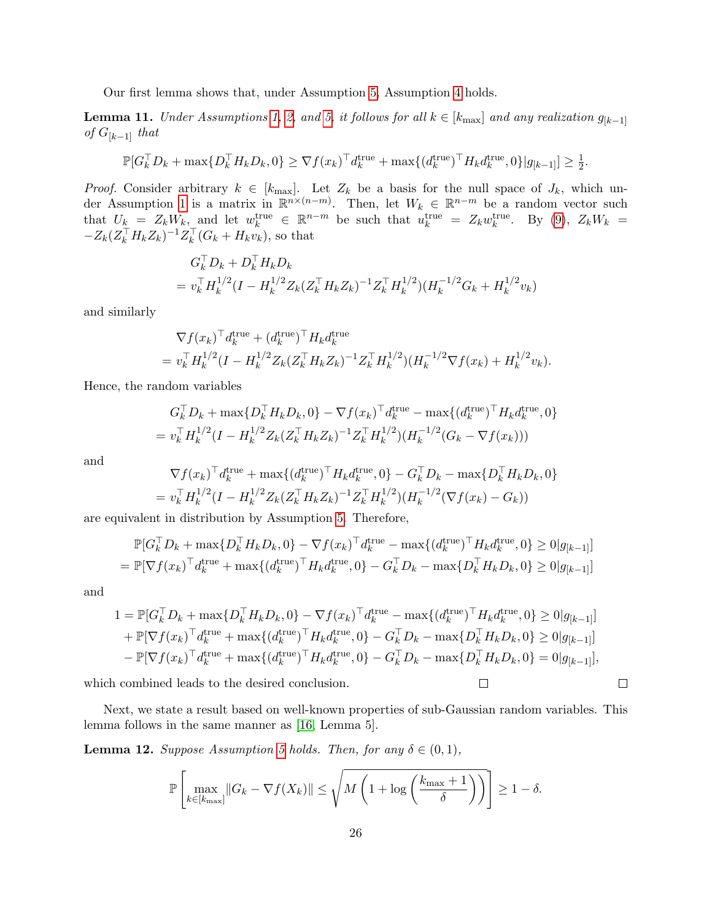Our first lemma shows that, under Assumption 5, Assumption 4 holds.

**Lemma 11.** *Under Assumptions 1, 2, and 5, it follows for all $k \in [k_{\max}]$ and any realization $g_{[k-1]}$ of $G_{[k-1]}$ that*

$$\mathbb{P}[G_k^\top D_k + \max\{D_k^\top H_k D_k, 0\} \geq \nabla f(x_k)^\top d_k^{\text{true}} + \max\{(d_k^{\text{true}})^\top H_k d_k^{\text{true}}, 0\} | g_{[k-1]}] \geq \tfrac{1}{2}.$$

*Proof.* Consider arbitrary $k \in [k_{\max}]$. Let $Z_k$ be a basis for the null space of $J_k$, which under Assumption 1 is a matrix in $\mathbb{R}^{n \times (n-m)}$. Then, let $W_k \in \mathbb{R}^{n-m}$ be a random vector such that $U_k = Z_k W_k$, and let $w_k^{\text{true}} \in \mathbb{R}^{n-m}$ be such that $u_k^{\text{true}} = Z_k w_k^{\text{true}}$. By (9), $Z_k W_k = -Z_k(Z_k^\top H_k Z_k)^{-1} Z_k^\top (G_k + H_k v_k)$, so that

$$\begin{aligned}
&G_k^\top D_k + D_k^\top H_k D_k \\
&= v_k^\top H_k^{1/2}(I - H_k^{1/2} Z_k (Z_k^\top H_k Z_k)^{-1} Z_k^\top H_k^{1/2})(H_k^{-1/2} G_k + H_k^{1/2} v_k)
\end{aligned}$$

and similarly

$$\begin{aligned}
&\nabla f(x_k)^\top d_k^{\text{true}} + (d_k^{\text{true}})^\top H_k d_k^{\text{true}} \\
&= v_k^\top H_k^{1/2}(I - H_k^{1/2} Z_k (Z_k^\top H_k Z_k)^{-1} Z_k^\top H_k^{1/2})(H_k^{-1/2} \nabla f(x_k) + H_k^{1/2} v_k).
\end{aligned}$$

Hence, the random variables

$$\begin{aligned}
&G_k^\top D_k + \max\{D_k^\top H_k D_k, 0\} - \nabla f(x_k)^\top d_k^{\text{true}} - \max\{(d_k^{\text{true}})^\top H_k d_k^{\text{true}}, 0\} \\
&= v_k^\top H_k^{1/2}(I - H_k^{1/2} Z_k (Z_k^\top H_k Z_k)^{-1} Z_k^\top H_k^{1/2})(H_k^{-1/2}(G_k - \nabla f(x_k)))
\end{aligned}$$

and

$$\begin{aligned}
&\nabla f(x_k)^\top d_k^{\text{true}} + \max\{(d_k^{\text{true}})^\top H_k d_k^{\text{true}}, 0\} - G_k^\top D_k - \max\{D_k^\top H_k D_k, 0\} \\
&= v_k^\top H_k^{1/2}(I - H_k^{1/2} Z_k (Z_k^\top H_k Z_k)^{-1} Z_k^\top H_k^{1/2})(H_k^{-1/2}(\nabla f(x_k) - G_k))
\end{aligned}$$

are equivalent in distribution by Assumption 5. Therefore,

$$\begin{aligned}
&\mathbb{P}[G_k^\top D_k + \max\{D_k^\top H_k D_k, 0\} - \nabla f(x_k)^\top d_k^{\text{true}} - \max\{(d_k^{\text{true}})^\top H_k d_k^{\text{true}}, 0\} \geq 0 | g_{[k-1]}] \\
&= \mathbb{P}[\nabla f(x_k)^\top d_k^{\text{true}} + \max\{(d_k^{\text{true}})^\top H_k d_k^{\text{true}}, 0\} - G_k^\top D_k - \max\{D_k^\top H_k D_k, 0\} \geq 0 | g_{[k-1]}]
\end{aligned}$$

and

$$\begin{aligned}
1 &= \mathbb{P}[G_k^\top D_k + \max\{D_k^\top H_k D_k, 0\} - \nabla f(x_k)^\top d_k^{\text{true}} - \max\{(d_k^{\text{true}})^\top H_k d_k^{\text{true}}, 0\} \geq 0 | g_{[k-1]}] \\
&\quad + \mathbb{P}[\nabla f(x_k)^\top d_k^{\text{true}} + \max\{(d_k^{\text{true}})^\top H_k d_k^{\text{true}}, 0\} - G_k^\top D_k - \max\{D_k^\top H_k D_k, 0\} \geq 0 | g_{[k-1]}] \\
&\quad - \mathbb{P}[\nabla f(x_k)^\top d_k^{\text{true}} + \max\{(d_k^{\text{true}})^\top H_k d_k^{\text{true}}, 0\} - G_k^\top D_k - \max\{D_k^\top H_k D_k, 0\} = 0 | g_{[k-1]}],
\end{aligned}$$

which combined leads to the desired conclusion. □ □

Next, we state a result based on well-known properties of sub-Gaussian random variables. This lemma follows in the same manner as [16, Lemma 5].

**Lemma 12.** *Suppose Assumption 5 holds. Then, for any $\delta \in (0, 1)$,*

$$\mathbb{P}\left[\max_{k \in [k_{\max}]} \|G_k - \nabla f(X_k)\| \leq \sqrt{M\left(1 + \log\left(\frac{k_{\max} + 1}{\delta}\right)\right)}\right] \geq 1 - \delta.$$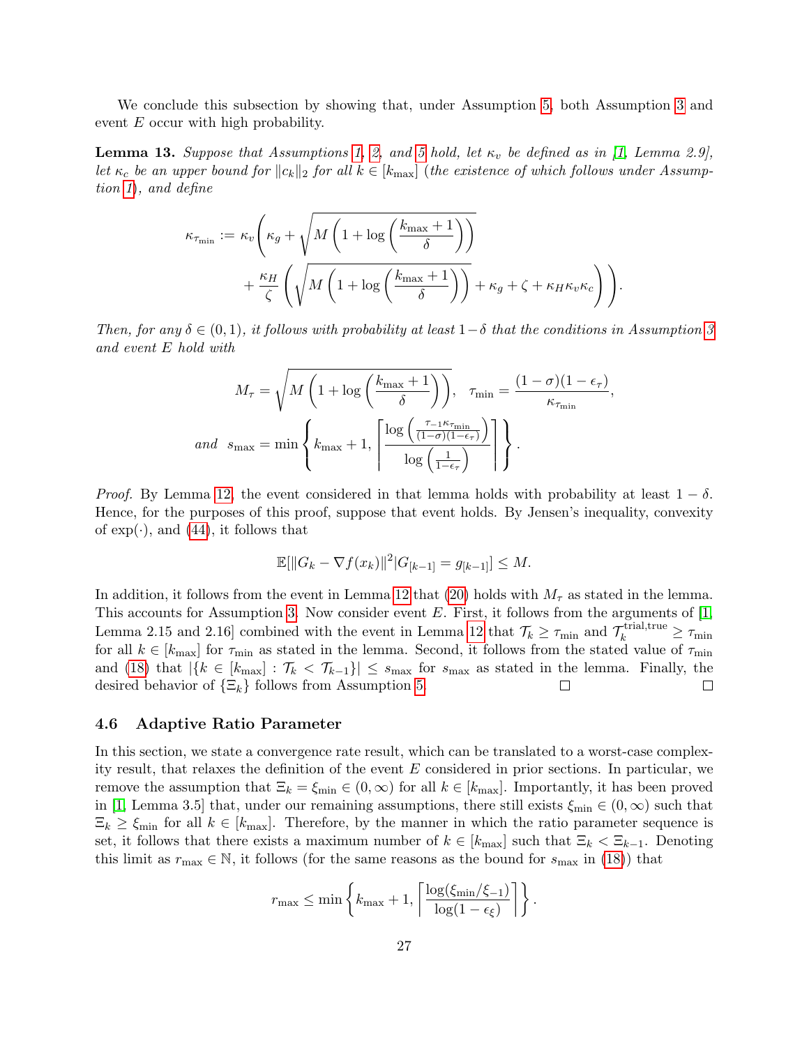We conclude this subsection by showing that, under Assumption 5, both Assumption 3 and event $E$ occur with high probability.

**Lemma 13.** *Suppose that Assumptions 1, 2, and 5 hold, let $\kappa_v$ be defined as in [1, Lemma 2.9], let $\kappa_c$ be an upper bound for $\|c_k\|_2$ for all $k \in [k_{\max}]$ (the existence of which follows under Assumption 1), and define*

$$\kappa_{\tau_{\min}} := \kappa_v\left(\kappa_g + \sqrt{M\left(1 + \log\left(\frac{k_{\max}+1}{\delta}\right)\right)} + \frac{\kappa_H}{\zeta}\left(\sqrt{M\left(1 + \log\left(\frac{k_{\max}+1}{\delta}\right)\right)} + \kappa_g + \zeta + \kappa_H\kappa_v\kappa_c\right)\right).$$

*Then, for any $\delta \in (0,1)$, it follows with probability at least $1-\delta$ that the conditions in Assumption 3 and event $E$ hold with*

$$M_\tau = \sqrt{M\left(1 + \log\left(\frac{k_{\max}+1}{\delta}\right)\right)}, \quad \tau_{\min} = \frac{(1-\sigma)(1-\epsilon_\tau)}{\kappa_{\tau_{\min}}},$$

$$\text{and} \quad s_{\max} = \min\left\{k_{\max}+1, \left\lceil \frac{\log\left(\frac{\tau_{-1}\kappa_{\tau_{\min}}}{(1-\sigma)(1-\epsilon_\tau)}\right)}{\log\left(\frac{1}{1-\epsilon_\tau}\right)} \right\rceil\right\}.$$

*Proof.* By Lemma 12, the event considered in that lemma holds with probability at least $1-\delta$. Hence, for the purposes of this proof, suppose that event holds. By Jensen's inequality, convexity of $\exp(\cdot)$, and (44), it follows that

$$\mathbb{E}[\|G_k - \nabla f(x_k)\|^2 | G_{[k-1]} = g_{[k-1]}] \leq M.$$

In addition, it follows from the event in Lemma 12 that (20) holds with $M_\tau$ as stated in the lemma. This accounts for Assumption 3. Now consider event $E$. First, it follows from the arguments of [1, Lemma 2.15 and 2.16] combined with the event in Lemma 12 that $\mathcal{T}_k \geq \tau_{\min}$ and $\mathcal{T}_k^{\text{trial,true}} \geq \tau_{\min}$ for all $k \in [k_{\max}]$ for $\tau_{\min}$ as stated in the lemma. Second, it follows from the stated value of $\tau_{\min}$ and (18) that $|\{k \in [k_{\max}] : \mathcal{T}_k < \mathcal{T}_{k-1}\}| \leq s_{\max}$ for $s_{\max}$ as stated in the lemma. Finally, the desired behavior of $\{\Xi_k\}$ follows from Assumption 5. $\square$ $\square$

### 4.6 Adaptive Ratio Parameter

In this section, we state a convergence rate result, which can be translated to a worst-case complexity result, that relaxes the definition of the event $E$ considered in prior sections. In particular, we remove the assumption that $\Xi_k = \xi_{\min} \in (0,\infty)$ for all $k \in [k_{\max}]$. Importantly, it has been proved in [1, Lemma 3.5] that, under our remaining assumptions, there still exists $\xi_{\min} \in (0,\infty)$ such that $\Xi_k \geq \xi_{\min}$ for all $k \in [k_{\max}]$. Therefore, by the manner in which the ratio parameter sequence is set, it follows that there exists a maximum number of $k \in [k_{\max}]$ such that $\Xi_k < \Xi_{k-1}$. Denoting this limit as $r_{\max} \in \mathbb{N}$, it follows (for the same reasons as the bound for $s_{\max}$ in (18)) that

$$r_{\max} \leq \min\left\{k_{\max}+1, \left\lceil \frac{\log(\xi_{\min}/\xi_{-1})}{\log(1-\epsilon_\xi)} \right\rceil\right\}.$$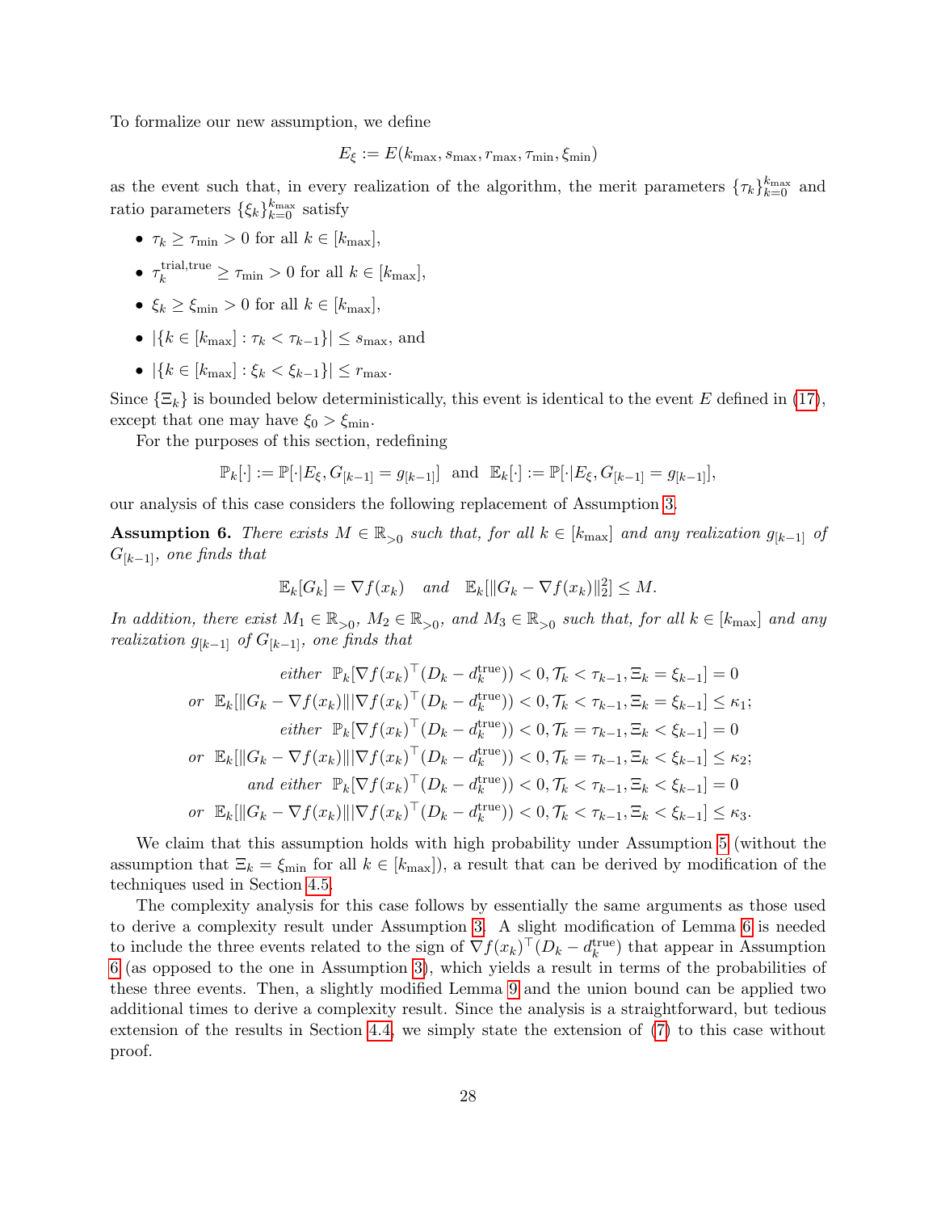To formalize our new assumption, we define

$$E_\xi := E(k_{\max}, s_{\max}, r_{\max}, \tau_{\min}, \xi_{\min})$$

as the event such that, in every realization of the algorithm, the merit parameters $\{\tau_k\}_{k=0}^{k_{\max}}$ and ratio parameters $\{\xi_k\}_{k=0}^{k_{\max}}$ satisfy

- $\tau_k \geq \tau_{\min} > 0$ for all $k \in [k_{\max}]$,
- $\tau_k^{\text{trial,true}} \geq \tau_{\min} > 0$ for all $k \in [k_{\max}]$,
- $\xi_k \geq \xi_{\min} > 0$ for all $k \in [k_{\max}]$,
- $|\{k \in [k_{\max}] : \tau_k < \tau_{k-1}\}| \leq s_{\max}$, and
- $|\{k \in [k_{\max}] : \xi_k < \xi_{k-1}\}| \leq r_{\max}$.

Since $\{\Xi_k\}$ is bounded below deterministically, this event is identical to the event $E$ defined in (17), except that one may have $\xi_0 > \xi_{\min}$.

For the purposes of this section, redefining

$$\mathbb{P}_k[\cdot] := \mathbb{P}[\cdot | E_\xi, G_{[k-1]} = g_{[k-1]}] \text{ and } \mathbb{E}_k[\cdot] := \mathbb{P}[\cdot | E_\xi, G_{[k-1]} = g_{[k-1]}],$$

our analysis of this case considers the following replacement of Assumption 3.

**Assumption 6.** *There exists $M \in \mathbb{R}_{>0}$ such that, for all $k \in [k_{\max}]$ and any realization $g_{[k-1]}$ of $G_{[k-1]}$, one finds that*

$$\mathbb{E}_k[G_k] = \nabla f(x_k) \quad \text{and} \quad \mathbb{E}_k[\|G_k - \nabla f(x_k)\|_2^2] \leq M.$$

*In addition, there exist $M_1 \in \mathbb{R}_{>0}$, $M_2 \in \mathbb{R}_{>0}$, and $M_3 \in \mathbb{R}_{>0}$ such that, for all $k \in [k_{\max}]$ and any realization $g_{[k-1]}$ of $G_{[k-1]}$, one finds that*

$$\begin{aligned}
&\textit{either } \ \mathbb{P}_k[\nabla f(x_k)^\top (D_k - d_k^{\text{true}})) < 0, \mathcal{T}_k < \tau_{k-1}, \Xi_k = \xi_{k-1}] = 0 \\
&\textit{or } \ \mathbb{E}_k[\|G_k - \nabla f(x_k)\| | \nabla f(x_k)^\top (D_k - d_k^{\text{true}})) < 0, \mathcal{T}_k < \tau_{k-1}, \Xi_k = \xi_{k-1}] \leq \kappa_1; \\
&\textit{either } \ \mathbb{P}_k[\nabla f(x_k)^\top (D_k - d_k^{\text{true}})) < 0, \mathcal{T}_k = \tau_{k-1}, \Xi_k < \xi_{k-1}] = 0 \\
&\textit{or } \ \mathbb{E}_k[\|G_k - \nabla f(x_k)\| | \nabla f(x_k)^\top (D_k - d_k^{\text{true}})) < 0, \mathcal{T}_k = \tau_{k-1}, \Xi_k < \xi_{k-1}] \leq \kappa_2; \\
&\textit{and either } \ \mathbb{P}_k[\nabla f(x_k)^\top (D_k - d_k^{\text{true}})) < 0, \mathcal{T}_k < \tau_{k-1}, \Xi_k < \xi_{k-1}] = 0 \\
&\textit{or } \ \mathbb{E}_k[\|G_k - \nabla f(x_k)\| | \nabla f(x_k)^\top (D_k - d_k^{\text{true}})) < 0, \mathcal{T}_k < \tau_{k-1}, \Xi_k < \xi_{k-1}] \leq \kappa_3.
\end{aligned}$$

We claim that this assumption holds with high probability under Assumption 5 (without the assumption that $\Xi_k = \xi_{\min}$ for all $k \in [k_{\max}]$), a result that can be derived by modification of the techniques used in Section 4.5.

The complexity analysis for this case follows by essentially the same arguments as those used to derive a complexity result under Assumption 3. A slight modification of Lemma 6 is needed to include the three events related to the sign of $\nabla f(x_k)^\top (D_k - d_k^{\text{true}})$ that appear in Assumption 6 (as opposed to the one in Assumption 3), which yields a result in terms of the probabilities of these three events. Then, a slightly modified Lemma 9 and the union bound can be applied two additional times to derive a complexity result. Since the analysis is a straightforward, but tedious extension of the results in Section 4.4, we simply state the extension of (7) to this case without proof.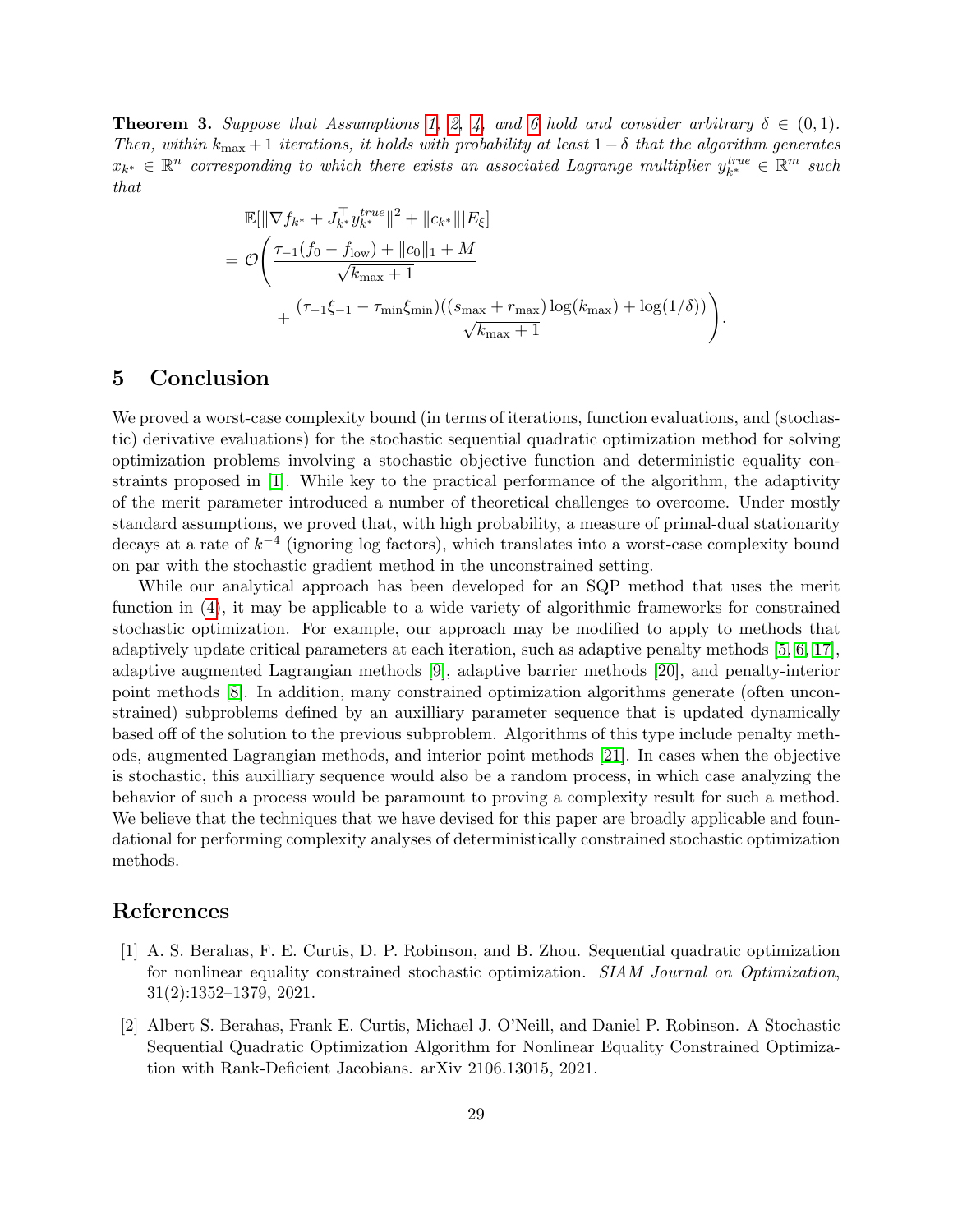**Theorem 3.** *Suppose that Assumptions 1, 2, 4, and 6 hold and consider arbitrary $\delta \in (0, 1)$. Then, within $k_{\max} + 1$ iterations, it holds with probability at least $1 - \delta$ that the algorithm generates $x_{k^*} \in \mathbb{R}^n$ corresponding to which there exists an associated Lagrange multiplier $y_{k^*}^{true} \in \mathbb{R}^m$ such that*

$$
\begin{aligned}
&\mathbb{E}[\|\nabla f_{k^*} + J_{k^*}^\top y_{k^*}^{true}\|^2 + \|c_{k^*}\| | E_\xi] \\
&= \mathcal{O}\Bigg( \frac{\tau_{-1}(f_0 - f_{\text{low}}) + \|c_0\|_1 + M}{\sqrt{k_{\max} + 1}} \\
&\qquad + \frac{(\tau_{-1}\xi_{-1} - \tau_{\min}\xi_{\min})((s_{\max} + r_{\max})\log(k_{\max}) + \log(1/\delta))}{\sqrt{k_{\max} + 1}} \Bigg).
\end{aligned}
$$

## 5 Conclusion

We proved a worst-case complexity bound (in terms of iterations, function evaluations, and (stochastic) derivative evaluations) for the stochastic sequential quadratic optimization method for solving optimization problems involving a stochastic objective function and deterministic equality constraints proposed in [1]. While key to the practical performance of the algorithm, the adaptivity of the merit parameter introduced a number of theoretical challenges to overcome. Under mostly standard assumptions, we proved that, with high probability, a measure of primal-dual stationarity decays at a rate of $k^{-4}$ (ignoring log factors), which translates into a worst-case complexity bound on par with the stochastic gradient method in the unconstrained setting.

While our analytical approach has been developed for an SQP method that uses the merit function in (4), it may be applicable to a wide variety of algorithmic frameworks for constrained stochastic optimization. For example, our approach may be modified to apply to methods that adaptively update critical parameters at each iteration, such as adaptive penalty methods [5, 6, 17], adaptive augmented Lagrangian methods [9], adaptive barrier methods [20], and penalty-interior point methods [8]. In addition, many constrained optimization algorithms generate (often unconstrained) subproblems defined by an auxilliary parameter sequence that is updated dynamically based off of the solution to the previous subproblem. Algorithms of this type include penalty methods, augmented Lagrangian methods, and interior point methods [21]. In cases when the objective is stochastic, this auxilliary sequence would also be a random process, in which case analyzing the behavior of such a process would be paramount to proving a complexity result for such a method. We believe that the techniques that we have devised for this paper are broadly applicable and foundational for performing complexity analyses of deterministically constrained stochastic optimization methods.

## References

[1] A. S. Berahas, F. E. Curtis, D. P. Robinson, and B. Zhou. Sequential quadratic optimization for nonlinear equality constrained stochastic optimization. *SIAM Journal on Optimization*, 31(2):1352–1379, 2021.

[2] Albert S. Berahas, Frank E. Curtis, Michael J. O'Neill, and Daniel P. Robinson. A Stochastic Sequential Quadratic Optimization Algorithm for Nonlinear Equality Constrained Optimization with Rank-Deficient Jacobians. arXiv 2106.13015, 2021.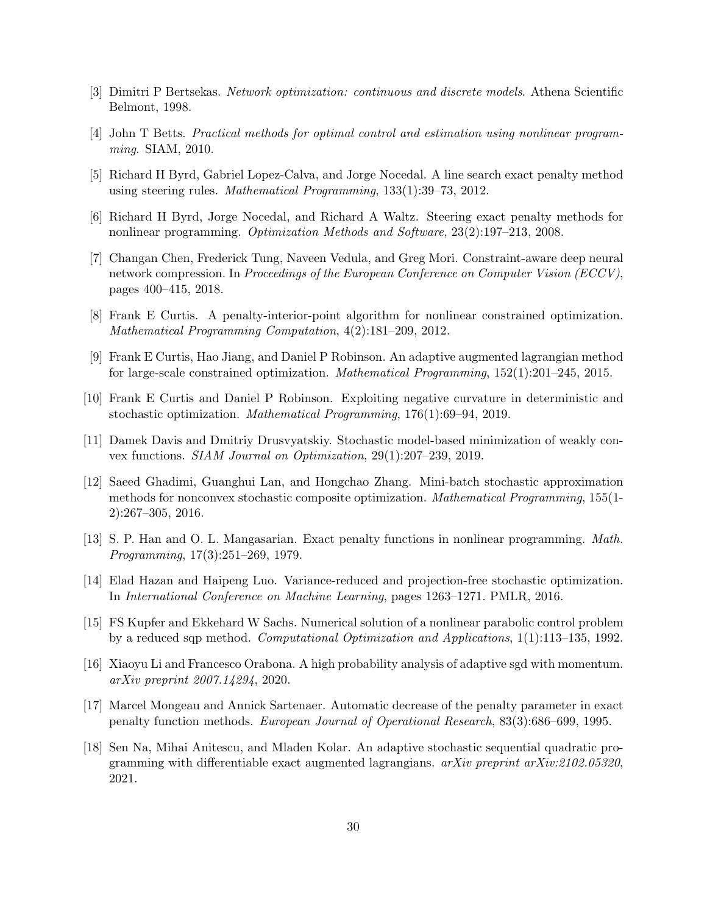[3] Dimitri P Bertsekas. *Network optimization: continuous and discrete models*. Athena Scientific Belmont, 1998.

[4] John T Betts. *Practical methods for optimal control and estimation using nonlinear programming*. SIAM, 2010.

[5] Richard H Byrd, Gabriel Lopez-Calva, and Jorge Nocedal. A line search exact penalty method using steering rules. *Mathematical Programming*, 133(1):39–73, 2012.

[6] Richard H Byrd, Jorge Nocedal, and Richard A Waltz. Steering exact penalty methods for nonlinear programming. *Optimization Methods and Software*, 23(2):197–213, 2008.

[7] Changan Chen, Frederick Tung, Naveen Vedula, and Greg Mori. Constraint-aware deep neural network compression. In *Proceedings of the European Conference on Computer Vision (ECCV)*, pages 400–415, 2018.

[8] Frank E Curtis. A penalty-interior-point algorithm for nonlinear constrained optimization. *Mathematical Programming Computation*, 4(2):181–209, 2012.

[9] Frank E Curtis, Hao Jiang, and Daniel P Robinson. An adaptive augmented lagrangian method for large-scale constrained optimization. *Mathematical Programming*, 152(1):201–245, 2015.

[10] Frank E Curtis and Daniel P Robinson. Exploiting negative curvature in deterministic and stochastic optimization. *Mathematical Programming*, 176(1):69–94, 2019.

[11] Damek Davis and Dmitriy Drusvyatskiy. Stochastic model-based minimization of weakly convex functions. *SIAM Journal on Optimization*, 29(1):207–239, 2019.

[12] Saeed Ghadimi, Guanghui Lan, and Hongchao Zhang. Mini-batch stochastic approximation methods for nonconvex stochastic composite optimization. *Mathematical Programming*, 155(1-2):267–305, 2016.

[13] S. P. Han and O. L. Mangasarian. Exact penalty functions in nonlinear programming. *Math. Programming*, 17(3):251–269, 1979.

[14] Elad Hazan and Haipeng Luo. Variance-reduced and projection-free stochastic optimization. In *International Conference on Machine Learning*, pages 1263–1271. PMLR, 2016.

[15] FS Kupfer and Ekkehard W Sachs. Numerical solution of a nonlinear parabolic control problem by a reduced sqp method. *Computational Optimization and Applications*, 1(1):113–135, 1992.

[16] Xiaoyu Li and Francesco Orabona. A high probability analysis of adaptive sgd with momentum. *arXiv preprint 2007.14294*, 2020.

[17] Marcel Mongeau and Annick Sartenaer. Automatic decrease of the penalty parameter in exact penalty function methods. *European Journal of Operational Research*, 83(3):686–699, 1995.

[18] Sen Na, Mihai Anitescu, and Mladen Kolar. An adaptive stochastic sequential quadratic programming with differentiable exact augmented lagrangians. *arXiv preprint arXiv:2102.05320*, 2021.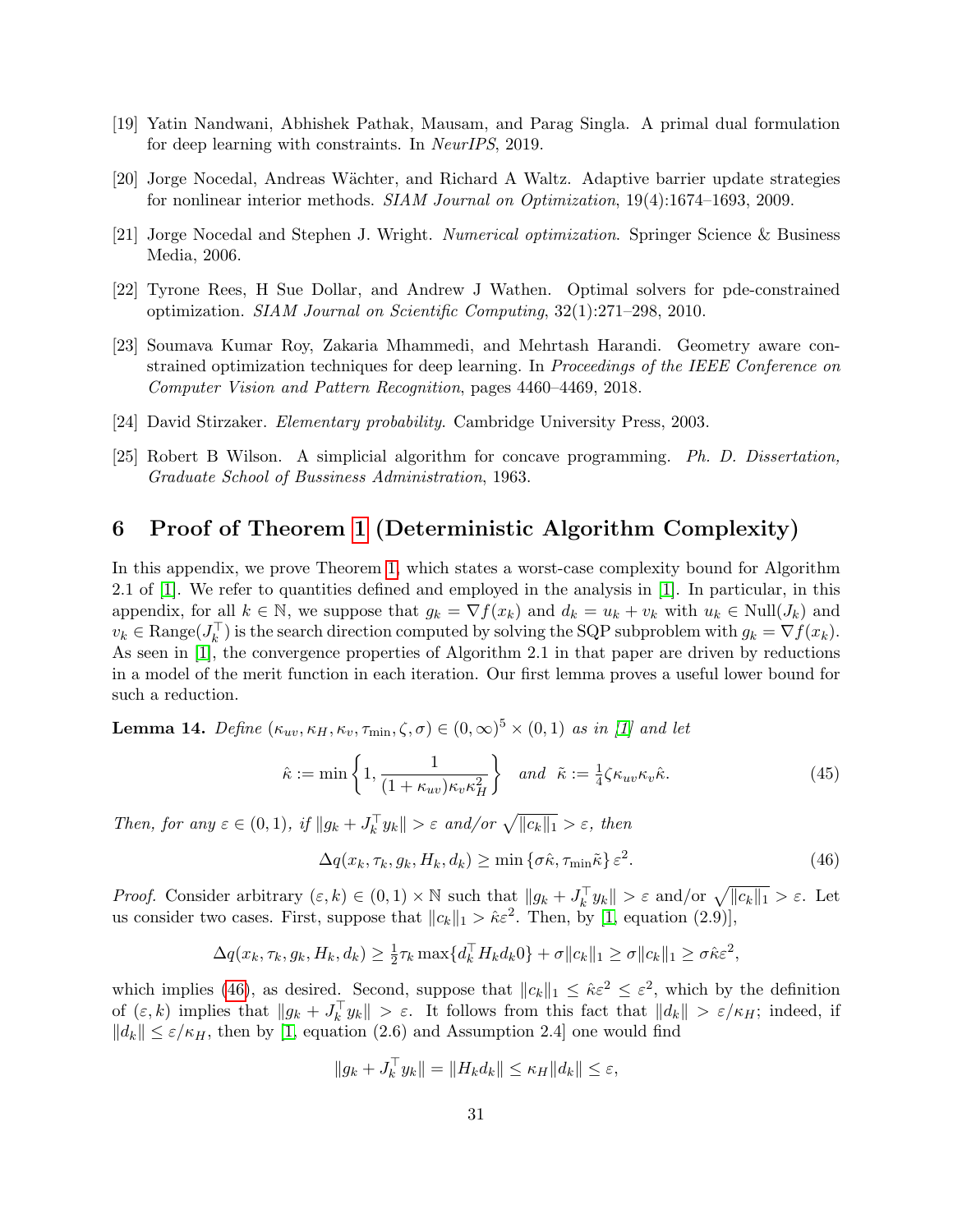[19] Yatin Nandwani, Abhishek Pathak, Mausam, and Parag Singla. A primal dual formulation for deep learning with constraints. In *NeurIPS*, 2019.

[20] Jorge Nocedal, Andreas Wächter, and Richard A Waltz. Adaptive barrier update strategies for nonlinear interior methods. *SIAM Journal on Optimization*, 19(4):1674–1693, 2009.

[21] Jorge Nocedal and Stephen J. Wright. *Numerical optimization*. Springer Science & Business Media, 2006.

[22] Tyrone Rees, H Sue Dollar, and Andrew J Wathen. Optimal solvers for pde-constrained optimization. *SIAM Journal on Scientific Computing*, 32(1):271–298, 2010.

[23] Soumava Kumar Roy, Zakaria Mhammedi, and Mehrtash Harandi. Geometry aware constrained optimization techniques for deep learning. In *Proceedings of the IEEE Conference on Computer Vision and Pattern Recognition*, pages 4460–4469, 2018.

[24] David Stirzaker. *Elementary probability*. Cambridge University Press, 2003.

[25] Robert B Wilson. A simplicial algorithm for concave programming. *Ph. D. Dissertation, Graduate School of Bussiness Administration*, 1963.

# 6 Proof of Theorem 1 (Deterministic Algorithm Complexity)

In this appendix, we prove Theorem 1, which states a worst-case complexity bound for Algorithm 2.1 of [1]. We refer to quantities defined and employed in the analysis in [1]. In particular, in this appendix, for all $k \in \mathbb{N}$, we suppose that $g_k = \nabla f(x_k)$ and $d_k = u_k + v_k$ with $u_k \in \text{Null}(J_k)$ and $v_k \in \text{Range}(J_k^\top)$ is the search direction computed by solving the SQP subproblem with $g_k = \nabla f(x_k)$. As seen in [1], the convergence properties of Algorithm 2.1 in that paper are driven by reductions in a model of the merit function in each iteration. Our first lemma proves a useful lower bound for such a reduction.

**Lemma 14.** *Define $(\kappa_{uv}, \kappa_H, \kappa_v, \tau_{\min}, \zeta, \sigma) \in (0,\infty)^5 \times (0,1)$ as in [1] and let*

$$\hat{\kappa} := \min\left\{1, \frac{1}{(1+\kappa_{uv})\kappa_v\kappa_H^2}\right\} \quad \text{and} \quad \tilde{\kappa} := \tfrac{1}{4}\zeta\kappa_{uv}\kappa_v\hat{\kappa}. \tag{45}$$

*Then, for any $\varepsilon \in (0,1)$, if $\|g_k + J_k^\top y_k\| > \varepsilon$ and/or $\sqrt{\|c_k\|_1} > \varepsilon$, then*

$$\Delta q(x_k, \tau_k, g_k, H_k, d_k) \geq \min\{\sigma\hat{\kappa}, \tau_{\min}\tilde{\kappa}\}\,\varepsilon^2. \tag{46}$$

*Proof.* Consider arbitrary $(\varepsilon, k) \in (0,1) \times \mathbb{N}$ such that $\|g_k + J_k^\top y_k\| > \varepsilon$ and/or $\sqrt{\|c_k\|_1} > \varepsilon$. Let us consider two cases. First, suppose that $\|c_k\|_1 > \hat{\kappa}\varepsilon^2$. Then, by [1, equation (2.9)],

$$\Delta q(x_k, \tau_k, g_k, H_k, d_k) \geq \tfrac{1}{2}\tau_k \max\{d_k^\top H_k d_k 0\} + \sigma\|c_k\|_1 \geq \sigma\|c_k\|_1 \geq \sigma\hat{\kappa}\varepsilon^2,$$

which implies (46), as desired. Second, suppose that $\|c_k\|_1 \leq \hat{\kappa}\varepsilon^2 \leq \varepsilon^2$, which by the definition of $(\varepsilon, k)$ implies that $\|g_k + J_k^\top y_k\| > \varepsilon$. It follows from this fact that $\|d_k\| > \varepsilon/\kappa_H$; indeed, if $\|d_k\| \leq \varepsilon/\kappa_H$, then by [1, equation (2.6) and Assumption 2.4] one would find

$$\|g_k + J_k^\top y_k\| = \|H_k d_k\| \leq \kappa_H\|d_k\| \leq \varepsilon,$$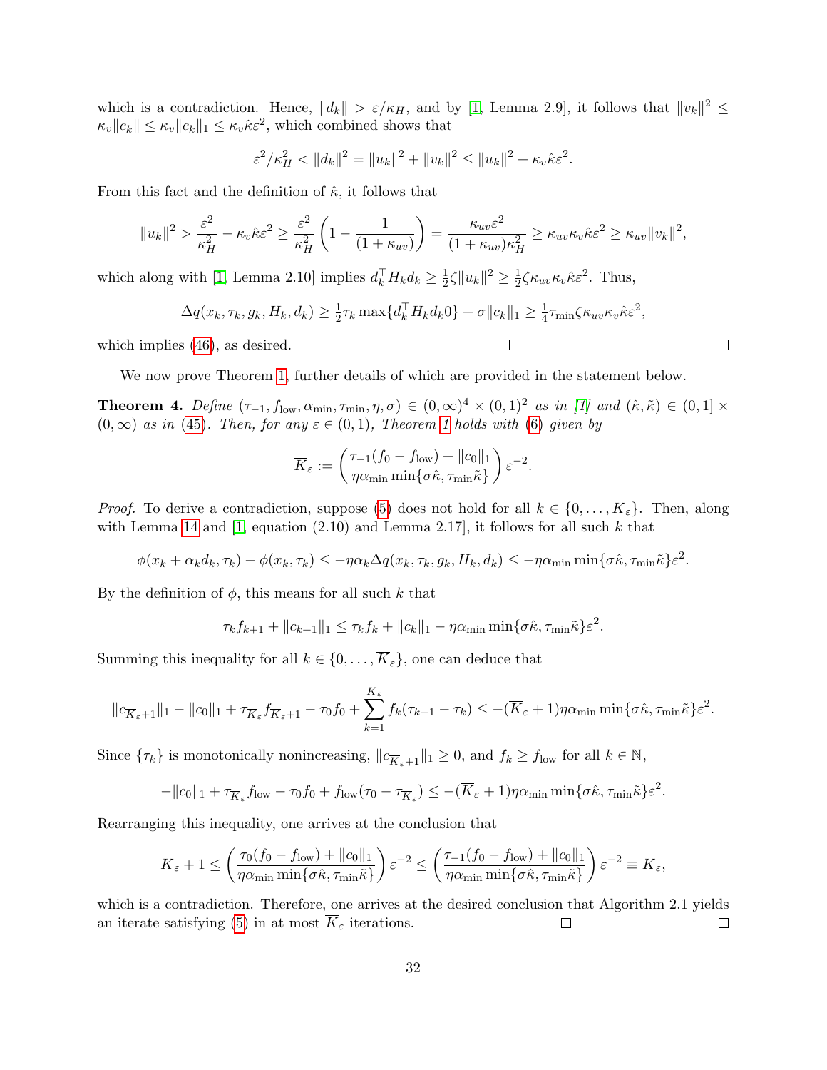which is a contradiction. Hence, $\|d_k\| > \varepsilon/\kappa_H$, and by [1, Lemma 2.9], it follows that $\|v_k\|^2 \leq \kappa_v\|c_k\| \leq \kappa_v\|c_k\|_1 \leq \kappa_v\hat{\kappa}\varepsilon^2$, which combined shows that

$$\varepsilon^2/\kappa_H^2 < \|d_k\|^2 = \|u_k\|^2 + \|v_k\|^2 \leq \|u_k\|^2 + \kappa_v\hat{\kappa}\varepsilon^2.$$

From this fact and the definition of $\hat{\kappa}$, it follows that

$$\|u_k\|^2 > \frac{\varepsilon^2}{\kappa_H^2} - \kappa_v\hat{\kappa}\varepsilon^2 \geq \frac{\varepsilon^2}{\kappa_H^2}\left(1 - \frac{1}{(1+\kappa_{uv})}\right) = \frac{\kappa_{uv}\varepsilon^2}{(1+\kappa_{uv})\kappa_H^2} \geq \kappa_{uv}\kappa_v\hat{\kappa}\varepsilon^2 \geq \kappa_{uv}\|v_k\|^2,$$

which along with [1, Lemma 2.10] implies $d_k^\top H_k d_k \geq \frac{1}{2}\zeta\|u_k\|^2 \geq \frac{1}{2}\zeta\kappa_{uv}\kappa_v\hat{\kappa}\varepsilon^2$. Thus,

$$\Delta q(x_k, \tau_k, g_k, H_k, d_k) \geq \tfrac{1}{2}\tau_k \max\{d_k^\top H_k d_k 0\} + \sigma\|c_k\|_1 \geq \tfrac{1}{4}\tau_{\min}\zeta\kappa_{uv}\kappa_v\hat{\kappa}\varepsilon^2,$$

which implies (46), as desired. □ □

We now prove Theorem 1, further details of which are provided in the statement below.

**Theorem 4.** *Define $(\tau_{-1}, f_{\rm low}, \alpha_{\min}, \tau_{\min}, \eta, \sigma) \in (0,\infty)^4 \times (0,1)^2$ as in [1] and $(\hat{\kappa}, \tilde{\kappa}) \in (0,1] \times (0,\infty)$ as in (45). Then, for any $\varepsilon \in (0,1)$, Theorem 1 holds with (6) given by*

$$\overline{K}_\varepsilon := \left(\frac{\tau_{-1}(f_0 - f_{\rm low}) + \|c_0\|_1}{\eta\alpha_{\min}\min\{\sigma\hat{\kappa}, \tau_{\min}\tilde{\kappa}\}}\right)\varepsilon^{-2}.$$

*Proof.* To derive a contradiction, suppose (5) does not hold for all $k \in \{0,\ldots,\overline{K}_\varepsilon\}$. Then, along with Lemma 14 and [1, equation (2.10) and Lemma 2.17], it follows for all such $k$ that

$$\phi(x_k + \alpha_k d_k, \tau_k) - \phi(x_k, \tau_k) \leq -\eta\alpha_k\Delta q(x_k, \tau_k, g_k, H_k, d_k) \leq -\eta\alpha_{\min}\min\{\sigma\hat{\kappa}, \tau_{\min}\tilde{\kappa}\}\varepsilon^2.$$

By the definition of $\phi$, this means for all such $k$ that

$$\tau_k f_{k+1} + \|c_{k+1}\|_1 \leq \tau_k f_k + \|c_k\|_1 - \eta\alpha_{\min}\min\{\sigma\hat{\kappa}, \tau_{\min}\tilde{\kappa}\}\varepsilon^2.$$

Summing this inequality for all $k \in \{0,\ldots,\overline{K}_\varepsilon\}$, one can deduce that

$$\|c_{\overline{K}_\varepsilon+1}\|_1 - \|c_0\|_1 + \tau_{\overline{K}_\varepsilon} f_{\overline{K}_\varepsilon+1} - \tau_0 f_0 + \sum_{k=1}^{\overline{K}_\varepsilon} f_k(\tau_{k-1} - \tau_k) \leq -(\overline{K}_\varepsilon + 1)\eta\alpha_{\min}\min\{\sigma\hat{\kappa}, \tau_{\min}\tilde{\kappa}\}\varepsilon^2.$$

Since $\{\tau_k\}$ is monotonically nonincreasing, $\|c_{\overline{K}_\varepsilon+1}\|_1 \geq 0$, and $f_k \geq f_{\rm low}$ for all $k \in \mathbb{N}$,

$$-\|c_0\|_1 + \tau_{\overline{K}_\varepsilon} f_{\rm low} - \tau_0 f_0 + f_{\rm low}(\tau_0 - \tau_{\overline{K}_\varepsilon}) \leq -(\overline{K}_\varepsilon + 1)\eta\alpha_{\min}\min\{\sigma\hat{\kappa}, \tau_{\min}\tilde{\kappa}\}\varepsilon^2.$$

Rearranging this inequality, one arrives at the conclusion that

$$\overline{K}_\varepsilon + 1 \leq \left(\frac{\tau_0(f_0 - f_{\rm low}) + \|c_0\|_1}{\eta\alpha_{\min}\min\{\sigma\hat{\kappa}, \tau_{\min}\tilde{\kappa}\}}\right)\varepsilon^{-2} \leq \left(\frac{\tau_{-1}(f_0 - f_{\rm low}) + \|c_0\|_1}{\eta\alpha_{\min}\min\{\sigma\hat{\kappa}, \tau_{\min}\tilde{\kappa}\}}\right)\varepsilon^{-2} \equiv \overline{K}_\varepsilon,$$

which is a contradiction. Therefore, one arrives at the desired conclusion that Algorithm 2.1 yields an iterate satisfying (5) in at most $\overline{K}_\varepsilon$ iterations. □ □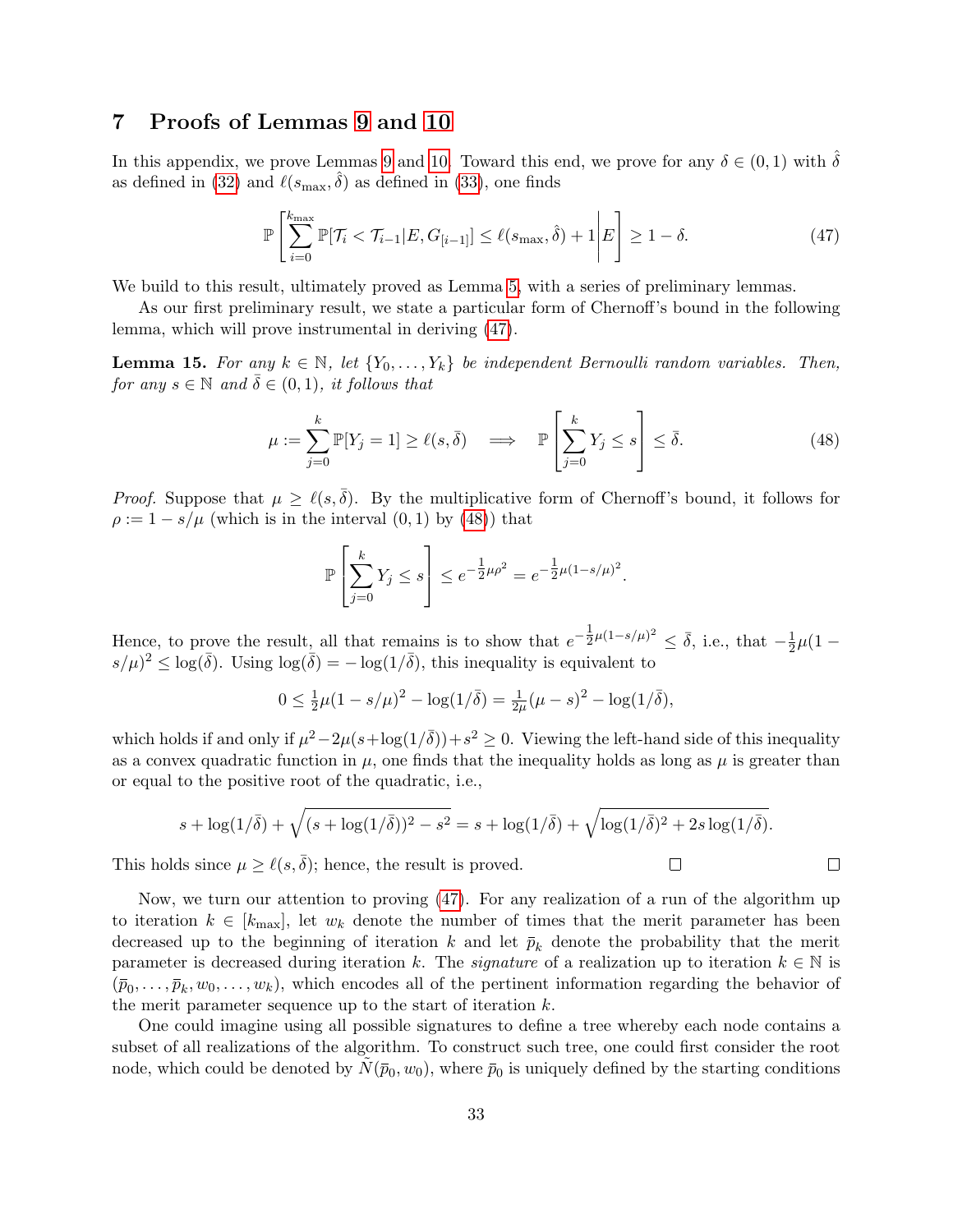## 7 Proofs of Lemmas 9 and 10

In this appendix, we prove Lemmas 9 and 10. Toward this end, we prove for any $\delta \in (0,1)$ with $\hat{\delta}$ as defined in (32) and $\ell(s_{\max}, \hat{\delta})$ as defined in (33), one finds

$$\mathbb{P}\left[\sum_{i=0}^{k_{\max}} \mathbb{P}[\mathcal{T}_i < \mathcal{T}_{i-1} | E, G_{[i-1]}] \leq \ell(s_{\max}, \hat{\delta}) + 1 \middle| E\right] \geq 1 - \delta. \tag{47}$$

We build to this result, ultimately proved as Lemma 5, with a series of preliminary lemmas.

As our first preliminary result, we state a particular form of Chernoff's bound in the following lemma, which will prove instrumental in deriving (47).

**Lemma 15.** *For any $k \in \mathbb{N}$, let $\{Y_0, \dots, Y_k\}$ be independent Bernoulli random variables. Then, for any $s \in \mathbb{N}$ and $\bar{\delta} \in (0,1)$, it follows that*

$$\mu := \sum_{j=0}^{k} \mathbb{P}[Y_j = 1] \geq \ell(s, \bar{\delta}) \implies \mathbb{P}\left[\sum_{j=0}^{k} Y_j \leq s\right] \leq \bar{\delta}. \tag{48}$$

*Proof.* Suppose that $\mu \geq \ell(s, \bar{\delta})$. By the multiplicative form of Chernoff's bound, it follows for $\rho := 1 - s/\mu$ (which is in the interval $(0,1)$ by (48)) that

$$\mathbb{P}\left[\sum_{j=0}^{k} Y_j \leq s\right] \leq e^{-\frac{1}{2}\mu\rho^2} = e^{-\frac{1}{2}\mu(1-s/\mu)^2}.$$

Hence, to prove the result, all that remains is to show that $e^{-\frac{1}{2}\mu(1-s/\mu)^2} \leq \bar{\delta}$, i.e., that $-\frac{1}{2}\mu(1 - s/\mu)^2 \leq \log(\bar{\delta})$. Using $\log(\bar{\delta}) = -\log(1/\bar{\delta})$, this inequality is equivalent to

$$0 \leq \tfrac{1}{2}\mu(1 - s/\mu)^2 - \log(1/\bar{\delta}) = \tfrac{1}{2\mu}(\mu - s)^2 - \log(1/\bar{\delta}),$$

which holds if and only if $\mu^2 - 2\mu(s + \log(1/\bar{\delta})) + s^2 \geq 0$. Viewing the left-hand side of this inequality as a convex quadratic function in $\mu$, one finds that the inequality holds as long as $\mu$ is greater than or equal to the positive root of the quadratic, i.e.,

$$s + \log(1/\bar{\delta}) + \sqrt{(s + \log(1/\bar{\delta}))^2 - s^2} = s + \log(1/\bar{\delta}) + \sqrt{\log(1/\bar{\delta})^2 + 2s\log(1/\bar{\delta})}.$$

This holds since $\mu \geq \ell(s, \bar{\delta})$; hence, the result is proved. □ □

Now, we turn our attention to proving (47). For any realization of a run of the algorithm up to iteration $k \in [k_{\max}]$, let $w_k$ denote the number of times that the merit parameter has been decreased up to the beginning of iteration $k$ and let $\bar{p}_k$ denote the probability that the merit parameter is decreased during iteration $k$. The *signature* of a realization up to iteration $k \in \mathbb{N}$ is $(\bar{p}_0, \dots, \bar{p}_k, w_0, \dots, w_k)$, which encodes all of the pertinent information regarding the behavior of the merit parameter sequence up to the start of iteration $k$.

One could imagine using all possible signatures to define a tree whereby each node contains a subset of all realizations of the algorithm. To construct such tree, one could first consider the root node, which could be denoted by $\tilde{N}(\bar{p}_0, w_0)$, where $\bar{p}_0$ is uniquely defined by the starting conditions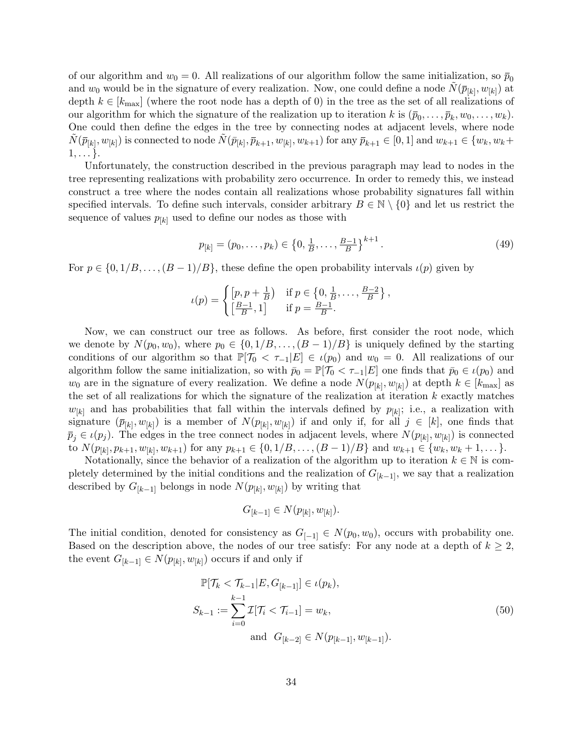of our algorithm and $w_0 = 0$. All realizations of our algorithm follow the same initialization, so $\bar{p}_0$ and $w_0$ would be in the signature of every realization. Now, one could define a node $\tilde{N}(\bar{p}_{[k]}, w_{[k]})$ at depth $k \in [k_{\max}]$ (where the root node has a depth of 0) in the tree as the set of all realizations of our algorithm for which the signature of the realization up to iteration $k$ is $(\bar{p}_0, \dots, \bar{p}_k, w_0, \dots, w_k)$. One could then define the edges in the tree by connecting nodes at adjacent levels, where node $\tilde{N}(\bar{p}_{[k]}, w_{[k]})$ is connected to node $\tilde{N}(\bar{p}_{[k]}, \bar{p}_{k+1}, w_{[k]}, w_{k+1})$ for any $\bar{p}_{k+1} \in [0, 1]$ and $w_{k+1} \in \{w_k, w_k + 1, \dots\}$.

Unfortunately, the construction described in the previous paragraph may lead to nodes in the tree representing realizations with probability zero occurrence. In order to remedy this, we instead construct a tree where the nodes contain all realizations whose probability signatures fall within specified intervals. To define such intervals, consider arbitrary $B \in \mathbb{N} \setminus \{0\}$ and let us restrict the sequence of values $p_{[k]}$ used to define our nodes as those with

$$p_{[k]} = (p_0, \dots, p_k) \in \left\{0, \tfrac{1}{B}, \dots, \tfrac{B-1}{B}\right\}^{k+1}. \tag{49}$$

For $p \in \{0, 1/B, \dots, (B-1)/B\}$, these define the open probability intervals $\iota(p)$ given by

$$\iota(p) = \begin{cases} \left[p, p + \frac{1}{B}\right) & \text{if } p \in \left\{0, \frac{1}{B}, \dots, \frac{B-2}{B}\right\}, \\ \left[\frac{B-1}{B}, 1\right] & \text{if } p = \frac{B-1}{B}. \end{cases}$$

Now, we can construct our tree as follows. As before, first consider the root node, which we denote by $N(p_0, w_0)$, where $p_0 \in \{0, 1/B, \dots, (B-1)/B\}$ is uniquely defined by the starting conditions of our algorithm so that $\mathbb{P}[\mathcal{T}_0 < \tau_{-1} | E] \in \iota(p_0)$ and $w_0 = 0$. All realizations of our algorithm follow the same initialization, so with $\bar{p}_0 = \mathbb{P}[\mathcal{T}_0 < \tau_{-1} | E]$ one finds that $\bar{p}_0 \in \iota(p_0)$ and $w_0$ are in the signature of every realization. We define a node $N(p_{[k]}, w_{[k]})$ at depth $k \in [k_{\max}]$ as the set of all realizations for which the signature of the realization at iteration $k$ exactly matches $w_{[k]}$ and has probabilities that fall within the intervals defined by $p_{[k]}$; i.e., a realization with signature $(\bar{p}_{[k]}, w_{[k]})$ is a member of $N(p_{[k]}, w_{[k]})$ if and only if, for all $j \in [k]$, one finds that $\bar{p}_j \in \iota(p_j)$. The edges in the tree connect nodes in adjacent levels, where $N(p_{[k]}, w_{[k]})$ is connected to $N(p_{[k]}, p_{k+1}, w_{[k]}, w_{k+1})$ for any $p_{k+1} \in \{0, 1/B, \dots, (B-1)/B\}$ and $w_{k+1} \in \{w_k, w_k + 1, \dots\}$.

Notationally, since the behavior of a realization of the algorithm up to iteration $k \in \mathbb{N}$ is completely determined by the initial conditions and the realization of $G_{[k-1]}$, we say that a realization described by $G_{[k-1]}$ belongs in node $N(p_{[k]}, w_{[k]})$ by writing that

$$G_{[k-1]} \in N(p_{[k]}, w_{[k]}).$$

The initial condition, denoted for consistency as $G_{[-1]} \in N(p_0, w_0)$, occurs with probability one. Based on the description above, the nodes of our tree satisfy: For any node at a depth of $k \geq 2$, the event $G_{[k-1]} \in N(p_{[k]}, w_{[k]})$ occurs if and only if

$$\begin{aligned} &\mathbb{P}[\mathcal{T}_k < \mathcal{T}_{k-1} | E, G_{[k-1]}] \in \iota(p_k), \\ &S_{k-1} := \sum_{i=0}^{k-1} \mathcal{I}[\mathcal{T}_i < \mathcal{T}_{i-1}] = w_k, \\ &\qquad\qquad \text{and } \; G_{[k-2]} \in N(p_{[k-1]}, w_{[k-1]}). \end{aligned} \tag{50}$$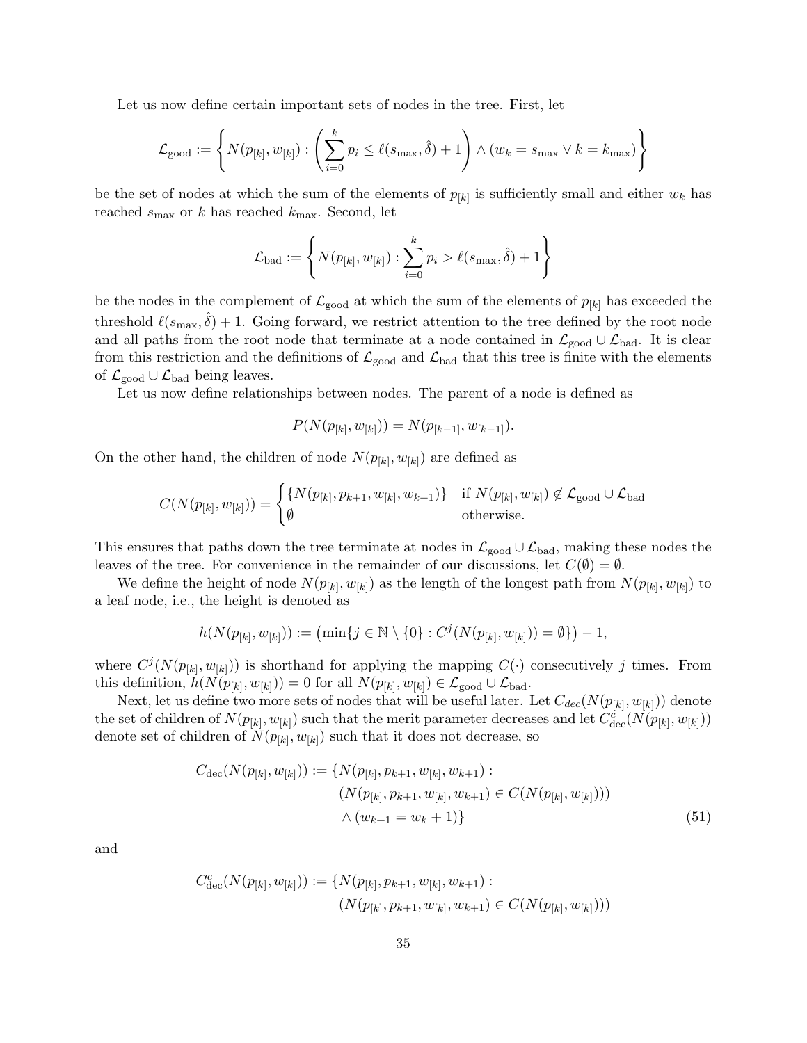Let us now define certain important sets of nodes in the tree. First, let

$$\mathcal{L}_{\text{good}} := \left\{ N(p_{[k]}, w_{[k]}) : \left( \sum_{i=0}^{k} p_i \le \ell(s_{\max}, \hat{\delta}) + 1 \right) \wedge (w_k = s_{\max} \vee k = k_{\max}) \right\}$$

be the set of nodes at which the sum of the elements of $p_{[k]}$ is sufficiently small and either $w_k$ has reached $s_{\max}$ or $k$ has reached $k_{\max}$. Second, let

$$\mathcal{L}_{\text{bad}} := \left\{ N(p_{[k]}, w_{[k]}) : \sum_{i=0}^{k} p_i > \ell(s_{\max}, \hat{\delta}) + 1 \right\}$$

be the nodes in the complement of $\mathcal{L}_{\text{good}}$ at which the sum of the elements of $p_{[k]}$ has exceeded the threshold $\ell(s_{\max}, \hat{\delta}) + 1$. Going forward, we restrict attention to the tree defined by the root node and all paths from the root node that terminate at a node contained in $\mathcal{L}_{\text{good}} \cup \mathcal{L}_{\text{bad}}$. It is clear from this restriction and the definitions of $\mathcal{L}_{\text{good}}$ and $\mathcal{L}_{\text{bad}}$ that this tree is finite with the elements of $\mathcal{L}_{\text{good}} \cup \mathcal{L}_{\text{bad}}$ being leaves.

Let us now define relationships between nodes. The parent of a node is defined as

$$P(N(p_{[k]}, w_{[k]})) = N(p_{[k-1]}, w_{[k-1]}).$$

On the other hand, the children of node $N(p_{[k]}, w_{[k]})$ are defined as

$$C(N(p_{[k]}, w_{[k]})) = \begin{cases} \{N(p_{[k]}, p_{k+1}, w_{[k]}, w_{k+1})\} & \text{if } N(p_{[k]}, w_{[k]}) \notin \mathcal{L}_{\text{good}} \cup \mathcal{L}_{\text{bad}} \\ \emptyset & \text{otherwise.} \end{cases}$$

This ensures that paths down the tree terminate at nodes in $\mathcal{L}_{\text{good}} \cup \mathcal{L}_{\text{bad}}$, making these nodes the leaves of the tree. For convenience in the remainder of our discussions, let $C(\emptyset) = \emptyset$.

We define the height of node $N(p_{[k]}, w_{[k]})$ as the length of the longest path from $N(p_{[k]}, w_{[k]})$ to a leaf node, i.e., the height is denoted as

$$h(N(p_{[k]}, w_{[k]})) := \left(\min\{j \in \mathbb{N} \setminus \{0\} : C^j(N(p_{[k]}, w_{[k]})) = \emptyset\}\right) - 1,$$

where $C^j(N(p_{[k]}, w_{[k]}))$ is shorthand for applying the mapping $C(\cdot)$ consecutively $j$ times. From this definition, $h(N(p_{[k]}, w_{[k]})) = 0$ for all $N(p_{[k]}, w_{[k]}) \in \mathcal{L}_{\text{good}} \cup \mathcal{L}_{\text{bad}}$.

Next, let us define two more sets of nodes that will be useful later. Let $C_{dec}(N(p_{[k]}, w_{[k]}))$ denote the set of children of $N(p_{[k]}, w_{[k]})$ such that the merit parameter decreases and let $C_{\text{dec}}^c(N(p_{[k]}, w_{[k]}))$ denote set of children of $N(p_{[k]}, w_{[k]})$ such that it does not decrease, so

$$\begin{aligned} C_{\text{dec}}(N(p_{[k]}, w_{[k]})) := \{&N(p_{[k]}, p_{k+1}, w_{[k]}, w_{k+1}) : \\ &(N(p_{[k]}, p_{k+1}, w_{[k]}, w_{k+1}) \in C(N(p_{[k]}, w_{[k]}))) \\ &\wedge (w_{k+1} = w_k + 1)\} \end{aligned} \tag{51}$$

and

$$\begin{aligned} C_{\text{dec}}^c(N(p_{[k]}, w_{[k]})) := \{&N(p_{[k]}, p_{k+1}, w_{[k]}, w_{k+1}) : \\ &(N(p_{[k]}, p_{k+1}, w_{[k]}, w_{k+1}) \in C(N(p_{[k]}, w_{[k]}))) \end{aligned}$$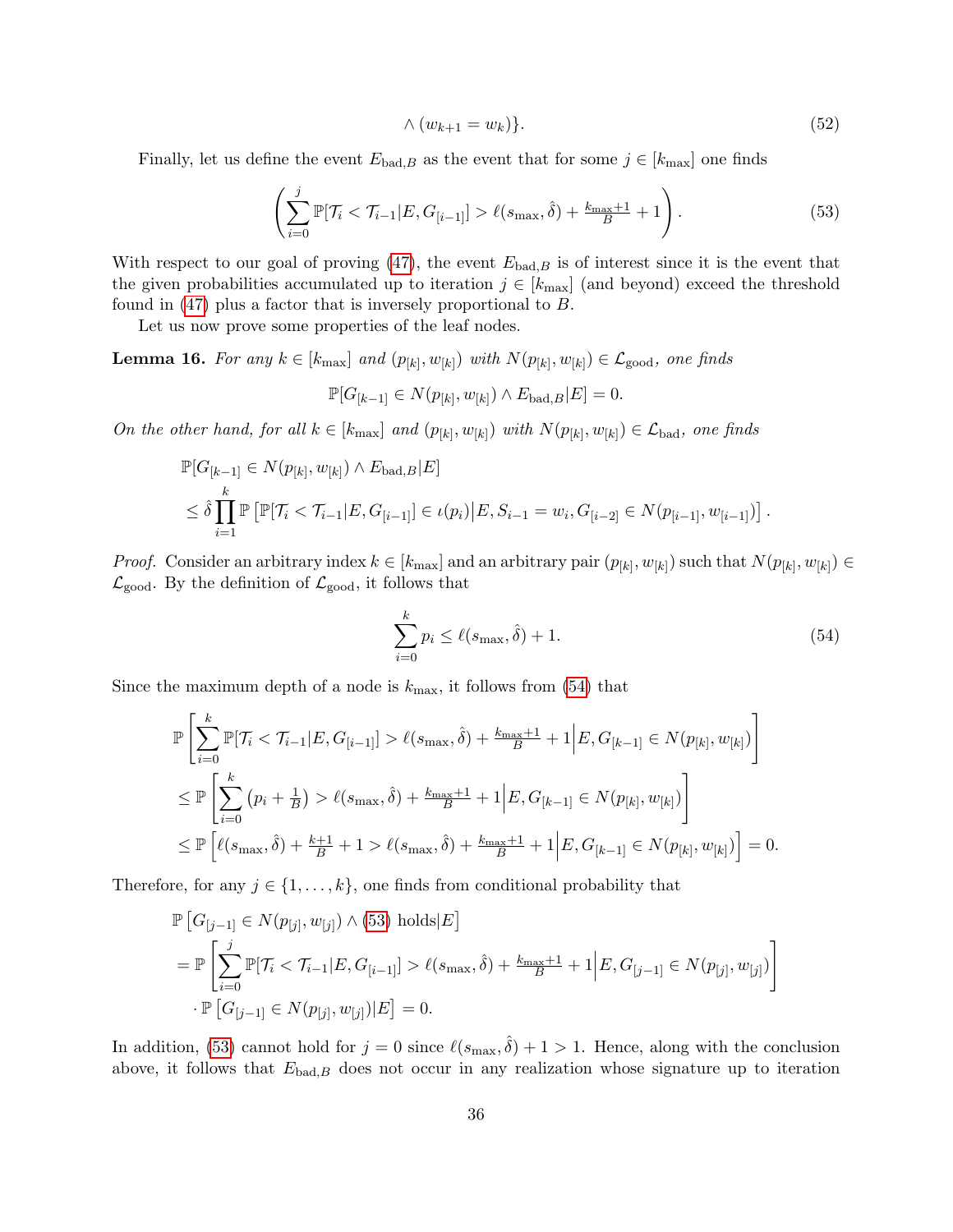$$\wedge (w_{k+1} = w_k)\}. \tag{52}$$

Finally, let us define the event $E_{\text{bad},B}$ as the event that for some $j \in [k_{\max}]$ one finds

$$\left( \sum_{i=0}^{j} \mathbb{P}[\mathcal{T}_i < \mathcal{T}_{i-1} | E, G_{[i-1]}] > \ell(s_{\max}, \hat{\delta}) + \tfrac{k_{\max}+1}{B} + 1 \right). \tag{53}$$

With respect to our goal of proving (47), the event $E_{\text{bad},B}$ is of interest since it is the event that the given probabilities accumulated up to iteration $j \in [k_{\max}]$ (and beyond) exceed the threshold found in (47) plus a factor that is inversely proportional to $B$.

Let us now prove some properties of the leaf nodes.

**Lemma 16.** *For any $k \in [k_{\max}]$ and $(p_{[k]}, w_{[k]})$ with $N(p_{[k]}, w_{[k]}) \in \mathcal{L}_{\text{good}}$, one finds*

$$\mathbb{P}[G_{[k-1]} \in N(p_{[k]}, w_{[k]}) \wedge E_{\text{bad},B} | E] = 0.$$

*On the other hand, for all $k \in [k_{\max}]$ and $(p_{[k]}, w_{[k]})$ with $N(p_{[k]}, w_{[k]}) \in \mathcal{L}_{\text{bad}}$, one finds*

$$\begin{aligned}
&\mathbb{P}[G_{[k-1]} \in N(p_{[k]}, w_{[k]}) \wedge E_{\text{bad},B} | E] \\
&\leq \hat{\delta} \prod_{i=1}^{k} \mathbb{P}\left[ \mathbb{P}[\mathcal{T}_i < \mathcal{T}_{i-1} | E, G_{[i-1]}] \in \iota(p_i) \middle| E, S_{i-1} = w_i, G_{[i-2]} \in N(p_{[i-1]}, w_{[i-1]}) \right].
\end{aligned}$$

*Proof.* Consider an arbitrary index $k \in [k_{\max}]$ and an arbitrary pair $(p_{[k]}, w_{[k]})$ such that $N(p_{[k]}, w_{[k]}) \in \mathcal{L}_{\text{good}}$. By the definition of $\mathcal{L}_{\text{good}}$, it follows that

$$\sum_{i=0}^{k} p_i \leq \ell(s_{\max}, \hat{\delta}) + 1. \tag{54}$$

Since the maximum depth of a node is $k_{\max}$, it follows from (54) that

$$\begin{aligned}
&\mathbb{P}\left[ \sum_{i=0}^{k} \mathbb{P}[\mathcal{T}_i < \mathcal{T}_{i-1} | E, G_{[i-1]}] > \ell(s_{\max}, \hat{\delta}) + \tfrac{k_{\max}+1}{B} + 1 \middle| E, G_{[k-1]} \in N(p_{[k]}, w_{[k]}) \right] \\
&\leq \mathbb{P}\left[ \sum_{i=0}^{k} \left(p_i + \tfrac{1}{B}\right) > \ell(s_{\max}, \hat{\delta}) + \tfrac{k_{\max}+1}{B} + 1 \middle| E, G_{[k-1]} \in N(p_{[k]}, w_{[k]}) \right] \\
&\leq \mathbb{P}\left[ \ell(s_{\max}, \hat{\delta}) + \tfrac{k+1}{B} + 1 > \ell(s_{\max}, \hat{\delta}) + \tfrac{k_{\max}+1}{B} + 1 \middle| E, G_{[k-1]} \in N(p_{[k]}, w_{[k]}) \right] = 0.
\end{aligned}$$

Therefore, for any $j \in \{1, \ldots, k\}$, one finds from conditional probability that

$$\begin{aligned}
&\mathbb{P}\left[ G_{[j-1]} \in N(p_{[j]}, w_{[j]}) \wedge (53) \text{ holds} | E \right] \\
&= \mathbb{P}\left[ \sum_{i=0}^{j} \mathbb{P}[\mathcal{T}_i < \mathcal{T}_{i-1} | E, G_{[i-1]}] > \ell(s_{\max}, \hat{\delta}) + \tfrac{k_{\max}+1}{B} + 1 \middle| E, G_{[j-1]} \in N(p_{[j]}, w_{[j]}) \right] \\
&\quad \cdot \mathbb{P}\left[ G_{[j-1]} \in N(p_{[j]}, w_{[j]}) | E \right] = 0.
\end{aligned}$$

In addition, (53) cannot hold for $j = 0$ since $\ell(s_{\max}, \hat{\delta}) + 1 > 1$. Hence, along with the conclusion above, it follows that $E_{\text{bad},B}$ does not occur in any realization whose signature up to iteration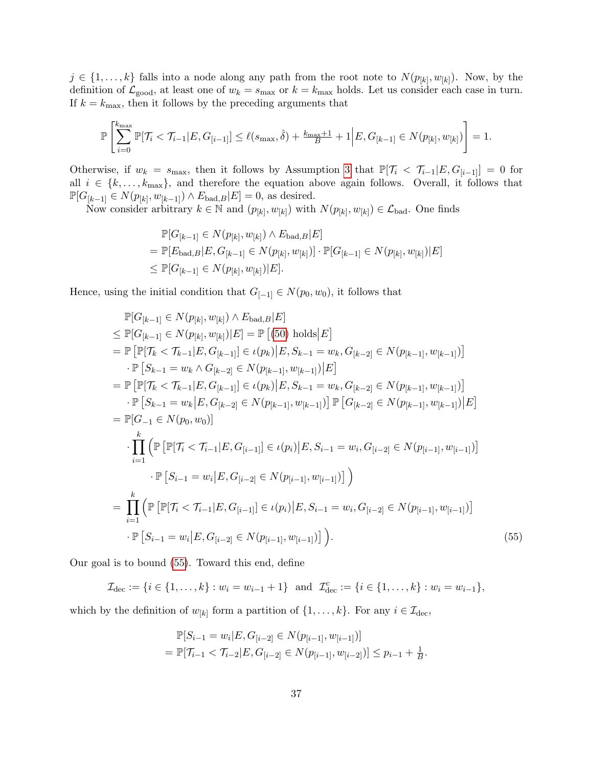$j \in \{1, \ldots, k\}$ falls into a node along any path from the root note to $N(p_{[k]}, w_{[k]})$. Now, by the definition of $\mathcal{L}_{\rm good}$, at least one of $w_k = s_{\max}$ or $k = k_{\max}$ holds. Let us consider each case in turn. If $k = k_{\max}$, then it follows by the preceding arguments that

$$\mathbb{P}\left[\sum_{i=0}^{k_{\max}} \mathbb{P}[\mathcal{T}_i < \mathcal{T}_{i-1} | E, G_{[i-1]}] \le \ell(s_{\max}, \hat{\delta}) + \tfrac{k_{\max}+1}{B} + 1 \Big| E, G_{[k-1]} \in N(p_{[k]}, w_{[k]})\right] = 1.$$

Otherwise, if $w_k = s_{\max}$, then it follows by Assumption 3 that $\mathbb{P}[\mathcal{T}_i < \mathcal{T}_{i-1} | E, G_{[i-1]}] = 0$ for all $i \in \{k, \ldots, k_{\max}\}$, and therefore the equation above again follows. Overall, it follows that $\mathbb{P}[G_{[k-1]} \in N(p_{[k]}, w_{[k-1]}) \wedge E_{{\rm bad},B} | E] = 0$, as desired.

Now consider arbitrary $k \in \mathbb{N}$ and $(p_{[k]}, w_{[k]})$ with $N(p_{[k]}, w_{[k]}) \in \mathcal{L}_{\rm bad}$. One finds

$$\begin{aligned}
&\mathbb{P}[G_{[k-1]} \in N(p_{[k]}, w_{[k]}) \wedge E_{{\rm bad},B} | E] \\
&= \mathbb{P}[E_{{\rm bad},B} | E, G_{[k-1]} \in N(p_{[k]}, w_{[k]})] \cdot \mathbb{P}[G_{[k-1]} \in N(p_{[k]}, w_{[k]}) | E] \\
&\le \mathbb{P}[G_{[k-1]} \in N(p_{[k]}, w_{[k]}) | E].
\end{aligned}$$

Hence, using the initial condition that $G_{[-1]} \in N(p_0, w_0)$, it follows that

$$\begin{aligned}
&\mathbb{P}[G_{[k-1]} \in N(p_{[k]}, w_{[k]}) \wedge E_{{\rm bad},B} | E] \\
&\le \mathbb{P}[G_{[k-1]} \in N(p_{[k]}, w_{[k]}) | E] = \mathbb{P}\left[(50) \text{ holds} \big| E\right] \\
&= \mathbb{P}\left[\mathbb{P}[\mathcal{T}_k < \mathcal{T}_{k-1} | E, G_{[k-1]}] \in \iota(p_k) \big| E, S_{k-1} = w_k, G_{[k-2]} \in N(p_{[k-1]}, w_{[k-1]})\right] \\
&\quad \cdot \mathbb{P}\left[S_{k-1} = w_k \wedge G_{[k-2]} \in N(p_{[k-1]}, w_{[k-1]}) \big| E\right] \\
&= \mathbb{P}\left[\mathbb{P}[\mathcal{T}_k < \mathcal{T}_{k-1} | E, G_{[k-1]}] \in \iota(p_k) \big| E, S_{k-1} = w_k, G_{[k-2]} \in N(p_{[k-1]}, w_{[k-1]})\right] \\
&\quad \cdot \mathbb{P}\left[S_{k-1} = w_k \big| E, G_{[k-2]} \in N(p_{[k-1]}, w_{[k-1]})\right] \mathbb{P}\left[G_{[k-2]} \in N(p_{[k-1]}, w_{[k-1]}) \big| E\right] \\
&= \mathbb{P}[G_{-1} \in N(p_0, w_0)] \\
&\quad \cdot \prod_{i=1}^{k} \Big( \mathbb{P}\left[\mathbb{P}[\mathcal{T}_i < \mathcal{T}_{i-1} | E, G_{[i-1]}] \in \iota(p_i) \big| E, S_{i-1} = w_i, G_{[i-2]} \in N(p_{[i-1]}, w_{[i-1]})\right] \\
&\qquad \cdot \mathbb{P}\left[S_{i-1} = w_i \big| E, G_{[i-2]} \in N(p_{[i-1]}, w_{[i-1]})\right] \Big) \\
&= \prod_{i=1}^{k} \Big( \mathbb{P}\left[\mathbb{P}[\mathcal{T}_i < \mathcal{T}_{i-1} | E, G_{[i-1]}] \in \iota(p_i) \big| E, S_{i-1} = w_i, G_{[i-2]} \in N(p_{[i-1]}, w_{[i-1]})\right] \\
&\quad \cdot \mathbb{P}\left[S_{i-1} = w_i \big| E, G_{[i-2]} \in N(p_{[i-1]}, w_{[i-1]})\right] \Big).
\end{aligned} \tag{55}$$

Our goal is to bound (55). Toward this end, define

$$\mathcal{I}_{\rm dec} := \{i \in \{1, \ldots, k\} : w_i = w_{i-1} + 1\} \ \text{ and } \ \mathcal{I}_{\rm dec}^c := \{i \in \{1, \ldots, k\} : w_i = w_{i-1}\},$$

which by the definition of $w_{[k]}$ form a partition of $\{1, \ldots, k\}$. For any $i \in \mathcal{I}_{\rm dec}$,

$$\begin{aligned}
&\mathbb{P}[S_{i-1} = w_i | E, G_{[i-2]} \in N(p_{[i-1]}, w_{[i-1]})] \\
&= \mathbb{P}[\mathcal{T}_{i-1} < \mathcal{T}_{i-2} | E, G_{[i-2]} \in N(p_{[i-1]}, w_{[i-2]})] \le p_{i-1} + \tfrac{1}{B}.
\end{aligned}$$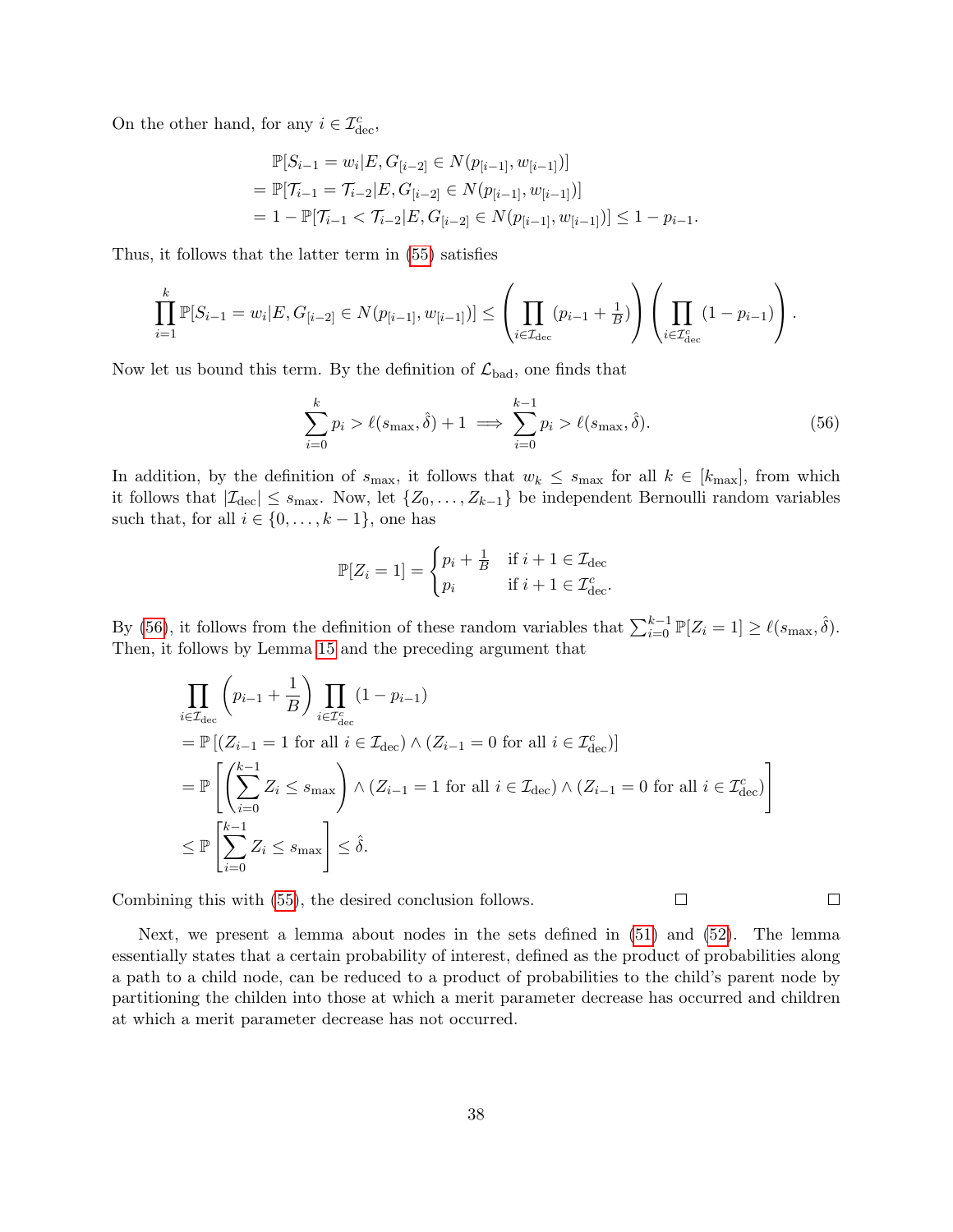On the other hand, for any $i \in \mathcal{I}_{\text{dec}}^c$,

$$
\begin{aligned}
&\mathbb{P}[S_{i-1} = w_i | E, G_{[i-2]} \in N(p_{[i-1]}, w_{[i-1]})] \\
&= \mathbb{P}[\mathcal{T}_{i-1} = \mathcal{T}_{i-2} | E, G_{[i-2]} \in N(p_{[i-1]}, w_{[i-1]})] \\
&= 1 - \mathbb{P}[\mathcal{T}_{i-1} < \mathcal{T}_{i-2} | E, G_{[i-2]} \in N(p_{[i-1]}, w_{[i-1]})] \leq 1 - p_{i-1}.
\end{aligned}
$$

Thus, it follows that the latter term in (55) satisfies

$$
\prod_{i=1}^{k} \mathbb{P}[S_{i-1} = w_i | E, G_{[i-2]} \in N(p_{[i-1]}, w_{[i-1]})] \leq \left( \prod_{i \in \mathcal{I}_{\text{dec}}} (p_{i-1} + \tfrac{1}{B}) \right) \left( \prod_{i \in \mathcal{I}_{\text{dec}}^c} (1 - p_{i-1}) \right).
$$

Now let us bound this term. By the definition of $\mathcal{L}_{\text{bad}}$, one finds that

$$
\sum_{i=0}^{k} p_i > \ell(s_{\max}, \hat{\delta}) + 1 \implies \sum_{i=0}^{k-1} p_i > \ell(s_{\max}, \hat{\delta}). \tag{56}
$$

In addition, by the definition of $s_{\max}$, it follows that $w_k \leq s_{\max}$ for all $k \in [k_{\max}]$, from which it follows that $|\mathcal{I}_{\text{dec}}| \leq s_{\max}$. Now, let $\{Z_0, \ldots, Z_{k-1}\}$ be independent Bernoulli random variables such that, for all $i \in \{0, \ldots, k-1\}$, one has

$$
\mathbb{P}[Z_i = 1] = \begin{cases} p_i + \frac{1}{B} & \text{if } i+1 \in \mathcal{I}_{\text{dec}} \\ p_i & \text{if } i+1 \in \mathcal{I}_{\text{dec}}^c. \end{cases}
$$

By (56), it follows from the definition of these random variables that $\sum_{i=0}^{k-1} \mathbb{P}[Z_i = 1] \geq \ell(s_{\max}, \hat{\delta})$. Then, it follows by Lemma 15 and the preceding argument that

$$
\begin{aligned}
&\prod_{i \in \mathcal{I}_{\text{dec}}} \left( p_{i-1} + \frac{1}{B} \right) \prod_{i \in \mathcal{I}_{\text{dec}}^c} (1 - p_{i-1}) \\
&= \mathbb{P}\left[ (Z_{i-1} = 1 \text{ for all } i \in \mathcal{I}_{\text{dec}}) \wedge (Z_{i-1} = 0 \text{ for all } i \in \mathcal{I}_{\text{dec}}^c) \right] \\
&= \mathbb{P}\left[ \left( \sum_{i=0}^{k-1} Z_i \leq s_{\max} \right) \wedge (Z_{i-1} = 1 \text{ for all } i \in \mathcal{I}_{\text{dec}}) \wedge (Z_{i-1} = 0 \text{ for all } i \in \mathcal{I}_{\text{dec}}^c) \right] \\
&\leq \mathbb{P}\left[ \sum_{i=0}^{k-1} Z_i \leq s_{\max} \right] \leq \hat{\delta}.
\end{aligned}
$$

Combining this with (55), the desired conclusion follows. □ □

Next, we present a lemma about nodes in the sets defined in (51) and (52). The lemma essentially states that a certain probability of interest, defined as the product of probabilities along a path to a child node, can be reduced to a product of probabilities to the child's parent node by partitioning the childen into those at which a merit parameter decrease has occurred and children at which a merit parameter decrease has not occurred.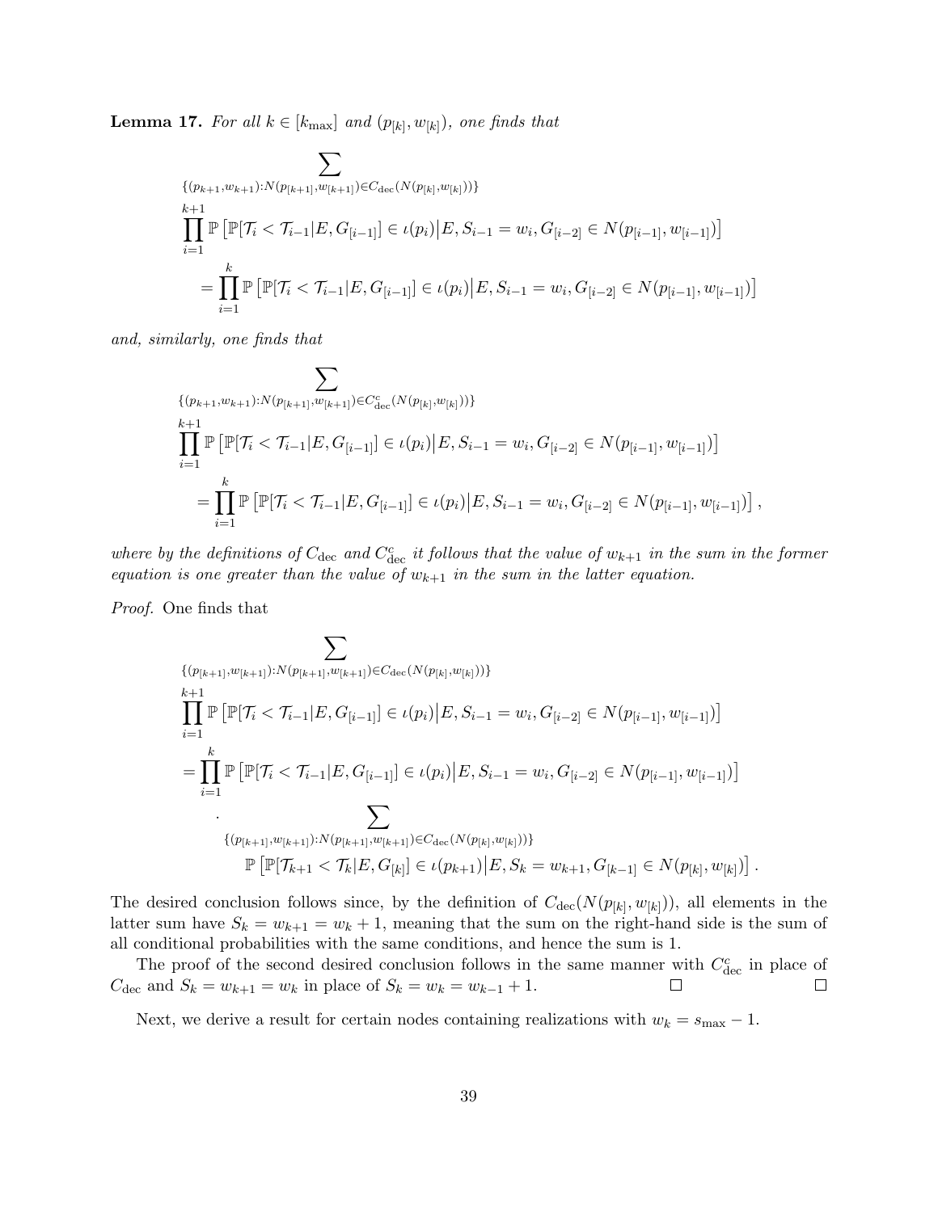**Lemma 17.** *For all $k \in [k_{\max}]$ and $(p_{[k]}, w_{[k]})$, one finds that*

$$
\begin{aligned}
&\sum_{\{(p_{k+1},w_{k+1}):N(p_{[k+1]},w_{[k+1]})\in C_{\rm dec}(N(p_{[k]},w_{[k]}))\}} \\
&\prod_{i=1}^{k+1} \mathbb{P}\left[\mathbb{P}[\mathcal{T}_i < \mathcal{T}_{i-1}|E, G_{[i-1]}] \in \iota(p_i) \middle| E, S_{i-1} = w_i, G_{[i-2]} \in N(p_{[i-1]}, w_{[i-1]})\right] \\
&\quad = \prod_{i=1}^{k} \mathbb{P}\left[\mathbb{P}[\mathcal{T}_i < \mathcal{T}_{i-1}|E, G_{[i-1]}] \in \iota(p_i) \middle| E, S_{i-1} = w_i, G_{[i-2]} \in N(p_{[i-1]}, w_{[i-1]})\right]
\end{aligned}
$$

*and, similarly, one finds that*

$$
\begin{aligned}
&\sum_{\{(p_{k+1},w_{k+1}):N(p_{[k+1]},w_{[k+1]})\in C^c_{\rm dec}(N(p_{[k]},w_{[k]}))\}} \\
&\prod_{i=1}^{k+1} \mathbb{P}\left[\mathbb{P}[\mathcal{T}_i < \mathcal{T}_{i-1}|E, G_{[i-1]}] \in \iota(p_i) \middle| E, S_{i-1} = w_i, G_{[i-2]} \in N(p_{[i-1]}, w_{[i-1]})\right] \\
&\quad = \prod_{i=1}^{k} \mathbb{P}\left[\mathbb{P}[\mathcal{T}_i < \mathcal{T}_{i-1}|E, G_{[i-1]}] \in \iota(p_i) \middle| E, S_{i-1} = w_i, G_{[i-2]} \in N(p_{[i-1]}, w_{[i-1]})\right],
\end{aligned}
$$

*where by the definitions of $C_{\rm dec}$ and $C^c_{\rm dec}$ it follows that the value of $w_{k+1}$ in the sum in the former equation is one greater than the value of $w_{k+1}$ in the sum in the latter equation.*

*Proof.* One finds that

$$
\begin{aligned}
&\sum_{\{(p_{[k+1]},w_{[k+1]}):N(p_{[k+1]},w_{[k+1]})\in C_{\rm dec}(N(p_{[k]},w_{[k]}))\}} \\
&\prod_{i=1}^{k+1} \mathbb{P}\left[\mathbb{P}[\mathcal{T}_i < \mathcal{T}_{i-1}|E, G_{[i-1]}] \in \iota(p_i) \middle| E, S_{i-1} = w_i, G_{[i-2]} \in N(p_{[i-1]}, w_{[i-1]})\right] \\
&= \prod_{i=1}^{k} \mathbb{P}\left[\mathbb{P}[\mathcal{T}_i < \mathcal{T}_{i-1}|E, G_{[i-1]}] \in \iota(p_i) \middle| E, S_{i-1} = w_i, G_{[i-2]} \in N(p_{[i-1]}, w_{[i-1]})\right] \\
&\quad \cdot \sum_{\{(p_{[k+1]},w_{[k+1]}):N(p_{[k+1]},w_{[k+1]})\in C_{\rm dec}(N(p_{[k]},w_{[k]}))\}} \\
&\qquad \mathbb{P}\left[\mathbb{P}[\mathcal{T}_{k+1} < \mathcal{T}_{k}|E, G_{[k]}] \in \iota(p_{k+1}) \middle| E, S_{k} = w_{k+1}, G_{[k-1]} \in N(p_{[k]}, w_{[k]})\right].
\end{aligned}
$$

The desired conclusion follows since, by the definition of $C_{\rm dec}(N(p_{[k]}, w_{[k]}))$, all elements in the latter sum have $S_k = w_{k+1} = w_k + 1$, meaning that the sum on the right-hand side is the sum of all conditional probabilities with the same conditions, and hence the sum is 1.

The proof of the second desired conclusion follows in the same manner with $C^c_{\rm dec}$ in place of $C_{\rm dec}$ and $S_k = w_{k+1} = w_k$ in place of $S_k = w_k = w_{k-1} + 1$. □ □

Next, we derive a result for certain nodes containing realizations with $w_k = s_{\max} - 1$.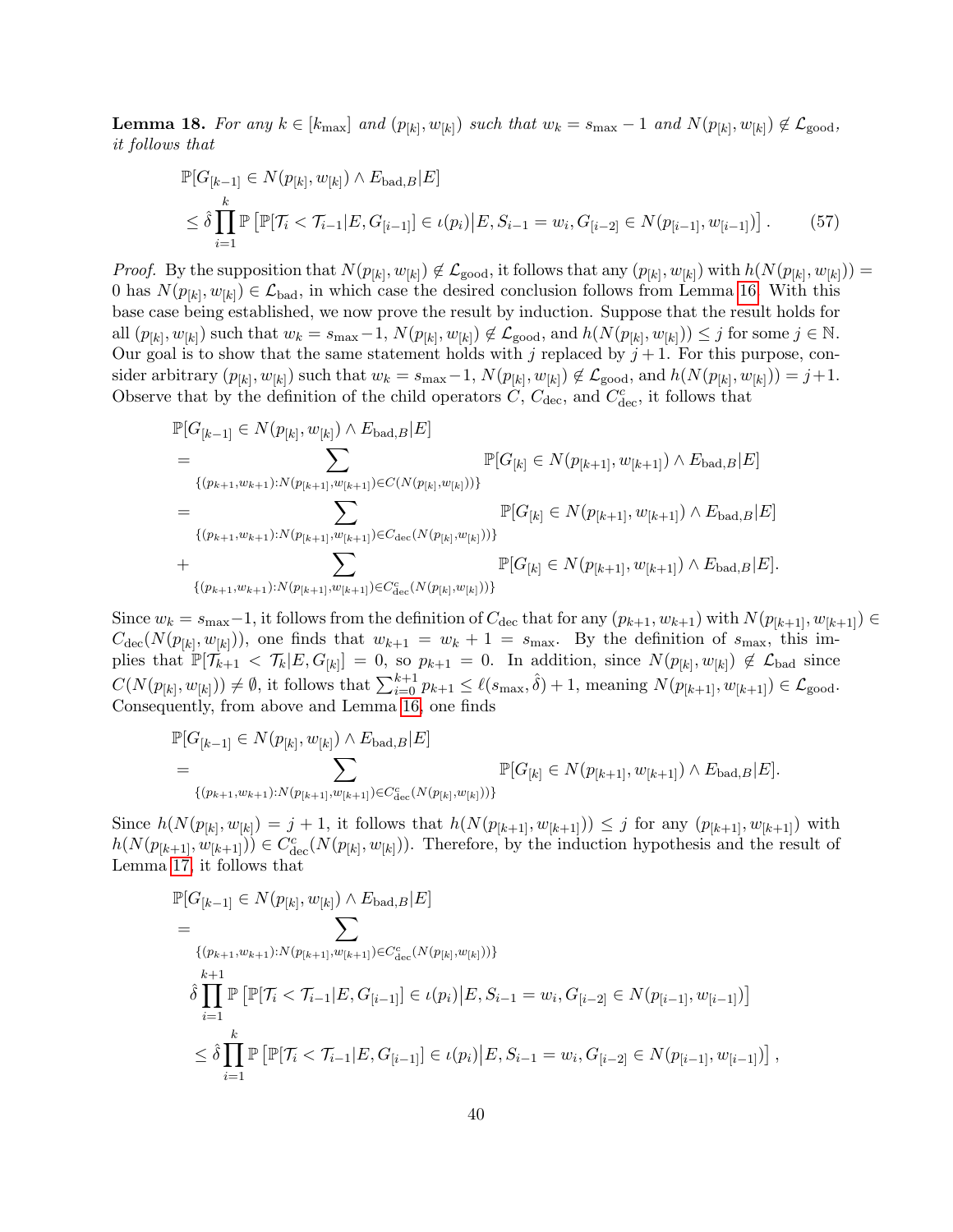**Lemma 18.** *For any $k \in [k_{\max}]$ and $(p_{[k]}, w_{[k]})$ such that $w_k = s_{\max} - 1$ and $N(p_{[k]}, w_{[k]}) \notin \mathcal{L}_{\text{good}}$, it follows that*

$$
\begin{aligned}
&\mathbb{P}[G_{[k-1]} \in N(p_{[k]}, w_{[k]}) \wedge E_{\text{bad},B} | E] \\
&\leq \hat{\delta} \prod_{i=1}^{k} \mathbb{P}\left[\mathbb{P}[\mathcal{T}_i < \mathcal{T}_{i-1} | E, G_{[i-1]}] \in \iota(p_i) \big| E, S_{i-1} = w_i, G_{[i-2]} \in N(p_{[i-1]}, w_{[i-1]})\right]. \qquad (57)
\end{aligned}
$$

*Proof.* By the supposition that $N(p_{[k]}, w_{[k]}) \notin \mathcal{L}_{\text{good}}$, it follows that any $(p_{[k]}, w_{[k]})$ with $h(N(p_{[k]}, w_{[k]})) = 0$ has $N(p_{[k]}, w_{[k]}) \in \mathcal{L}_{\text{bad}}$, in which case the desired conclusion follows from Lemma 16. With this base case being established, we now prove the result by induction. Suppose that the result holds for all $(p_{[k]}, w_{[k]})$ such that $w_k = s_{\max} - 1$, $N(p_{[k]}, w_{[k]}) \notin \mathcal{L}_{\text{good}}$, and $h(N(p_{[k]}, w_{[k]})) \leq j$ for some $j \in \mathbb{N}$. Our goal is to show that the same statement holds with $j$ replaced by $j+1$. For this purpose, consider arbitrary $(p_{[k]}, w_{[k]})$ such that $w_k = s_{\max} - 1$, $N(p_{[k]}, w_{[k]}) \notin \mathcal{L}_{\text{good}}$, and $h(N(p_{[k]}, w_{[k]})) = j+1$. Observe that by the definition of the child operators $C$, $C_{\text{dec}}$, and $C_{\text{dec}}^c$, it follows that

$$
\begin{aligned}
&\mathbb{P}[G_{[k-1]} \in N(p_{[k]}, w_{[k]}) \wedge E_{\text{bad},B} | E] \\
&= \sum_{\{(p_{k+1}, w_{k+1}) : N(p_{[k+1]}, w_{[k+1]}) \in C(N(p_{[k]}, w_{[k]}))\}} \mathbb{P}[G_{[k]} \in N(p_{[k+1]}, w_{[k+1]}) \wedge E_{\text{bad},B} | E] \\
&= \sum_{\{(p_{k+1}, w_{k+1}) : N(p_{[k+1]}, w_{[k+1]}) \in C_{\text{dec}}(N(p_{[k]}, w_{[k]}))\}} \mathbb{P}[G_{[k]} \in N(p_{[k+1]}, w_{[k+1]}) \wedge E_{\text{bad},B} | E] \\
&+ \sum_{\{(p_{k+1}, w_{k+1}) : N(p_{[k+1]}, w_{[k+1]}) \in C_{\text{dec}}^c(N(p_{[k]}, w_{[k]}))\}} \mathbb{P}[G_{[k]} \in N(p_{[k+1]}, w_{[k+1]}) \wedge E_{\text{bad},B} | E].
\end{aligned}
$$

Since $w_k = s_{\max} - 1$, it follows from the definition of $C_{\text{dec}}$ that for any $(p_{k+1}, w_{k+1})$ with $N(p_{[k+1]}, w_{[k+1]}) \in C_{\text{dec}}(N(p_{[k]}, w_{[k]}))$, one finds that $w_{k+1} = w_k + 1 = s_{\max}$. By the definition of $s_{\max}$, this implies that $\mathbb{P}[\mathcal{T}_{k+1} < \mathcal{T}_k | E, G_{[k]}] = 0$, so $p_{k+1} = 0$. In addition, since $N(p_{[k]}, w_{[k]}) \notin \mathcal{L}_{\text{bad}}$ since $C(N(p_{[k]}, w_{[k]})) \neq \emptyset$, it follows that $\sum_{i=0}^{k+1} p_{k+1} \leq \ell(s_{\max}, \hat{\delta}) + 1$, meaning $N(p_{[k+1]}, w_{[k+1]}) \in \mathcal{L}_{\text{good}}$. Consequently, from above and Lemma 16, one finds

$$
\begin{aligned}
&\mathbb{P}[G_{[k-1]} \in N(p_{[k]}, w_{[k]}) \wedge E_{\text{bad},B} | E] \\
&= \sum_{\{(p_{k+1}, w_{k+1}) : N(p_{[k+1]}, w_{[k+1]}) \in C_{\text{dec}}^c(N(p_{[k]}, w_{[k]}))\}} \mathbb{P}[G_{[k]} \in N(p_{[k+1]}, w_{[k+1]}) \wedge E_{\text{bad},B} | E].
\end{aligned}
$$

Since $h(N(p_{[k]}, w_{[k]}) = j+1$, it follows that $h(N(p_{[k+1]}, w_{[k+1]})) \leq j$ for any $(p_{[k+1]}, w_{[k+1]})$ with $h(N(p_{[k+1]}, w_{[k+1]})) \in C_{\text{dec}}^c(N(p_{[k]}, w_{[k]}))$. Therefore, by the induction hypothesis and the result of Lemma 17, it follows that

$$
\begin{aligned}
&\mathbb{P}[G_{[k-1]} \in N(p_{[k]}, w_{[k]}) \wedge E_{\text{bad},B} | E] \\
&= \sum_{\{(p_{k+1}, w_{k+1}) : N(p_{[k+1]}, w_{[k+1]}) \in C_{\text{dec}}^c(N(p_{[k]}, w_{[k]}))\}} \\
&\quad \hat{\delta} \prod_{i=1}^{k+1} \mathbb{P}\left[\mathbb{P}[\mathcal{T}_i < \mathcal{T}_{i-1} | E, G_{[i-1]}] \in \iota(p_i) \big| E, S_{i-1} = w_i, G_{[i-2]} \in N(p_{[i-1]}, w_{[i-1]})\right] \\
&\leq \hat{\delta} \prod_{i=1}^{k} \mathbb{P}\left[\mathbb{P}[\mathcal{T}_i < \mathcal{T}_{i-1} | E, G_{[i-1]}] \in \iota(p_i) \big| E, S_{i-1} = w_i, G_{[i-2]} \in N(p_{[i-1]}, w_{[i-1]})\right],
\end{aligned}
$$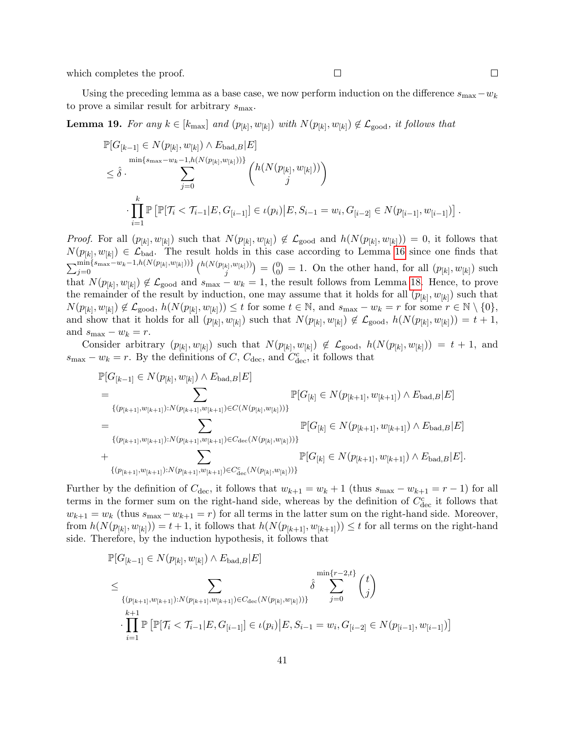which completes the proof. □ □

Using the preceding lemma as a base case, we now perform induction on the difference $s_{\max} - w_k$ to prove a similar result for arbitrary $s_{\max}$.

**Lemma 19.** *For any $k \in [k_{\max}]$ and $(p_{[k]}, w_{[k]})$ with $N(p_{[k]}, w_{[k]}) \notin \mathcal{L}_{\text{good}}$, it follows that*

$$
\begin{aligned}
&\mathbb{P}[G_{[k-1]} \in N(p_{[k]}, w_{[k]}) \wedge E_{\text{bad},B} | E] \\
&\leq \hat{\delta} \cdot \sum_{j=0}^{\min\{s_{\max}-w_k-1, h(N(p_{[k]}, w_{[k]}))\}} \binom{h(N(p_{[k]}, w_{[k]}))}{j} \\
&\quad \cdot \prod_{i=1}^{k} \mathbb{P}\left[\mathbb{P}[\mathcal{T}_i < \mathcal{T}_{i-1} | E, G_{[i-1]}] \in \iota(p_i) \middle| E, S_{i-1} = w_i, G_{[i-2]} \in N(p_{[i-1]}, w_{[i-1]})\right].
\end{aligned}
$$

*Proof.* For all $(p_{[k]}, w_{[k]})$ such that $N(p_{[k]}, w_{[k]}) \notin \mathcal{L}_{\text{good}}$ and $h(N(p_{[k]}, w_{[k]})) = 0$, it follows that $N(p_{[k]}, w_{[k]}) \in \mathcal{L}_{\text{bad}}$. The result holds in this case according to Lemma 16 since one finds that $\sum_{j=0}^{\min\{s_{\max}-w_k-1, h(N(p_{[k]}, w_{[k]}))\}} \binom{h(N(p_{[k]}, w_{[k]}))}{j} = \binom{0}{0} = 1$. On the other hand, for all $(p_{[k]}, w_{[k]})$ such that $N(p_{[k]}, w_{[k]}) \notin \mathcal{L}_{\text{good}}$ and $s_{\max} - w_k = 1$, the result follows from Lemma 18. Hence, to prove the remainder of the result by induction, one may assume that it holds for all $(p_{[k]}, w_{[k]})$ such that $N(p_{[k]}, w_{[k]}) \notin \mathcal{L}_{\text{good}}$, $h(N(p_{[k]}, w_{[k]})) \leq t$ for some $t \in \mathbb{N}$, and $s_{\max} - w_k = r$ for some $r \in \mathbb{N} \setminus \{0\}$, and show that it holds for all $(p_{[k]}, w_{[k]})$ such that $N(p_{[k]}, w_{[k]}) \notin \mathcal{L}_{\text{good}}$, $h(N(p_{[k]}, w_{[k]})) = t + 1$, and $s_{\max} - w_k = r$.

Consider arbitrary $(p_{[k]}, w_{[k]})$ such that $N(p_{[k]}, w_{[k]}) \notin \mathcal{L}_{\text{good}}$, $h(N(p_{[k]}, w_{[k]})) = t + 1$, and $s_{\max} - w_k = r$. By the definitions of $C$, $C_{\text{dec}}$, and $C_{\text{dec}}^c$, it follows that

$$
\begin{aligned}
&\mathbb{P}[G_{[k-1]} \in N(p_{[k]}, w_{[k]}) \wedge E_{\text{bad},B} | E] \\
&= \sum_{\{(p_{[k+1]}, w_{[k+1]}) : N(p_{[k+1]}, w_{[k+1]}) \in C(N(p_{[k]}, w_{[k]}))\}} \mathbb{P}[G_{[k]} \in N(p_{[k+1]}, w_{[k+1]}) \wedge E_{\text{bad},B} | E] \\
&= \sum_{\{(p_{[k+1]}, w_{[k+1]}) : N(p_{[k+1]}, w_{[k+1]}) \in C_{\text{dec}}(N(p_{[k]}, w_{[k]}))\}} \mathbb{P}[G_{[k]} \in N(p_{[k+1]}, w_{[k+1]}) \wedge E_{\text{bad},B} | E] \\
&+ \sum_{\{(p_{[k+1]}, w_{[k+1]}) : N(p_{[k+1]}, w_{[k+1]}) \in C_{\text{dec}}^c(N(p_{[k]}, w_{[k]}))\}} \mathbb{P}[G_{[k]} \in N(p_{[k+1]}, w_{[k+1]}) \wedge E_{\text{bad},B} | E].
\end{aligned}
$$

Further by the definition of $C_{\text{dec}}$, it follows that $w_{k+1} = w_k + 1$ (thus $s_{\max} - w_{k+1} = r - 1$) for all terms in the former sum on the right-hand side, whereas by the definition of $C_{\text{dec}}^c$ it follows that $w_{k+1} = w_k$ (thus $s_{\max} - w_{k+1} = r$) for all terms in the latter sum on the right-hand side. Moreover, from $h(N(p_{[k]}, w_{[k]})) = t + 1$, it follows that $h(N(p_{[k+1]}, w_{[k+1]})) \leq t$ for all terms on the right-hand side. Therefore, by the induction hypothesis, it follows that

$$
\begin{aligned}
&\mathbb{P}[G_{[k-1]} \in N(p_{[k]}, w_{[k]}) \wedge E_{\text{bad},B} | E] \\
&\leq \sum_{\{(p_{[k+1]}, w_{[k+1]}) : N(p_{[k+1]}, w_{[k+1]}) \in C_{\text{dec}}(N(p_{[k]}, w_{[k]}))\}} \hat{\delta} \sum_{j=0}^{\min\{r-2, t\}} \binom{t}{j} \\
&\quad \cdot \prod_{i=1}^{k+1} \mathbb{P}\left[\mathbb{P}[\mathcal{T}_i < \mathcal{T}_{i-1} | E, G_{[i-1]}] \in \iota(p_i) \middle| E, S_{i-1} = w_i, G_{[i-2]} \in N(p_{[i-1]}, w_{[i-1]})\right]
\end{aligned}
$$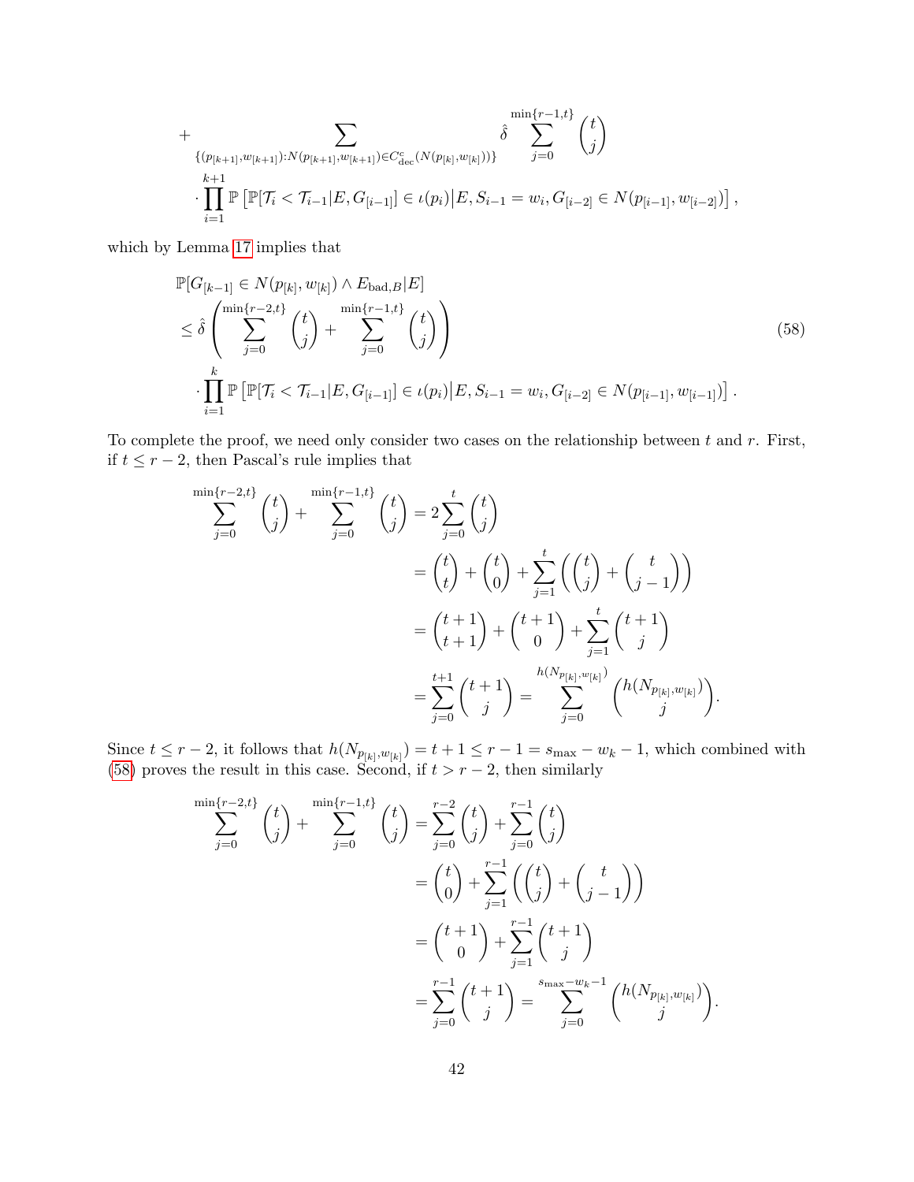$$
\begin{aligned}
&+ \sum_{\{(p_{[k+1]}, w_{[k+1]}) : N(p_{[k+1]}, w_{[k+1]}) \in C^c_{\text{dec}}(N(p_{[k]}, w_{[k]}))\}} \hat{\delta} \sum_{j=0}^{\min\{r-1,t\}} \binom{t}{j} \\
&\cdot \prod_{i=1}^{k+1} \mathbb{P}\left[ \mathbb{P}[\mathcal{T}_i < \mathcal{T}_{i-1} | E, G_{[i-1]}] \in \iota(p_i) \middle| E, S_{i-1} = w_i, G_{[i-2]} \in N(p_{[i-1]}, w_{[i-2]}) \right],
\end{aligned}
$$

which by Lemma 17 implies that

$$
\begin{aligned}
&\mathbb{P}[G_{[k-1]} \in N(p_{[k]}, w_{[k]}) \wedge E_{\text{bad},B} | E] \\
&\leq \hat{\delta} \left( \sum_{j=0}^{\min\{r-2,t\}} \binom{t}{j} + \sum_{j=0}^{\min\{r-1,t\}} \binom{t}{j} \right) \qquad (58) \\
&\cdot \prod_{i=1}^{k} \mathbb{P}\left[ \mathbb{P}[\mathcal{T}_i < \mathcal{T}_{i-1} | E, G_{[i-1]}] \in \iota(p_i) \middle| E, S_{i-1} = w_i, G_{[i-2]} \in N(p_{[i-1]}, w_{[i-1]}) \right].
\end{aligned}
$$

To complete the proof, we need only consider two cases on the relationship between $t$ and $r$. First, if $t \leq r-2$, then Pascal's rule implies that

$$
\begin{aligned}
\sum_{j=0}^{\min\{r-2,t\}} \binom{t}{j} + \sum_{j=0}^{\min\{r-1,t\}} \binom{t}{j} &= 2 \sum_{j=0}^{t} \binom{t}{j} \\
&= \binom{t}{t} + \binom{t}{0} + \sum_{j=1}^{t} \left( \binom{t}{j} + \binom{t}{j-1} \right) \\
&= \binom{t+1}{t+1} + \binom{t+1}{0} + \sum_{j=1}^{t} \binom{t+1}{j} \\
&= \sum_{j=0}^{t+1} \binom{t+1}{j} = \sum_{j=0}^{h(N_{p_{[k]}, w_{[k]}})} \binom{h(N_{p_{[k]}, w_{[k]}})}{j}.
\end{aligned}
$$

Since $t \leq r-2$, it follows that $h(N_{p_{[k]}, w_{[k]}}) = t+1 \leq r-1 = s_{\max} - w_k - 1$, which combined with (58) proves the result in this case. Second, if $t > r-2$, then similarly

$$
\begin{aligned}
\sum_{j=0}^{\min\{r-2,t\}} \binom{t}{j} + \sum_{j=0}^{\min\{r-1,t\}} \binom{t}{j} &= \sum_{j=0}^{r-2} \binom{t}{j} + \sum_{j=0}^{r-1} \binom{t}{j} \\
&= \binom{t}{0} + \sum_{j=1}^{r-1} \left( \binom{t}{j} + \binom{t}{j-1} \right) \\
&= \binom{t+1}{0} + \sum_{j=1}^{r-1} \binom{t+1}{j} \\
&= \sum_{j=0}^{r-1} \binom{t+1}{j} = \sum_{j=0}^{s_{\max} - w_k - 1} \binom{h(N_{p_{[k]}, w_{[k]}})}{j}.
\end{aligned}
$$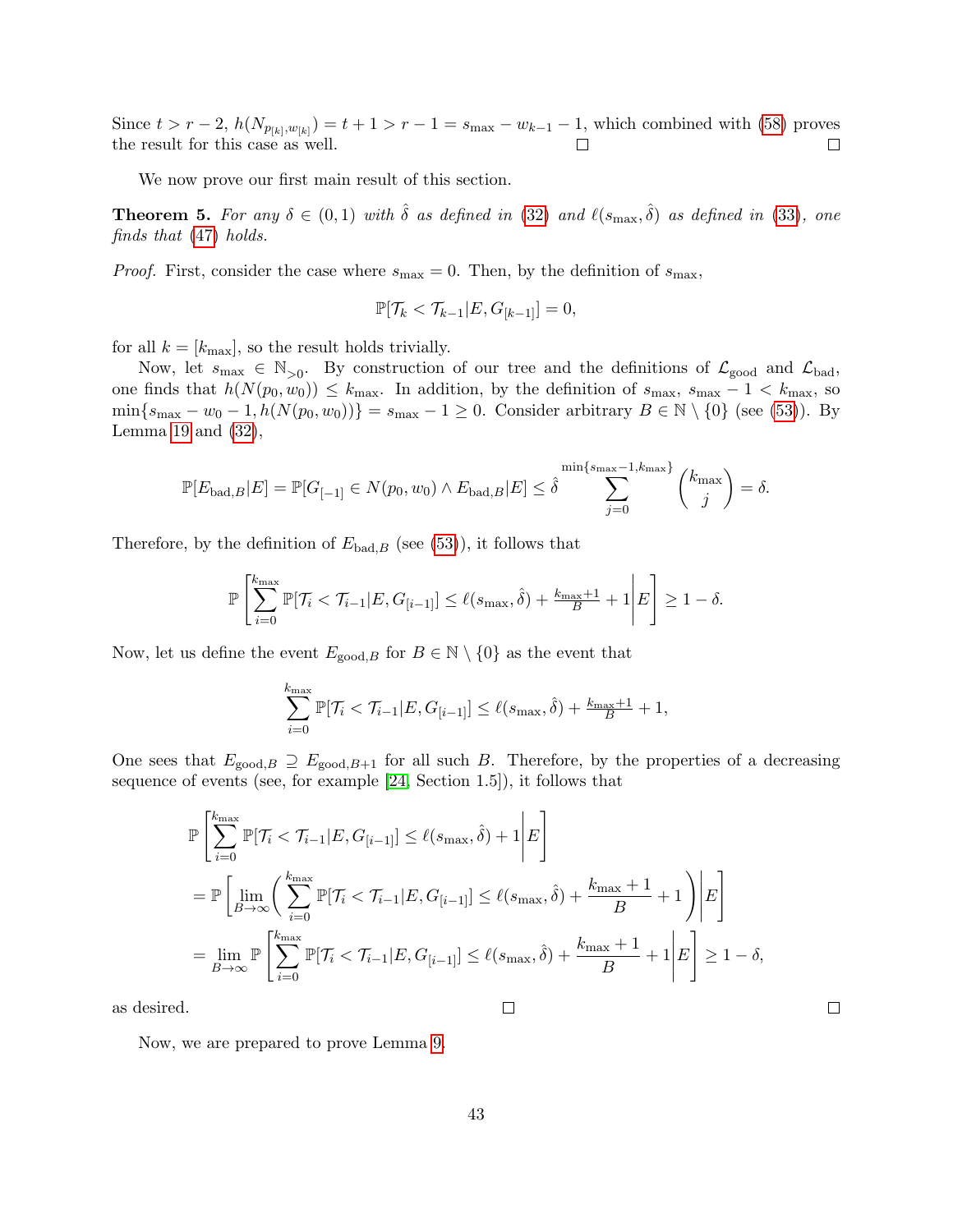Since $t > r-2$, $h(N_{p_{[k]},w_{[k]}}) = t+1 > r-1 = s_{\max} - w_{k-1} - 1$, which combined with (58) proves the result for this case as well. □ □

We now prove our first main result of this section.

**Theorem 5.** *For any $\delta \in (0,1)$ with $\hat{\delta}$ as defined in (32) and $\ell(s_{\max}, \hat{\delta})$ as defined in (33), one finds that (47) holds.*

*Proof.* First, consider the case where $s_{\max} = 0$. Then, by the definition of $s_{\max}$,

$$\mathbb{P}[\mathcal{T}_k < \mathcal{T}_{k-1} | E, G_{[k-1]}] = 0,$$

for all $k = [k_{\max}]$, so the result holds trivially.

Now, let $s_{\max} \in \mathbb{N}_{>0}$. By construction of our tree and the definitions of $\mathcal{L}_{\text{good}}$ and $\mathcal{L}_{\text{bad}}$, one finds that $h(N(p_0, w_0)) \leq k_{\max}$. In addition, by the definition of $s_{\max}$, $s_{\max} - 1 < k_{\max}$, so $\min\{s_{\max} - w_0 - 1, h(N(p_0, w_0))\} = s_{\max} - 1 \geq 0$. Consider arbitrary $B \in \mathbb{N} \setminus \{0\}$ (see (53)). By Lemma 19 and (32),

$$\mathbb{P}[E_{\text{bad},B} | E] = \mathbb{P}[G_{[-1]} \in N(p_0, w_0) \wedge E_{\text{bad},B} | E] \leq \hat{\delta} \sum_{j=0}^{\min\{s_{\max}-1, k_{\max}\}} \binom{k_{\max}}{j} = \delta.$$

Therefore, by the definition of $E_{\text{bad},B}$ (see (53)), it follows that

$$\mathbb{P}\left[ \sum_{i=0}^{k_{\max}} \mathbb{P}[\mathcal{T}_i < \mathcal{T}_{i-1} | E, G_{[i-1]}] \leq \ell(s_{\max}, \hat{\delta}) + \tfrac{k_{\max}+1}{B} + 1 \middle| E \right] \geq 1 - \delta.$$

Now, let us define the event $E_{\text{good},B}$ for $B \in \mathbb{N} \setminus \{0\}$ as the event that

$$\sum_{i=0}^{k_{\max}} \mathbb{P}[\mathcal{T}_i < \mathcal{T}_{i-1} | E, G_{[i-1]}] \leq \ell(s_{\max}, \hat{\delta}) + \tfrac{k_{\max}+1}{B} + 1,$$

One sees that $E_{\text{good},B} \supseteq E_{\text{good},B+1}$ for all such $B$. Therefore, by the properties of a decreasing sequence of events (see, for example [24, Section 1.5]), it follows that

$$\begin{aligned}
&\mathbb{P}\left[ \sum_{i=0}^{k_{\max}} \mathbb{P}[\mathcal{T}_i < \mathcal{T}_{i-1} | E, G_{[i-1]}] \leq \ell(s_{\max}, \hat{\delta}) + 1 \middle| E \right] \\
&= \mathbb{P}\left[ \lim_{B \to \infty} \left( \sum_{i=0}^{k_{\max}} \mathbb{P}[\mathcal{T}_i < \mathcal{T}_{i-1} | E, G_{[i-1]}] \leq \ell(s_{\max}, \hat{\delta}) + \frac{k_{\max}+1}{B} + 1 \right) \middle| E \right] \\
&= \lim_{B \to \infty} \mathbb{P}\left[ \sum_{i=0}^{k_{\max}} \mathbb{P}[\mathcal{T}_i < \mathcal{T}_{i-1} | E, G_{[i-1]}] \leq \ell(s_{\max}, \hat{\delta}) + \frac{k_{\max}+1}{B} + 1 \middle| E \right] \geq 1 - \delta,
\end{aligned}$$

as desired. □ □

Now, we are prepared to prove Lemma 9.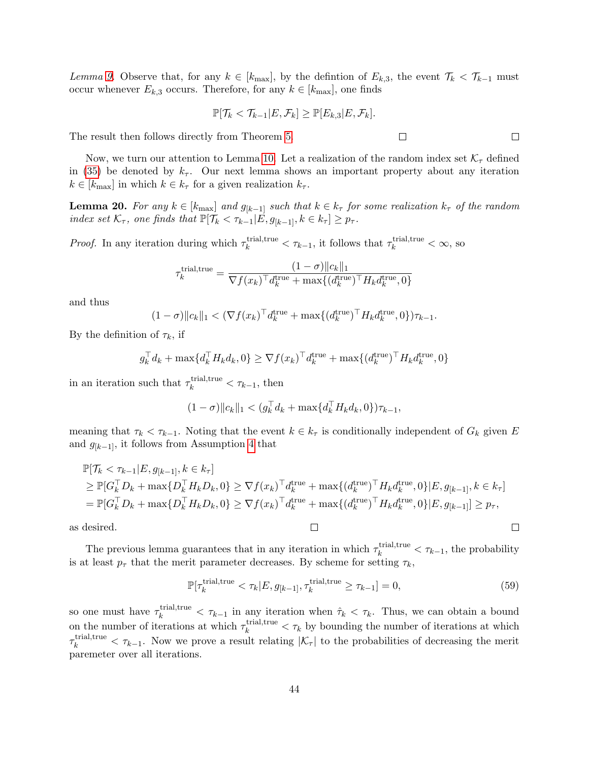*Lemma 9.* Observe that, for any $k \in [k_{\max}]$, by the defintion of $E_{k,3}$, the event $\mathcal{T}_k < \mathcal{T}_{k-1}$ must occur whenever $E_{k,3}$ occurs. Therefore, for any $k \in [k_{\max}]$, one finds

$$\mathbb{P}[\mathcal{T}_k < \mathcal{T}_{k-1} | E, \mathcal{F}_k] \geq \mathbb{P}[E_{k,3} | E, \mathcal{F}_k].$$

The result then follows directly from Theorem 5. □ □

Now, we turn our attention to Lemma 10. Let a realization of the random index set $\mathcal{K}_\tau$ defined in (35) be denoted by $k_\tau$. Our next lemma shows an important property about any iteration $k \in [k_{\max}]$ in which $k \in k_\tau$ for a given realization $k_\tau$.

**Lemma 20.** *For any $k \in [k_{\max}]$ and $g_{[k-1]}$ such that $k \in k_\tau$ for some realization $k_\tau$ of the random index set $\mathcal{K}_\tau$, one finds that $\mathbb{P}[\mathcal{T}_k < \tau_{k-1} | E, g_{[k-1]}, k \in k_\tau] \geq p_\tau$.*

*Proof.* In any iteration during which $\tau_k^{\text{trial,true}} < \tau_{k-1}$, it follows that $\tau_k^{\text{trial,true}} < \infty$, so

$$\tau_k^{\text{trial,true}} = \frac{(1-\sigma)\|c_k\|_1}{\nabla f(x_k)^\top d_k^{\text{true}} + \max\{(d_k^{\text{true}})^\top H_k d_k^{\text{true}}, 0\}}$$

and thus

$$(1-\sigma)\|c_k\|_1 < (\nabla f(x_k)^\top d_k^{\text{true}} + \max\{(d_k^{\text{true}})^\top H_k d_k^{\text{true}}, 0\})\tau_{k-1}.$$

By the definition of $\tau_k$, if

$$g_k^\top d_k + \max\{d_k^\top H_k d_k, 0\} \geq \nabla f(x_k)^\top d_k^{\text{true}} + \max\{(d_k^{\text{true}})^\top H_k d_k^{\text{true}}, 0\}$$

in an iteration such that $\tau_k^{\text{trial,true}} < \tau_{k-1}$, then

$$(1-\sigma)\|c_k\|_1 < (g_k^\top d_k + \max\{d_k^\top H_k d_k, 0\})\tau_{k-1},$$

meaning that $\tau_k < \tau_{k-1}$. Noting that the event $k \in k_\tau$ is conditionally independent of $G_k$ given $E$ and $g_{[k-1]}$, it follows from Assumption 4 that

$$\begin{aligned}
&\mathbb{P}[\mathcal{T}_k < \tau_{k-1} | E, g_{[k-1]}, k \in k_\tau] \\
&\geq \mathbb{P}[G_k^\top D_k + \max\{D_k^\top H_k D_k, 0\} \geq \nabla f(x_k)^\top d_k^{\text{true}} + \max\{(d_k^{\text{true}})^\top H_k d_k^{\text{true}}, 0\} | E, g_{[k-1]}, k \in k_\tau] \\
&= \mathbb{P}[G_k^\top D_k + \max\{D_k^\top H_k D_k, 0\} \geq \nabla f(x_k)^\top d_k^{\text{true}} + \max\{(d_k^{\text{true}})^\top H_k d_k^{\text{true}}, 0\} | E, g_{[k-1]}] \geq p_\tau,
\end{aligned}$$

as desired. □ □

The previous lemma guarantees that in any iteration in which $\tau_k^{\text{trial,true}} < \tau_{k-1}$, the probability is at least $p_\tau$ that the merit parameter decreases. By scheme for setting $\tau_k$,

$$\mathbb{P}[\tau_k^{\text{trial,true}} < \tau_k | E, g_{[k-1]}, \tau_k^{\text{trial,true}} \geq \tau_{k-1}] = 0, \tag{59}$$

so one must have $\tau_k^{\text{trial,true}} < \tau_{k-1}$ in any iteration when $\hat{\tau}_k < \tau_k$. Thus, we can obtain a bound on the number of iterations at which $\tau_k^{\text{trial,true}} < \tau_k$ by bounding the number of iterations at which $\tau_k^{\text{trial,true}} < \tau_{k-1}$. Now we prove a result relating $|\mathcal{K}_\tau|$ to the probabilities of decreasing the merit paremeter over all iterations.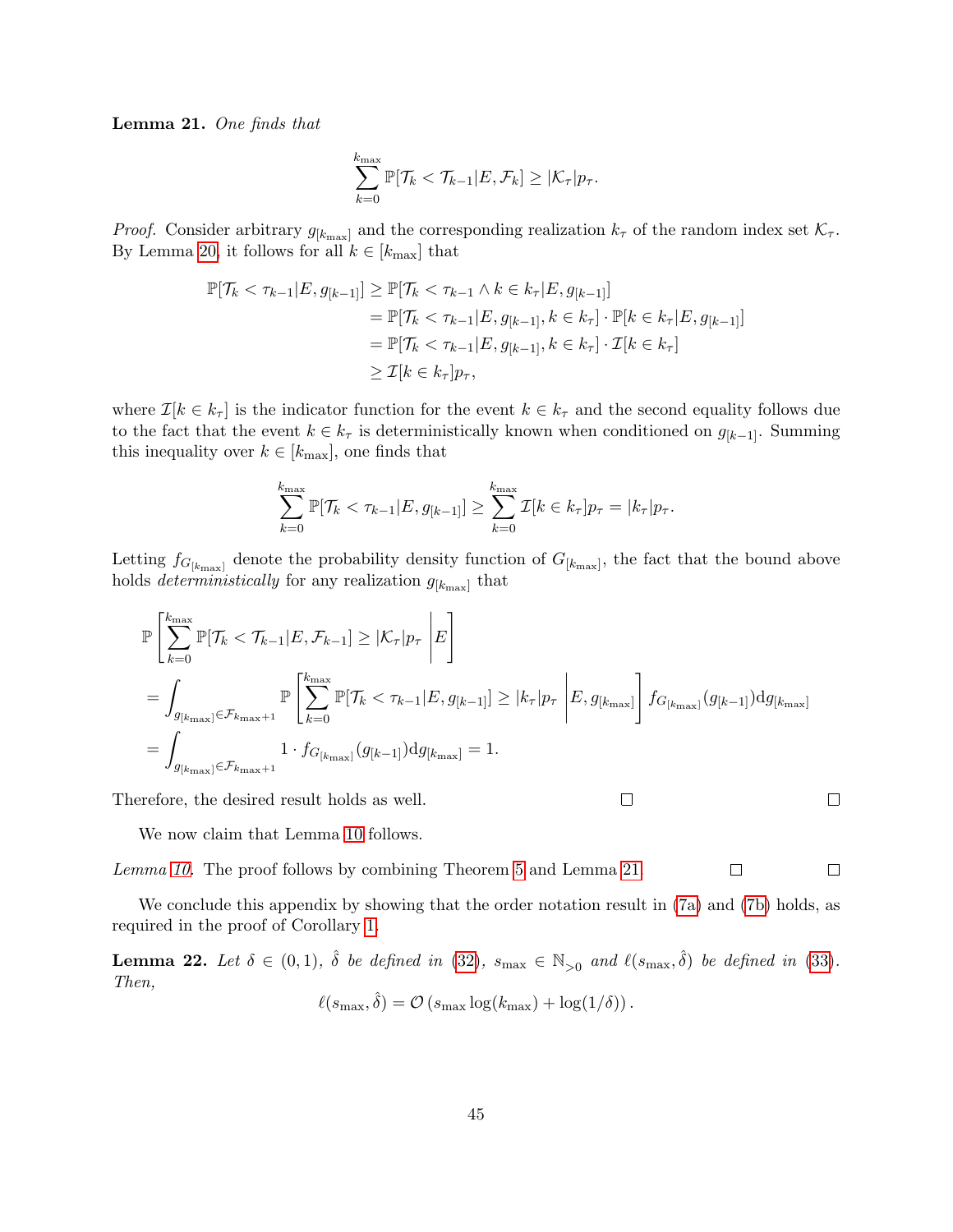**Lemma 21.** *One finds that*

$$\sum_{k=0}^{k_{\max}} \mathbb{P}[\mathcal{T}_k < \mathcal{T}_{k-1} | E, \mathcal{F}_k] \geq |\mathcal{K}_\tau| p_\tau.$$

*Proof.* Consider arbitrary $g_{[k_{\max}]}$ and the corresponding realization $k_\tau$ of the random index set $\mathcal{K}_\tau$. By Lemma 20, it follows for all $k \in [k_{\max}]$ that

$$\begin{aligned}
\mathbb{P}[\mathcal{T}_k < \tau_{k-1} | E, g_{[k-1]}] &\geq \mathbb{P}[\mathcal{T}_k < \tau_{k-1} \wedge k \in k_\tau | E, g_{[k-1]}] \\
&= \mathbb{P}[\mathcal{T}_k < \tau_{k-1} | E, g_{[k-1]}, k \in k_\tau] \cdot \mathbb{P}[k \in k_\tau | E, g_{[k-1]}] \\
&= \mathbb{P}[\mathcal{T}_k < \tau_{k-1} | E, g_{[k-1]}, k \in k_\tau] \cdot \mathcal{I}[k \in k_\tau] \\
&\geq \mathcal{I}[k \in k_\tau] p_\tau,
\end{aligned}$$

where $\mathcal{I}[k \in k_\tau]$ is the indicator function for the event $k \in k_\tau$ and the second equality follows due to the fact that the event $k \in k_\tau$ is deterministically known when conditioned on $g_{[k-1]}$. Summing this inequality over $k \in [k_{\max}]$, one finds that

$$\sum_{k=0}^{k_{\max}} \mathbb{P}[\mathcal{T}_k < \tau_{k-1} | E, g_{[k-1]}] \geq \sum_{k=0}^{k_{\max}} \mathcal{I}[k \in k_\tau] p_\tau = |k_\tau| p_\tau.$$

Letting $f_{G_{[k_{\max}]}}$ denote the probability density function of $G_{[k_{\max}]}$, the fact that the bound above holds *deterministically* for any realization $g_{[k_{\max}]}$ that

$$\begin{aligned}
&\mathbb{P}\left[\sum_{k=0}^{k_{\max}} \mathbb{P}[\mathcal{T}_k < \mathcal{T}_{k-1} | E, \mathcal{F}_{k-1}] \geq |\mathcal{K}_\tau| p_\tau \,\middle|\, E\right] \\
&= \int_{g_{[k_{\max}]} \in \mathcal{F}_{k_{\max}+1}} \mathbb{P}\left[\sum_{k=0}^{k_{\max}} \mathbb{P}[\mathcal{T}_k < \tau_{k-1} | E, g_{[k-1]}] \geq |k_\tau| p_\tau \,\middle|\, E, g_{[k_{\max}]}\right] f_{G_{[k_{\max}]}}(g_{[k-1]}) \mathrm{d}g_{[k_{\max}]} \\
&= \int_{g_{[k_{\max}]} \in \mathcal{F}_{k_{\max}+1}} 1 \cdot f_{G_{[k_{\max}]}}(g_{[k-1]}) \mathrm{d}g_{[k_{\max}]} = 1.
\end{aligned}$$

Therefore, the desired result holds as well. □ □

We now claim that Lemma 10 follows.

*Lemma 10.* The proof follows by combining Theorem 5 and Lemma 21. □ □

We conclude this appendix by showing that the order notation result in (7a) and (7b) holds, as required in the proof of Corollary 1.

**Lemma 22.** *Let $\delta \in (0,1)$, $\hat{\delta}$ be defined in (32), $s_{\max} \in \mathbb{N}_{>0}$ and $\ell(s_{\max}, \hat{\delta})$ be defined in (33). Then,*

$$\ell(s_{\max}, \hat{\delta}) = \mathcal{O}\left(s_{\max} \log(k_{\max}) + \log(1/\delta)\right).$$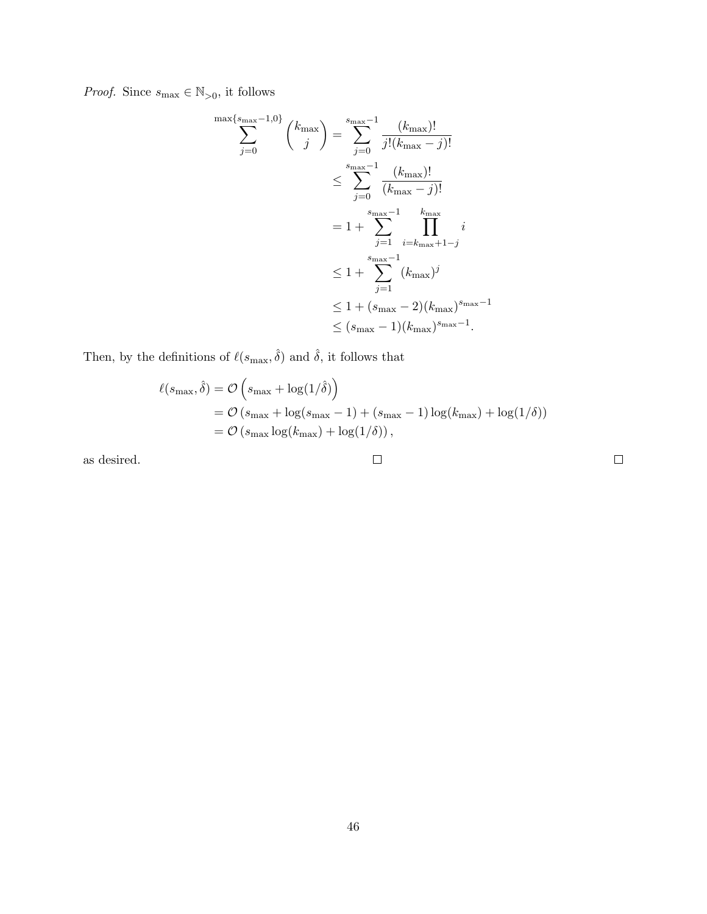*Proof.* Since $s_{\max} \in \mathbb{N}_{>0}$, it follows

$$
\begin{aligned}
\sum_{j=0}^{\max\{s_{\max}-1,0\}} \binom{k_{\max}}{j} &= \sum_{j=0}^{s_{\max}-1} \frac{(k_{\max})!}{j!(k_{\max}-j)!} \\
&\leq \sum_{j=0}^{s_{\max}-1} \frac{(k_{\max})!}{(k_{\max}-j)!} \\
&= 1 + \sum_{j=1}^{s_{\max}-1} \prod_{i=k_{\max}+1-j}^{k_{\max}} i \\
&\leq 1 + \sum_{j=1}^{s_{\max}-1} (k_{\max})^j \\
&\leq 1 + (s_{\max}-2)(k_{\max})^{s_{\max}-1} \\
&\leq (s_{\max}-1)(k_{\max})^{s_{\max}-1}.
\end{aligned}
$$

Then, by the definitions of $\ell(s_{\max}, \hat{\delta})$ and $\hat{\delta}$, it follows that

$$
\begin{aligned}
\ell(s_{\max}, \hat{\delta}) &= \mathcal{O}\left(s_{\max} + \log(1/\hat{\delta})\right) \\
&= \mathcal{O}\left(s_{\max} + \log(s_{\max}-1) + (s_{\max}-1)\log(k_{\max}) + \log(1/\delta)\right) \\
&= \mathcal{O}\left(s_{\max}\log(k_{\max}) + \log(1/\delta)\right),
\end{aligned}
$$

as desired. □ □